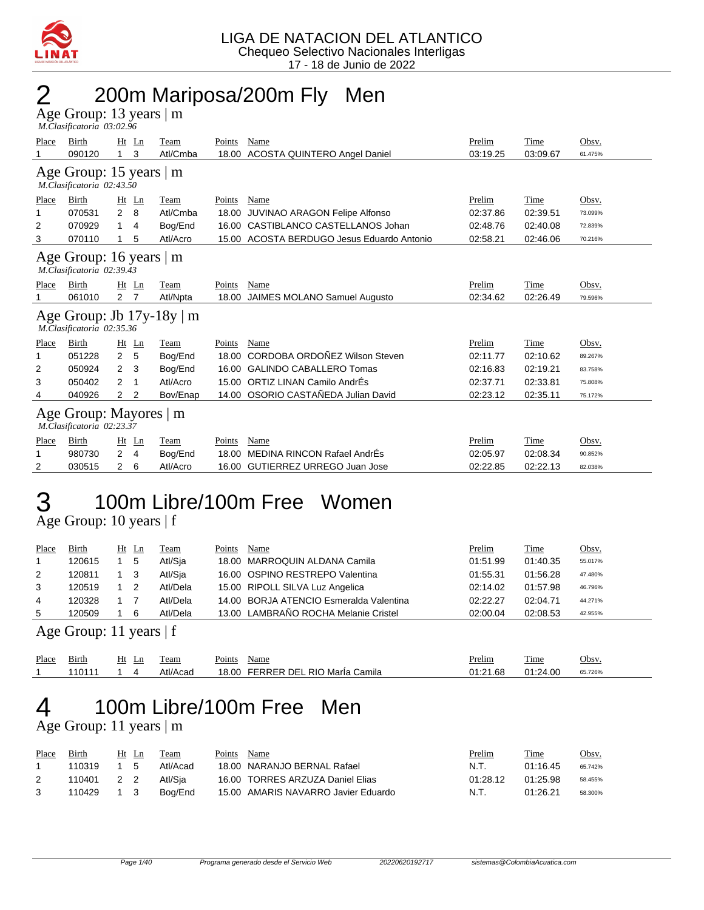LIGA DE NATACION DEL ATLANTICO
Chequeo Selectivo Nacionales Interligas
17 - 18 de Junio de 2022

# 2 200m Mariposa/200m Fly Men

## Age Group: 13 years | m

*M.Clasificatoria 03:02.96*

| Place | Birth | Ht | Ln | Team | Points | Name | Prelim | Time | Obsv. |
|---|---|---|---|---|---|---|---|---|---|
| 1 | 090120 | 1 | 3 | Atl/Cmba | 18.00 | ACOSTA QUINTERO Angel Daniel | 03:19.25 | 03:09.67 | 61.475% |

## Age Group: 15 years | m

*M.Clasificatoria 02:43.50*

| Place | Birth | Ht | Ln | Team | Points | Name | Prelim | Time | Obsv. |
|---|---|---|---|---|---|---|---|---|---|
| 1 | 070531 | 2 | 8 | Atl/Cmba | 18.00 | JUVINAO ARAGON Felipe Alfonso | 02:37.86 | 02:39.51 | 73.099% |
| 2 | 070929 | 1 | 4 | Bog/End | 16.00 | CASTIBLANCO CASTELLANOS Johan | 02:48.76 | 02:40.08 | 72.839% |
| 3 | 070110 | 1 | 5 | Atl/Acro | 15.00 | ACOSTA BERDUGO Jesus Eduardo Antonio | 02:58.21 | 02:46.06 | 70.216% |

## Age Group: 16 years | m

*M.Clasificatoria 02:39.43*

| Place | Birth | Ht | Ln | Team | Points | Name | Prelim | Time | Obsv. |
|---|---|---|---|---|---|---|---|---|---|
| 1 | 061010 | 2 | 7 | Atl/Npta | 18.00 | JAIMES MOLANO Samuel Augusto | 02:34.62 | 02:26.49 | 79.596% |

## Age Group: Jb 17y-18y | m

*M.Clasificatoria 02:35.36*

| Place | Birth | Ht | Ln | Team | Points | Name | Prelim | Time | Obsv. |
|---|---|---|---|---|---|---|---|---|---|
| 1 | 051228 | 2 | 5 | Bog/End | 18.00 | CORDOBA ORDOÑEZ Wilson Steven | 02:11.77 | 02:10.62 | 89.267% |
| 2 | 050924 | 2 | 3 | Bog/End | 16.00 | GALINDO CABALLERO Tomas | 02:16.83 | 02:19.21 | 83.758% |
| 3 | 050402 | 2 | 1 | Atl/Acro | 15.00 | ORTIZ LINAN Camilo AndrÉs | 02:37.71 | 02:33.81 | 75.808% |
| 4 | 040926 | 2 | 2 | Bov/Enap | 14.00 | OSORIO CASTAÑEDA Julian David | 02:23.12 | 02:35.11 | 75.172% |

## Age Group: Mayores | m

*M.Clasificatoria 02:23.37*

| Place | Birth | Ht | Ln | Team | Points | Name | Prelim | Time | Obsv. |
|---|---|---|---|---|---|---|---|---|---|
| 1 | 980730 | 2 | 4 | Bog/End | 18.00 | MEDINA RINCON Rafael AndrÉs | 02:05.97 | 02:08.34 | 90.852% |
| 2 | 030515 | 2 | 6 | Atl/Acro | 16.00 | GUTIERREZ URREGO Juan Jose | 02:22.85 | 02:22.13 | 82.038% |

# 3 100m Libre/100m Free Women

## Age Group: 10 years | f

| Place | Birth | Ht | Ln | Team | Points | Name | Prelim | Time | Obsv. |
|---|---|---|---|---|---|---|---|---|---|
| 1 | 120615 | 1 | 5 | Atl/Sja | 18.00 | MARROQUIN ALDANA Camila | 01:51.99 | 01:40.35 | 55.017% |
| 2 | 120811 | 1 | 3 | Atl/Sja | 16.00 | OSPINO RESTREPO Valentina | 01:55.31 | 01:56.28 | 47.480% |
| 3 | 120519 | 1 | 2 | Atl/Dela | 15.00 | RIPOLL SILVA Luz Angelica | 02:14.02 | 01:57.98 | 46.796% |
| 4 | 120328 | 1 | 7 | Atl/Dela | 14.00 | BORJA ATENCIO Esmeralda Valentina | 02:22.27 | 02:04.71 | 44.271% |
| 5 | 120509 | 1 | 6 | Atl/Dela | 13.00 | LAMBRAÑO ROCHA Melanie Cristel | 02:00.04 | 02:08.53 | 42.955% |

## Age Group: 11 years | f

| Place | Birth | Ht | Ln | Team | Points | Name | Prelim | Time | Obsv. |
|---|---|---|---|---|---|---|---|---|---|
| 1 | 110111 | 1 | 4 | Atl/Acad | 18.00 | FERRER DEL RIO MarÍa Camila | 01:21.68 | 01:24.00 | 65.726% |

# 4 100m Libre/100m Free Men

## Age Group: 11 years | m

| Place | Birth | Ht | Ln | Team | Points | Name | Prelim | Time | Obsv. |
|---|---|---|---|---|---|---|---|---|---|
| 1 | 110319 | 1 | 5 | Atl/Acad | 18.00 | NARANJO BERNAL Rafael | N.T. | 01:16.45 | 65.742% |
| 2 | 110401 | 2 | 2 | Atl/Sja | 16.00 | TORRES ARZUZA Daniel Elias | 01:28.12 | 01:25.98 | 58.455% |
| 3 | 110429 | 1 | 3 | Bog/End | 15.00 | AMARIS NAVARRO Javier Eduardo | N.T. | 01:26.21 | 58.300% |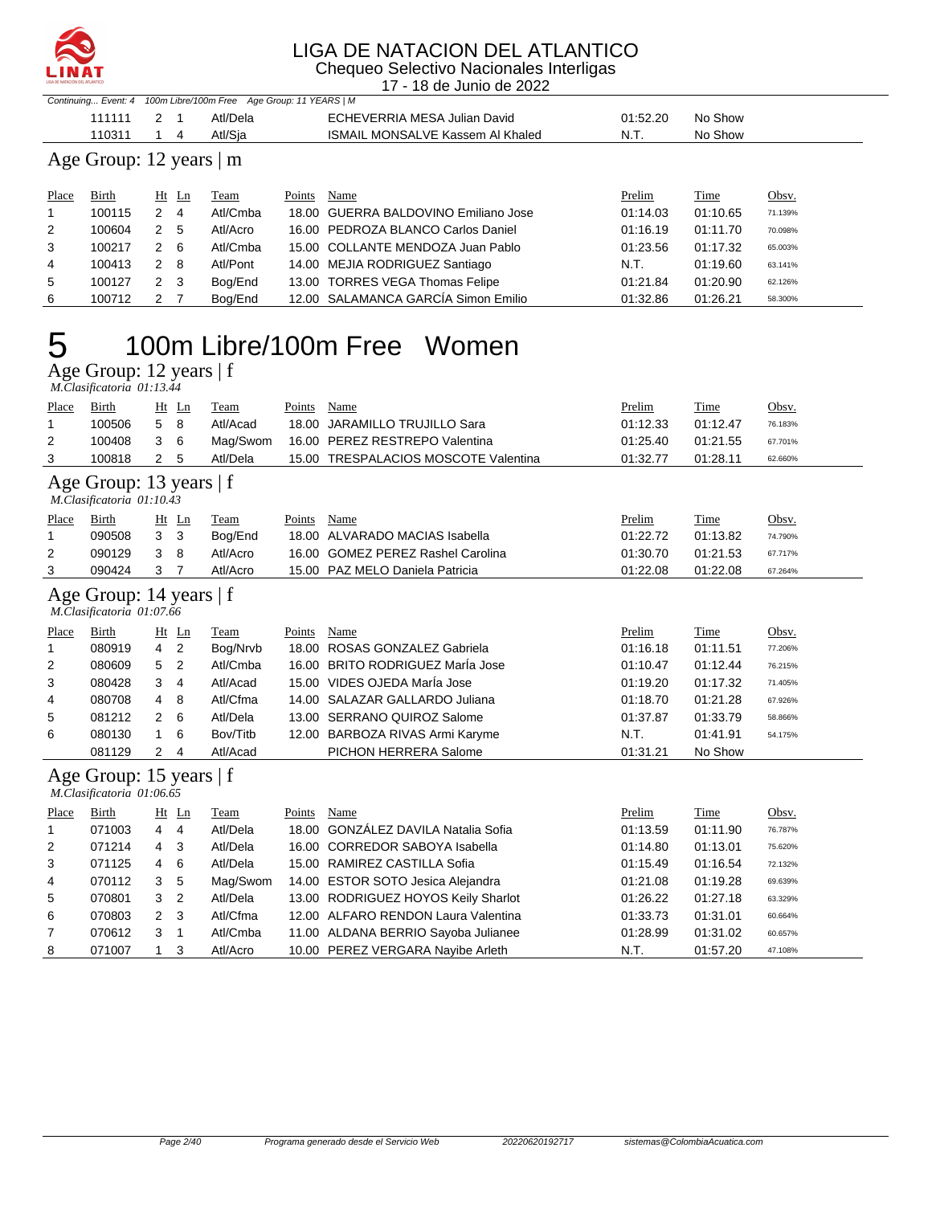Continuing... Event: 4 100m Libre/100m Free Age Group: 11 YEARS | M

| Place | Birth | Ht | Ln | Team | Points | Name | Prelim | Time | Obsv. |
|---|---|---|---|---|---|---|---|---|---|
| | 111111 | 2 | 1 | Atl/Dela | | ECHEVERRIA MESA Julian David | 01:52.20 | No Show | |
| | 110311 | 1 | 4 | Atl/Sja | | ISMAIL MONSALVE Kassem Al Khaled | N.T. | No Show | |

## Age Group: 12 years | m

| Place | Birth | Ht | Ln | Team | Points | Name | Prelim | Time | Obsv. |
|---|---|---|---|---|---|---|---|---|---|
| 1 | 100115 | 2 | 4 | Atl/Cmba | 18.00 | GUERRA BALDOVINO Emiliano Jose | 01:14.03 | 01:10.65 | 71.139% |
| 2 | 100604 | 2 | 5 | Atl/Acro | 16.00 | PEDROZA BLANCO Carlos Daniel | 01:16.19 | 01:11.70 | 70.098% |
| 3 | 100217 | 2 | 6 | Atl/Cmba | 15.00 | COLLANTE MENDOZA Juan Pablo | 01:23.56 | 01:17.32 | 65.003% |
| 4 | 100413 | 2 | 8 | Atl/Pont | 14.00 | MEJIA RODRIGUEZ Santiago | N.T. | 01:19.60 | 63.141% |
| 5 | 100127 | 2 | 3 | Bog/End | 13.00 | TORRES VEGA Thomas Felipe | 01:21.84 | 01:20.90 | 62.126% |
| 6 | 100712 | 2 | 7 | Bog/End | 12.00 | SALAMANCA GARCÍA Simon Emilio | 01:32.86 | 01:26.21 | 58.300% |

# 5 100m Libre/100m Free Women

## Age Group: 12 years | f

*M.Clasificatoria 01:13.44*

| Place | Birth | Ht | Ln | Team | Points | Name | Prelim | Time | Obsv. |
|---|---|---|---|---|---|---|---|---|---|
| 1 | 100506 | 5 | 8 | Atl/Acad | 18.00 | JARAMILLO TRUJILLO Sara | 01:12.33 | 01:12.47 | 76.183% |
| 2 | 100408 | 3 | 6 | Mag/Swom | 16.00 | PEREZ RESTREPO Valentina | 01:25.40 | 01:21.55 | 67.701% |
| 3 | 100818 | 2 | 5 | Atl/Dela | 15.00 | TRESPALACIOS MOSCOTE Valentina | 01:32.77 | 01:28.11 | 62.660% |

## Age Group: 13 years | f

*M.Clasificatoria 01:10.43*

| Place | Birth | Ht | Ln | Team | Points | Name | Prelim | Time | Obsv. |
|---|---|---|---|---|---|---|---|---|---|
| 1 | 090508 | 3 | 3 | Bog/End | 18.00 | ALVARADO MACIAS Isabella | 01:22.72 | 01:13.82 | 74.790% |
| 2 | 090129 | 3 | 8 | Atl/Acro | 16.00 | GOMEZ PEREZ Rashel Carolina | 01:30.70 | 01:21.53 | 67.717% |
| 3 | 090424 | 3 | 7 | Atl/Acro | 15.00 | PAZ MELO Daniela Patricia | 01:22.08 | 01:22.08 | 67.264% |

## Age Group: 14 years | f

*M.Clasificatoria 01:07.66*

| Place | Birth | Ht | Ln | Team | Points | Name | Prelim | Time | Obsv. |
|---|---|---|---|---|---|---|---|---|---|
| 1 | 080919 | 4 | 2 | Bog/Nrvb | 18.00 | ROSAS GONZALEZ Gabriela | 01:16.18 | 01:11.51 | 77.206% |
| 2 | 080609 | 5 | 2 | Atl/Cmba | 16.00 | BRITO RODRIGUEZ MarÍa Jose | 01:10.47 | 01:12.44 | 76.215% |
| 3 | 080428 | 3 | 4 | Atl/Acad | 15.00 | VIDES OJEDA MarÍa Jose | 01:19.20 | 01:17.32 | 71.405% |
| 4 | 080708 | 4 | 8 | Atl/Cfma | 14.00 | SALAZAR GALLARDO Juliana | 01:18.70 | 01:21.28 | 67.926% |
| 5 | 081212 | 2 | 6 | Atl/Dela | 13.00 | SERRANO QUIROZ Salome | 01:37.87 | 01:33.79 | 58.866% |
| 6 | 080130 | 1 | 6 | Bov/Titb | 12.00 | BARBOZA RIVAS Armi Karyme | N.T. | 01:41.91 | 54.175% |
| | 081129 | 2 | 4 | Atl/Acad | | PICHON HERRERA Salome | 01:31.21 | No Show | |

## Age Group: 15 years | f

*M.Clasificatoria 01:06.65*

| Place | Birth | Ht | Ln | Team | Points | Name | Prelim | Time | Obsv. |
|---|---|---|---|---|---|---|---|---|---|
| 1 | 071003 | 4 | 4 | Atl/Dela | 18.00 | GONZÁLEZ DAVILA Natalia Sofia | 01:13.59 | 01:11.90 | 76.787% |
| 2 | 071214 | 4 | 3 | Atl/Dela | 16.00 | CORREDOR SABOYA Isabella | 01:14.80 | 01:13.01 | 75.620% |
| 3 | 071125 | 4 | 6 | Atl/Dela | 15.00 | RAMIREZ CASTILLA Sofia | 01:15.49 | 01:16.54 | 72.132% |
| 4 | 070112 | 3 | 5 | Mag/Swom | 14.00 | ESTOR SOTO Jesica Alejandra | 01:21.08 | 01:19.28 | 69.639% |
| 5 | 070801 | 3 | 2 | Atl/Dela | 13.00 | RODRIGUEZ HOYOS Keily Sharlot | 01:26.22 | 01:27.18 | 63.329% |
| 6 | 070803 | 2 | 3 | Atl/Cfma | 12.00 | ALFARO RENDON Laura Valentina | 01:33.73 | 01:31.01 | 60.664% |
| 7 | 070612 | 3 | 1 | Atl/Cmba | 11.00 | ALDANA BERRIO Sayoba Julianee | 01:28.99 | 01:31.02 | 60.657% |
| 8 | 071007 | 1 | 3 | Atl/Acro | 10.00 | PEREZ VERGARA Nayibe Arleth | N.T. | 01:57.20 | 47.108% |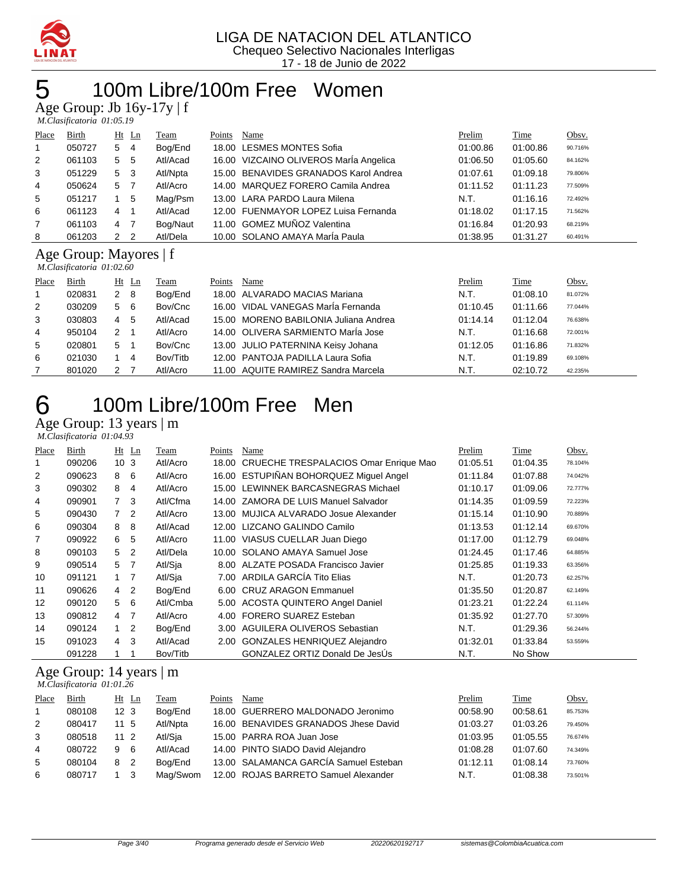LIGA DE NATACION DEL ATLANTICO
Chequeo Selectivo Nacionales Interligas
17 - 18 de Junio de 2022

# 5 100m Libre/100m Free Women

## Age Group: Jb 16y-17y | f

*M.Clasificatoria 01:05.19*

| Place | Birth | Ht | Ln | Team | Points | Name | Prelim | Time | Obsv. |
|---|---|---|---|---|---|---|---|---|---|
| 1 | 050727 | 5 | 4 | Bog/End | 18.00 | LESMES MONTES Sofia | 01:00.86 | 01:00.86 | 90.716% |
| 2 | 061103 | 5 | 5 | Atl/Acad | 16.00 | VIZCAINO OLIVEROS MarÍa Angelica | 01:06.50 | 01:05.60 | 84.162% |
| 3 | 051229 | 5 | 3 | Atl/Npta | 15.00 | BENAVIDES GRANADOS Karol Andrea | 01:07.61 | 01:09.18 | 79.806% |
| 4 | 050624 | 5 | 7 | Atl/Acro | 14.00 | MARQUEZ FORERO Camila Andrea | 01:11.52 | 01:11.23 | 77.509% |
| 5 | 051217 | 1 | 5 | Mag/Psm | 13.00 | LARA PARDO Laura Milena | N.T. | 01:16.16 | 72.492% |
| 6 | 061123 | 4 | 1 | Atl/Acad | 12.00 | FUENMAYOR LOPEZ Luisa Fernanda | 01:18.02 | 01:17.15 | 71.562% |
| 7 | 061103 | 4 | 7 | Bog/Naut | 11.00 | GOMEZ MUÑOZ Valentina | 01:16.84 | 01:20.93 | 68.219% |
| 8 | 061203 | 2 | 2 | Atl/Dela | 10.00 | SOLANO AMAYA MarÍa Paula | 01:38.95 | 01:31.27 | 60.491% |

## Age Group: Mayores | f

*M.Clasificatoria 01:02.60*

| Place | Birth | Ht | Ln | Team | Points | Name | Prelim | Time | Obsv. |
|---|---|---|---|---|---|---|---|---|---|
| 1 | 020831 | 2 | 8 | Bog/End | 18.00 | ALVARADO MACIAS Mariana | N.T. | 01:08.10 | 81.072% |
| 2 | 030209 | 5 | 6 | Bov/Cnc | 16.00 | VIDAL VANEGAS MarÍa Fernanda | 01:10.45 | 01:11.66 | 77.044% |
| 3 | 030803 | 4 | 5 | Atl/Acad | 15.00 | MORENO BABILONIA Juliana Andrea | 01:14.14 | 01:12.04 | 76.638% |
| 4 | 950104 | 2 | 1 | Atl/Acro | 14.00 | OLIVERA SARMIENTO MarÍa Jose | N.T. | 01:16.68 | 72.001% |
| 5 | 020801 | 5 | 1 | Bov/Cnc | 13.00 | JULIO PATERNINA Keisy Johana | 01:12.05 | 01:16.86 | 71.832% |
| 6 | 021030 | 1 | 4 | Bov/Titb | 12.00 | PANTOJA PADILLA Laura Sofia | N.T. | 01:19.89 | 69.108% |
| 7 | 801020 | 2 | 7 | Atl/Acro | 11.00 | AQUITE RAMIREZ Sandra Marcela | N.T. | 02:10.72 | 42.235% |

# 6 100m Libre/100m Free Men

## Age Group: 13 years | m

*M.Clasificatoria 01:04.93*

| Place | Birth | Ht | Ln | Team | Points | Name | Prelim | Time | Obsv. |
|---|---|---|---|---|---|---|---|---|---|
| 1 | 090206 | 10 | 3 | Atl/Acro | 18.00 | CRUECHE TRESPALACIOS Omar Enrique Mao | 01:05.51 | 01:04.35 | 78.104% |
| 2 | 090623 | 8 | 6 | Atl/Acro | 16.00 | ESTUPIÑAN BOHORQUEZ Miguel Angel | 01:11.84 | 01:07.88 | 74.042% |
| 3 | 090302 | 8 | 4 | Atl/Acro | 15.00 | LEWINNEK BARCASNEGRAS Michael | 01:10.17 | 01:09.06 | 72.777% |
| 4 | 090901 | 7 | 3 | Atl/Cfma | 14.00 | ZAMORA DE LUIS Manuel Salvador | 01:14.35 | 01:09.59 | 72.223% |
| 5 | 090430 | 7 | 2 | Atl/Acro | 13.00 | MUJICA ALVARADO Josue Alexander | 01:15.14 | 01:10.90 | 70.889% |
| 6 | 090304 | 8 | 8 | Atl/Acad | 12.00 | LIZCANO GALINDO Camilo | 01:13.53 | 01:12.14 | 69.670% |
| 7 | 090922 | 6 | 5 | Atl/Acro | 11.00 | VIASUS CUELLAR Juan Diego | 01:17.00 | 01:12.79 | 69.048% |
| 8 | 090103 | 5 | 2 | Atl/Dela | 10.00 | SOLANO AMAYA Samuel Jose | 01:24.45 | 01:17.46 | 64.885% |
| 9 | 090514 | 5 | 7 | Atl/Sja | 8.00 | ALZATE POSADA Francisco Javier | 01:25.85 | 01:19.33 | 63.356% |
| 10 | 091121 | 1 | 7 | Atl/Sja | 7.00 | ARDILA GARCÍA Tito Elias | N.T. | 01:20.73 | 62.257% |
| 11 | 090626 | 4 | 2 | Bog/End | 6.00 | CRUZ ARAGON Emmanuel | 01:35.50 | 01:20.87 | 62.149% |
| 12 | 090120 | 5 | 6 | Atl/Cmba | 5.00 | ACOSTA QUINTERO Angel Daniel | 01:23.21 | 01:22.24 | 61.114% |
| 13 | 090812 | 4 | 7 | Atl/Acro | 4.00 | FORERO SUAREZ Esteban | 01:35.92 | 01:27.70 | 57.309% |
| 14 | 090124 | 1 | 2 | Bog/End | 3.00 | AGUILERA OLIVEROS Sebastian | N.T. | 01:29.36 | 56.244% |
| 15 | 091023 | 4 | 3 | Atl/Acad | 2.00 | GONZALES HENRIQUEZ Alejandro | 01:32.01 | 01:33.84 | 53.559% |
| | 091228 | 1 | 1 | Bov/Titb | | GONZALEZ ORTIZ Donald De JesÚs | N.T. | No Show | |

## Age Group: 14 years | m

*M.Clasificatoria 01:01.26*

| Place | Birth | Ht | Ln | Team | Points | Name | Prelim | Time | Obsv. |
|---|---|---|---|---|---|---|---|---|---|
| 1 | 080108 | 12 | 3 | Bog/End | 18.00 | GUERRERO MALDONADO Jeronimo | 00:58.90 | 00:58.61 | 85.753% |
| 2 | 080417 | 11 | 5 | Atl/Npta | 16.00 | BENAVIDES GRANADOS Jhese David | 01:03.27 | 01:03.26 | 79.450% |
| 3 | 080518 | 11 | 2 | Atl/Sja | 15.00 | PARRA ROA Juan Jose | 01:03.95 | 01:05.55 | 76.674% |
| 4 | 080722 | 9 | 6 | Atl/Acad | 14.00 | PINTO SIADO David Alejandro | 01:08.28 | 01:07.60 | 74.349% |
| 5 | 080104 | 8 | 2 | Bog/End | 13.00 | SALAMANCA GARCÍA Samuel Esteban | 01:12.11 | 01:08.14 | 73.760% |
| 6 | 080717 | 1 | 3 | Mag/Swom | 12.00 | ROJAS BARRETO Samuel Alexander | N.T. | 01:08.38 | 73.501% |

Programa generado desde el Servicio Web 20220620192717 sistemas@ColombiaAcuatica.com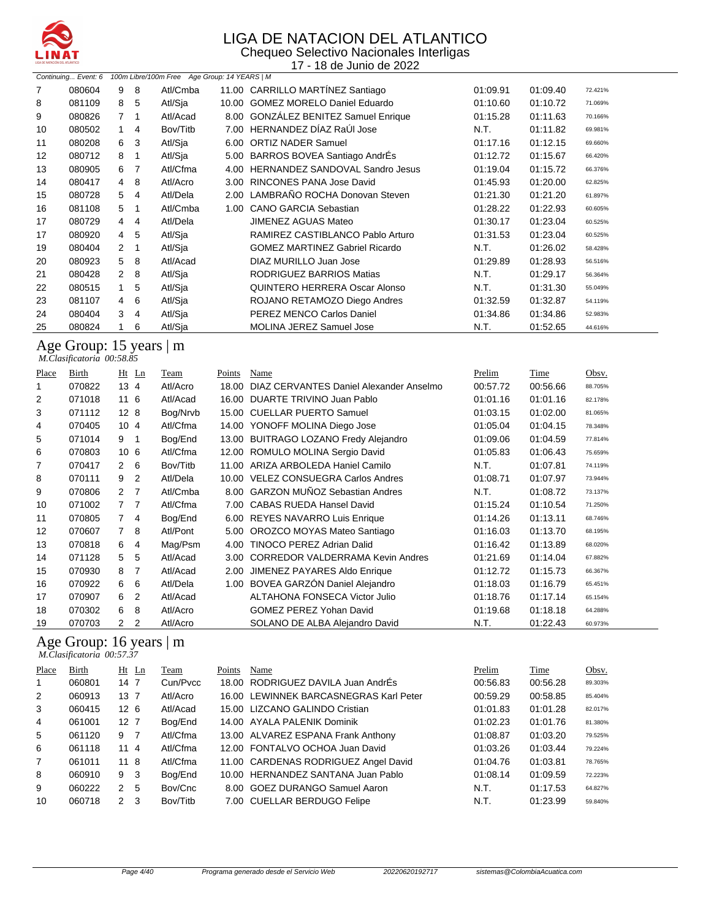# LIGA DE NATACION DEL ATLANTICO

Chequeo Selectivo Nacionales Interligas

17 - 18 de Junio de 2022

*Continuing... Event: 6 100m Libre/100m Free Age Group: 14 YEARS | M*

| Place | Birth | Ht | Ln | Team | Points | Name | Prelim | Time | Obsv. |
|---|---|---|---|---|---|---|---|---|---|
| 7 | 080604 | 9 | 8 | Atl/Cmba | 11.00 | CARRILLO MARTÍNEZ Santiago | 01:09.91 | 01:09.40 | 72.421% |
| 8 | 081109 | 8 | 5 | Atl/Sja | 10.00 | GOMEZ MORELO Daniel Eduardo | 01:10.60 | 01:10.72 | 71.069% |
| 9 | 080826 | 7 | 1 | Atl/Acad | 8.00 | GONZÁLEZ BENITEZ Samuel Enrique | 01:15.28 | 01:11.63 | 70.166% |
| 10 | 080502 | 1 | 4 | Bov/Titb | 7.00 | HERNANDEZ DÍAZ RaÚl Jose | N.T. | 01:11.82 | 69.981% |
| 11 | 080208 | 6 | 3 | Atl/Sja | 6.00 | ORTIZ NADER Samuel | 01:17.16 | 01:12.15 | 69.660% |
| 12 | 080712 | 8 | 1 | Atl/Sja | 5.00 | BARROS BOVEA Santiago AndrÉs | 01:12.72 | 01:15.67 | 66.420% |
| 13 | 080905 | 6 | 7 | Atl/Cfma | 4.00 | HERNANDEZ SANDOVAL Sandro Jesus | 01:19.04 | 01:15.72 | 66.376% |
| 14 | 080417 | 4 | 8 | Atl/Acro | 3.00 | RINCONES PANA Jose David | 01:45.93 | 01:20.00 | 62.825% |
| 15 | 080728 | 5 | 4 | Atl/Dela | 2.00 | LAMBRAÑO ROCHA Donovan Steven | 01:21.30 | 01:21.20 | 61.897% |
| 16 | 081108 | 5 | 1 | Atl/Cmba | 1.00 | CANO GARCIA Sebastian | 01:28.22 | 01:22.93 | 60.605% |
| 17 | 080729 | 4 | 4 | Atl/Dela | | JIMENEZ AGUAS Mateo | 01:30.17 | 01:23.04 | 60.525% |
| 17 | 080920 | 4 | 5 | Atl/Sja | | RAMIREZ CASTIBLANCO Pablo Arturo | 01:31.53 | 01:23.04 | 60.525% |
| 19 | 080404 | 2 | 1 | Atl/Sja | | GOMEZ MARTINEZ Gabriel Ricardo | N.T. | 01:26.02 | 58.428% |
| 20 | 080923 | 5 | 8 | Atl/Acad | | DIAZ MURILLO Juan Jose | 01:29.89 | 01:28.93 | 56.516% |
| 21 | 080428 | 2 | 8 | Atl/Sja | | RODRIGUEZ BARRIOS Matias | N.T. | 01:29.17 | 56.364% |
| 22 | 080515 | 1 | 5 | Atl/Sja | | QUINTERO HERRERA Oscar Alonso | N.T. | 01:31.30 | 55.049% |
| 23 | 081107 | 4 | 6 | Atl/Sja | | ROJANO RETAMOZO Diego Andres | 01:32.59 | 01:32.87 | 54.119% |
| 24 | 080404 | 3 | 4 | Atl/Sja | | PEREZ MENCO Carlos Daniel | 01:34.86 | 01:34.86 | 52.983% |
| 25 | 080824 | 1 | 6 | Atl/Sja | | MOLINA JEREZ Samuel Jose | N.T. | 01:52.65 | 44.616% |

## Age Group: 15 years | m

*M.Clasificatoria 00:58.85*

| Place | Birth | Ht | Ln | Team | Points | Name | Prelim | Time | Obsv. |
|---|---|---|---|---|---|---|---|---|---|
| 1 | 070822 | 13 | 4 | Atl/Acro | 18.00 | DIAZ CERVANTES Daniel Alexander Anselmo | 00:57.72 | 00:56.66 | 88.705% |
| 2 | 071018 | 11 | 6 | Atl/Acad | 16.00 | DUARTE TRIVINO Juan Pablo | 01:01.16 | 01:01.16 | 82.178% |
| 3 | 071112 | 12 | 8 | Bog/Nrvb | 15.00 | CUELLAR PUERTO Samuel | 01:03.15 | 01:02.00 | 81.065% |
| 4 | 070405 | 10 | 4 | Atl/Cfma | 14.00 | YONOFF MOLINA Diego Jose | 01:05.04 | 01:04.15 | 78.348% |
| 5 | 071014 | 9 | 1 | Bog/End | 13.00 | BUITRAGO LOZANO Fredy Alejandro | 01:09.06 | 01:04.59 | 77.814% |
| 6 | 070803 | 10 | 6 | Atl/Cfma | 12.00 | ROMULO MOLINA Sergio David | 01:05.83 | 01:06.43 | 75.659% |
| 7 | 070417 | 2 | 6 | Bov/Titb | 11.00 | ARIZA ARBOLEDA Haniel Camilo | N.T. | 01:07.81 | 74.119% |
| 8 | 070111 | 9 | 2 | Atl/Dela | 10.00 | VELEZ CONSUEGRA Carlos Andres | 01:08.71 | 01:07.97 | 73.944% |
| 9 | 070806 | 2 | 7 | Atl/Cmba | 8.00 | GARZON MUÑOZ Sebastian Andres | N.T. | 01:08.72 | 73.137% |
| 10 | 071002 | 7 | 7 | Atl/Cfma | 7.00 | CABAS RUEDA Hansel David | 01:15.24 | 01:10.54 | 71.250% |
| 11 | 070805 | 7 | 4 | Bog/End | 6.00 | REYES NAVARRO Luis Enrique | 01:14.26 | 01:13.11 | 68.746% |
| 12 | 070607 | 7 | 8 | Atl/Pont | 5.00 | OROZCO MOYAS Mateo Santiago | 01:16.03 | 01:13.70 | 68.195% |
| 13 | 070818 | 6 | 4 | Mag/Psm | 4.00 | TINOCO PEREZ Adrian Dalid | 01:16.42 | 01:13.89 | 68.020% |
| 14 | 071128 | 5 | 5 | Atl/Acad | 3.00 | CORREDOR VALDERRAMA Kevin Andres | 01:21.69 | 01:14.04 | 67.882% |
| 15 | 070930 | 8 | 7 | Atl/Acad | 2.00 | JIMENEZ PAYARES Aldo Enrique | 01:12.72 | 01:15.73 | 66.367% |
| 16 | 070922 | 6 | 6 | Atl/Dela | 1.00 | BOVEA GARZÓN Daniel Alejandro | 01:18.03 | 01:16.79 | 65.451% |
| 17 | 070907 | 6 | 2 | Atl/Acad | | ALTAHONA FONSECA Victor Julio | 01:18.76 | 01:17.14 | 65.154% |
| 18 | 070302 | 6 | 8 | Atl/Acro | | GOMEZ PEREZ Yohan David | 01:19.68 | 01:18.18 | 64.288% |
| 19 | 070703 | 2 | 2 | Atl/Acro | | SOLANO DE ALBA Alejandro David | N.T. | 01:22.43 | 60.973% |

## Age Group: 16 years | m

*M.Clasificatoria 00:57.37*

| Place | Birth | Ht | Ln | Team | Points | Name | Prelim | Time | Obsv. |
|---|---|---|---|---|---|---|---|---|---|
| 1 | 060801 | 14 | 7 | Cun/Pvcc | 18.00 | RODRIGUEZ DAVILA Juan AndrÉs | 00:56.83 | 00:56.28 | 89.303% |
| 2 | 060913 | 13 | 7 | Atl/Acro | 16.00 | LEWINNEK BARCASNEGRAS Karl Peter | 00:59.29 | 00:58.85 | 85.404% |
| 3 | 060415 | 12 | 6 | Atl/Acad | 15.00 | LIZCANO GALINDO Cristian | 01:01.83 | 01:01.28 | 82.017% |
| 4 | 061001 | 12 | 7 | Bog/End | 14.00 | AYALA PALENIK Dominik | 01:02.23 | 01:01.76 | 81.380% |
| 5 | 061120 | 9 | 7 | Atl/Cfma | 13.00 | ALVAREZ ESPANA Frank Anthony | 01:08.87 | 01:03.20 | 79.525% |
| 6 | 061118 | 11 | 4 | Atl/Cfma | 12.00 | FONTALVO OCHOA Juan David | 01:03.26 | 01:03.44 | 79.224% |
| 7 | 061011 | 11 | 8 | Atl/Cfma | 11.00 | CARDENAS RODRIGUEZ Angel David | 01:04.76 | 01:03.81 | 78.765% |
| 8 | 060910 | 9 | 3 | Bog/End | 10.00 | HERNANDEZ SANTANA Juan Pablo | 01:08.14 | 01:09.59 | 72.223% |
| 9 | 060222 | 2 | 5 | Bov/Cnc | 8.00 | GOEZ DURANGO Samuel Aaron | N.T. | 01:17.53 | 64.827% |
| 10 | 060718 | 2 | 3 | Bov/Titb | 7.00 | CUELLAR BERDUGO Felipe | N.T. | 01:23.99 | 59.840% |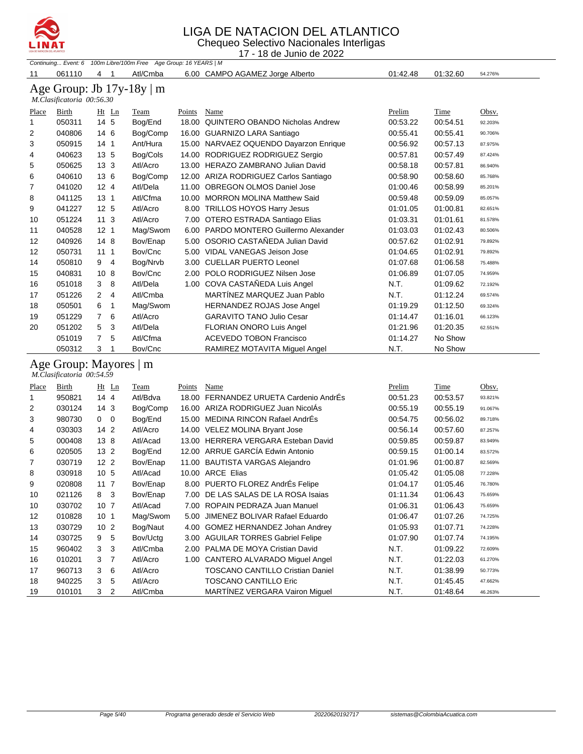# LIGA DE NATACION DEL ATLANTICO

Chequeo Selectivo Nacionales Interligas

17 - 18 de Junio de 2022

*Continuing... Event: 6 100m Libre/100m Free Age Group: 16 YEARS | M*

| Place | Birth | Ht | Ln | Team | Points | Name | Prelim | Time | Obsv. |
|---|---|---|---|---|---|---|---|---|---|
| 11 | 061110 | 4 | 1 | Atl/Cmba | 6.00 | CAMPO AGAMEZ Jorge Alberto | 01:42.48 | 01:32.60 | 54.276% |

## Age Group: Jb 17y-18y | m

*M.Clasificatoria 00:56.30*

| Place | Birth | Ht | Ln | Team | Points | Name | Prelim | Time | Obsv. |
|---|---|---|---|---|---|---|---|---|---|
| 1 | 050311 | 14 | 5 | Bog/End | 18.00 | QUINTERO OBANDO Nicholas Andrew | 00:53.22 | 00:54.51 | 92.203% |
| 2 | 040806 | 14 | 6 | Bog/Comp | 16.00 | GUARNIZO LARA Santiago | 00:55.41 | 00:55.41 | 90.706% |
| 3 | 050915 | 14 | 1 | Ant/Hura | 15.00 | NARVAEZ OQUENDO Dayarzon Enrique | 00:56.92 | 00:57.13 | 87.975% |
| 4 | 040623 | 13 | 5 | Bog/Cols | 14.00 | RODRIGUEZ RODRIGUEZ Sergio | 00:57.81 | 00:57.49 | 87.424% |
| 5 | 050625 | 13 | 3 | Atl/Acro | 13.00 | HERAZO ZAMBRANO Julian David | 00:58.18 | 00:57.81 | 86.940% |
| 6 | 040610 | 13 | 6 | Bog/Comp | 12.00 | ARIZA RODRIGUEZ Carlos Santiago | 00:58.90 | 00:58.60 | 85.768% |
| 7 | 041020 | 12 | 4 | Atl/Dela | 11.00 | OBREGON OLMOS Daniel Jose | 01:00.46 | 00:58.99 | 85.201% |
| 8 | 041125 | 13 | 1 | Atl/Cfma | 10.00 | MORRON MOLINA Matthew Said | 00:59.48 | 00:59.09 | 85.057% |
| 9 | 041227 | 12 | 5 | Atl/Acro | 8.00 | TRILLOS HOYOS Harry Jesus | 01:01.05 | 01:00.81 | 82.651% |
| 10 | 051224 | 11 | 3 | Atl/Acro | 7.00 | OTERO ESTRADA Santiago Elias | 01:03.31 | 01:01.61 | 81.578% |
| 11 | 040528 | 12 | 1 | Mag/Swom | 6.00 | PARDO MONTERO Guillermo Alexander | 01:03.03 | 01:02.43 | 80.506% |
| 12 | 040926 | 14 | 8 | Bov/Enap | 5.00 | OSORIO CASTAÑEDA Julian David | 00:57.62 | 01:02.91 | 79.892% |
| 12 | 050731 | 11 | 1 | Bov/Cnc | 5.00 | VIDAL VANEGAS Jeison Jose | 01:04.65 | 01:02.91 | 79.892% |
| 14 | 050810 | 9 | 4 | Bog/Nrvb | 3.00 | CUELLAR PUERTO Leonel | 01:07.68 | 01:06.58 | 75.488% |
| 15 | 040831 | 10 | 8 | Bov/Cnc | 2.00 | POLO RODRIGUEZ Nilsen Jose | 01:06.89 | 01:07.05 | 74.959% |
| 16 | 051018 | 3 | 8 | Atl/Dela | 1.00 | COVA CASTAÑEDA Luis Angel | N.T. | 01:09.62 | 72.192% |
| 17 | 051226 | 2 | 4 | Atl/Cmba | | MARTÍNEZ MARQUEZ Juan Pablo | N.T. | 01:12.24 | 69.574% |
| 18 | 050501 | 6 | 1 | Mag/Swom | | HERNANDEZ ROJAS Jose Angel | 01:19.29 | 01:12.50 | 69.324% |
| 19 | 051229 | 7 | 6 | Atl/Acro | | GARAVITO TANO Julio Cesar | 01:14.47 | 01:16.01 | 66.123% |
| 20 | 051202 | 5 | 3 | Atl/Dela | | FLORIAN ONORO Luis Angel | 01:21.96 | 01:20.35 | 62.551% |
| | 051019 | 7 | 5 | Atl/Cfma | | ACEVEDO TOBON Francisco | 01:14.27 | No Show | |
| | 050312 | 3 | 1 | Bov/Cnc | | RAMIREZ MOTAVITA Miguel Angel | N.T. | No Show | |

## Age Group: Mayores | m

*M.Clasificatoria 00:54.59*

| Place | Birth | Ht | Ln | Team | Points | Name | Prelim | Time | Obsv. |
|---|---|---|---|---|---|---|---|---|---|
| 1 | 950821 | 14 | 4 | Atl/Bdva | 18.00 | FERNANDEZ URUETA Cardenio AndrÉs | 00:51.23 | 00:53.57 | 93.821% |
| 2 | 030124 | 14 | 3 | Bog/Comp | 16.00 | ARIZA RODRIGUEZ Juan NicolÁs | 00:55.19 | 00:55.19 | 91.067% |
| 3 | 980730 | 0 | 0 | Bog/End | 15.00 | MEDINA RINCON Rafael AndrÉs | 00:54.75 | 00:56.02 | 89.718% |
| 4 | 030303 | 14 | 2 | Atl/Acro | 14.00 | VELEZ MOLINA Bryant Jose | 00:56.14 | 00:57.60 | 87.257% |
| 5 | 000408 | 13 | 8 | Atl/Acad | 13.00 | HERRERA VERGARA Esteban David | 00:59.85 | 00:59.87 | 83.949% |
| 6 | 020505 | 13 | 2 | Bog/End | 12.00 | ARRUE GARCÍA Edwin Antonio | 00:59.15 | 01:00.14 | 83.572% |
| 7 | 030719 | 12 | 2 | Bov/Enap | 11.00 | BAUTISTA VARGAS Alejandro | 01:01.96 | 01:00.87 | 82.569% |
| 8 | 030918 | 10 | 5 | Atl/Acad | 10.00 | ARCE Elias | 01:05.42 | 01:05.08 | 77.228% |
| 9 | 020808 | 11 | 7 | Bov/Enap | 8.00 | PUERTO FLOREZ AndrÉs Felipe | 01:04.17 | 01:05.46 | 76.780% |
| 10 | 021126 | 8 | 3 | Bov/Enap | 7.00 | DE LAS SALAS DE LA ROSA Isaias | 01:11.34 | 01:06.43 | 75.659% |
| 10 | 030702 | 10 | 7 | Atl/Acad | 7.00 | ROPAIN PEDRAZA Juan Manuel | 01:06.31 | 01:06.43 | 75.659% |
| 12 | 010828 | 10 | 1 | Mag/Swom | 5.00 | JIMENEZ BOLIVAR Rafael Eduardo | 01:06.47 | 01:07.26 | 74.725% |
| 13 | 030729 | 10 | 2 | Bog/Naut | 4.00 | GOMEZ HERNANDEZ Johan Andrey | 01:05.93 | 01:07.71 | 74.228% |
| 14 | 030725 | 9 | 5 | Bov/Uctg | 3.00 | AGUILAR TORRES Gabriel Felipe | 01:07.90 | 01:07.74 | 74.195% |
| 15 | 960402 | 3 | 3 | Atl/Cmba | 2.00 | PALMA DE MOYA Cristian David | N.T. | 01:09.22 | 72.609% |
| 16 | 010201 | 3 | 7 | Atl/Acro | 1.00 | CANTERO ALVARADO Miguel Angel | N.T. | 01:22.03 | 61.270% |
| 17 | 960713 | 3 | 6 | Atl/Acro | | TOSCANO CANTILLO Cristian Daniel | N.T. | 01:38.99 | 50.773% |
| 18 | 940225 | 3 | 5 | Atl/Acro | | TOSCANO CANTILLO Eric | N.T. | 01:45.45 | 47.662% |
| 19 | 010101 | 3 | 2 | Atl/Cmba | | MARTÍNEZ VERGARA Vairon Miguel | N.T. | 01:48.64 | 46.263% |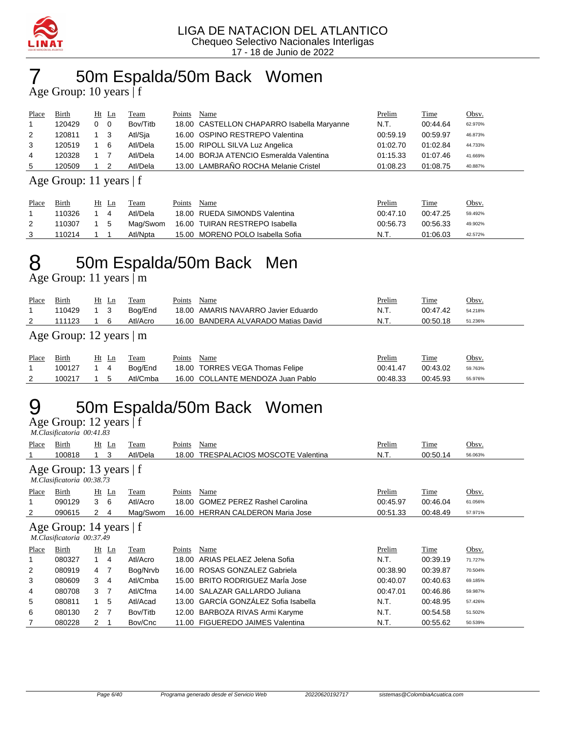LIGA DE NATACION DEL ATLANTICO
Chequeo Selectivo Nacionales Interligas
17 - 18 de Junio de 2022

# 7 50m Espalda/50m Back Women

### Age Group: 10 years | f

| Place | Birth | Ht | Ln | Team | Points | Name | Prelim | Time | Obsv. |
|---|---|---|---|---|---|---|---|---|---|
| 1 | 120429 | 0 | 0 | Bov/Titb | 18.00 | CASTELLON CHAPARRO Isabella Maryanne | N.T. | 00:44.64 | 62.970% |
| 2 | 120811 | 1 | 3 | Atl/Sja | 16.00 | OSPINO RESTREPO Valentina | 00:59.19 | 00:59.97 | 46.873% |
| 3 | 120519 | 1 | 6 | Atl/Dela | 15.00 | RIPOLL SILVA Luz Angelica | 01:02.70 | 01:02.84 | 44.733% |
| 4 | 120328 | 1 | 7 | Atl/Dela | 14.00 | BORJA ATENCIO Esmeralda Valentina | 01:15.33 | 01:07.46 | 41.669% |
| 5 | 120509 | 1 | 2 | Atl/Dela | 13.00 | LAMBRAÑO ROCHA Melanie Cristel | 01:08.23 | 01:08.75 | 40.887% |

### Age Group: 11 years | f

| Place | Birth | Ht | Ln | Team | Points | Name | Prelim | Time | Obsv. |
|---|---|---|---|---|---|---|---|---|---|
| 1 | 110326 | 1 | 4 | Atl/Dela | 18.00 | RUEDA SIMONDS Valentina | 00:47.10 | 00:47.25 | 59.492% |
| 2 | 110307 | 1 | 5 | Mag/Swom | 16.00 | TUIRAN RESTREPO Isabella | 00:56.73 | 00:56.33 | 49.902% |
| 3 | 110214 | 1 | 1 | Atl/Npta | 15.00 | MORENO POLO Isabella Sofia | N.T. | 01:06.03 | 42.572% |

# 8 50m Espalda/50m Back Men

### Age Group: 11 years | m

| Place | Birth | Ht | Ln | Team | Points | Name | Prelim | Time | Obsv. |
|---|---|---|---|---|---|---|---|---|---|
| 1 | 110429 | 1 | 3 | Bog/End | 18.00 | AMARIS NAVARRO Javier Eduardo | N.T. | 00:47.42 | 54.218% |
| 2 | 111123 | 1 | 6 | Atl/Acro | 16.00 | BANDERA ALVARADO Matias David | N.T. | 00:50.18 | 51.236% |

### Age Group: 12 years | m

| Place | Birth | Ht | Ln | Team | Points | Name | Prelim | Time | Obsv. |
|---|---|---|---|---|---|---|---|---|---|
| 1 | 100127 | 1 | 4 | Bog/End | 18.00 | TORRES VEGA Thomas Felipe | 00:41.47 | 00:43.02 | 59.763% |
| 2 | 100217 | 1 | 5 | Atl/Cmba | 16.00 | COLLANTE MENDOZA Juan Pablo | 00:48.33 | 00:45.93 | 55.976% |

# 9 50m Espalda/50m Back Women

### Age Group: 12 years | f

*M.Clasificatoria 00:41.83*

| Place | Birth | Ht | Ln | Team | Points | Name | Prelim | Time | Obsv. |
|---|---|---|---|---|---|---|---|---|---|
| 1 | 100818 | 1 | 3 | Atl/Dela | 18.00 | TRESPALACIOS MOSCOTE Valentina | N.T. | 00:50.14 | 56.063% |

### Age Group: 13 years | f

*M.Clasificatoria 00:38.73*

| Place | Birth | Ht | Ln | Team | Points | Name | Prelim | Time | Obsv. |
|---|---|---|---|---|---|---|---|---|---|
| 1 | 090129 | 3 | 6 | Atl/Acro | 18.00 | GOMEZ PEREZ Rashel Carolina | 00:45.97 | 00:46.04 | 61.056% |
| 2 | 090615 | 2 | 4 | Mag/Swom | 16.00 | HERRAN CALDERON Maria Jose | 00:51.33 | 00:48.49 | 57.971% |

### Age Group: 14 years | f

*M.Clasificatoria 00:37.49*

| Place | Birth | Ht | Ln | Team | Points | Name | Prelim | Time | Obsv. |
|---|---|---|---|---|---|---|---|---|---|
| 1 | 080327 | 1 | 4 | Atl/Acro | 18.00 | ARIAS PELAEZ Jelena Sofia | N.T. | 00:39.19 | 71.727% |
| 2 | 080919 | 4 | 7 | Bog/Nrvb | 16.00 | ROSAS GONZALEZ Gabriela | 00:38.90 | 00:39.87 | 70.504% |
| 3 | 080609 | 3 | 4 | Atl/Cmba | 15.00 | BRITO RODRIGUEZ MarÍa Jose | 00:40.07 | 00:40.63 | 69.185% |
| 4 | 080708 | 3 | 7 | Atl/Cfma | 14.00 | SALAZAR GALLARDO Juliana | 00:47.01 | 00:46.86 | 59.987% |
| 5 | 080811 | 1 | 5 | Atl/Acad | 13.00 | GARCÍA GONZÁLEZ Sofia Isabella | N.T. | 00:48.95 | 57.426% |
| 6 | 080130 | 2 | 7 | Bov/Titb | 12.00 | BARBOZA RIVAS Armi Karyme | N.T. | 00:54.58 | 51.502% |
| 7 | 080228 | 2 | 1 | Bov/Cnc | 11.00 | FIGUEREDO JAIMES Valentina | N.T. | 00:55.62 | 50.539% |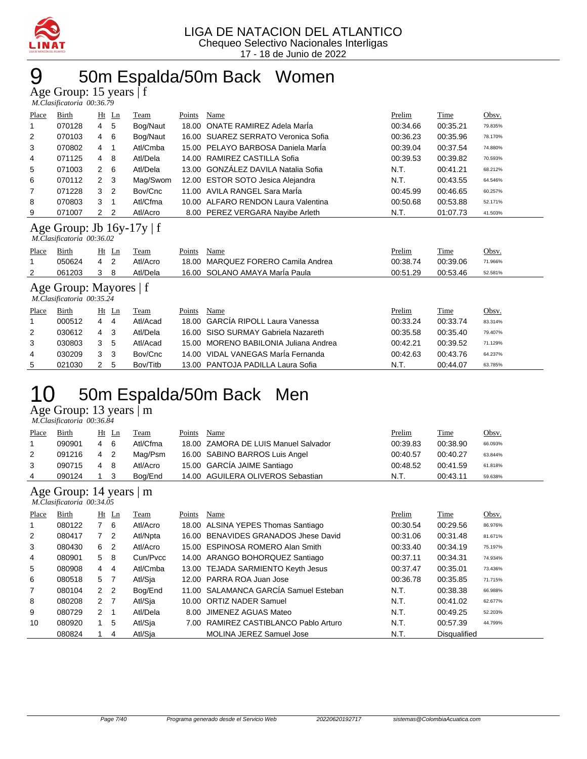LIGA DE NATACION DEL ATLANTICO
Chequeo Selectivo Nacionales Interligas
17 - 18 de Junio de 2022

# 9 50m Espalda/50m Back Women

## Age Group: 15 years | f

*M.Clasificatoria 00:36.79*

| Place | Birth | Ht | Ln | Team | Points | Name | Prelim | Time | Obsv. |
|---|---|---|---|---|---|---|---|---|---|
| 1 | 070128 | 4 | 5 | Bog/Naut | 18.00 | ONATE RAMIREZ Adela MarÍa | 00:34.66 | 00:35.21 | 79.835% |
| 2 | 070103 | 4 | 6 | Bog/Naut | 16.00 | SUAREZ SERRATO Veronica Sofia | 00:36.23 | 00:35.96 | 78.170% |
| 3 | 070802 | 4 | 1 | Atl/Cmba | 15.00 | PELAYO BARBOSA Daniela MarÍa | 00:39.04 | 00:37.54 | 74.880% |
| 4 | 071125 | 4 | 8 | Atl/Dela | 14.00 | RAMIREZ CASTILLA Sofia | 00:39.53 | 00:39.82 | 70.593% |
| 5 | 071003 | 2 | 6 | Atl/Dela | 13.00 | GONZÁLEZ DAVILA Natalia Sofia | N.T. | 00:41.21 | 68.212% |
| 6 | 070112 | 2 | 3 | Mag/Swom | 12.00 | ESTOR SOTO Jesica Alejandra | N.T. | 00:43.55 | 64.546% |
| 7 | 071228 | 3 | 2 | Bov/Cnc | 11.00 | AVILA RANGEL Sara MarÍa | 00:45.99 | 00:46.65 | 60.257% |
| 8 | 070803 | 3 | 1 | Atl/Cfma | 10.00 | ALFARO RENDON Laura Valentina | 00:50.68 | 00:53.88 | 52.171% |
| 9 | 071007 | 2 | 2 | Atl/Acro | 8.00 | PEREZ VERGARA Nayibe Arleth | N.T. | 01:07.73 | 41.503% |

## Age Group: Jb 16y-17y | f

*M.Clasificatoria 00:36.02*

| Place | Birth | Ht | Ln | Team | Points | Name | Prelim | Time | Obsv. |
|---|---|---|---|---|---|---|---|---|---|
| 1 | 050624 | 4 | 2 | Atl/Acro | 18.00 | MARQUEZ FORERO Camila Andrea | 00:38.74 | 00:39.06 | 71.966% |
| 2 | 061203 | 3 | 8 | Atl/Dela | 16.00 | SOLANO AMAYA MarÍa Paula | 00:51.29 | 00:53.46 | 52.581% |

## Age Group: Mayores | f

*M.Clasificatoria 00:35.24*

| Place | Birth | Ht | Ln | Team | Points | Name | Prelim | Time | Obsv. |
|---|---|---|---|---|---|---|---|---|---|
| 1 | 000512 | 4 | 4 | Atl/Acad | 18.00 | GARCÍA RIPOLL Laura Vanessa | 00:33.24 | 00:33.74 | 83.314% |
| 2 | 030612 | 4 | 3 | Atl/Dela | 16.00 | SISO SURMAY Gabriela Nazareth | 00:35.58 | 00:35.40 | 79.407% |
| 3 | 030803 | 3 | 5 | Atl/Acad | 15.00 | MORENO BABILONIA Juliana Andrea | 00:42.21 | 00:39.52 | 71.129% |
| 4 | 030209 | 3 | 3 | Bov/Cnc | 14.00 | VIDAL VANEGAS MarÍa Fernanda | 00:42.63 | 00:43.76 | 64.237% |
| 5 | 021030 | 2 | 5 | Bov/Titb | 13.00 | PANTOJA PADILLA Laura Sofia | N.T. | 00:44.07 | 63.785% |

# 10 50m Espalda/50m Back Men

## Age Group: 13 years | m

*M.Clasificatoria 00:36.84*

| Place | Birth | Ht | Ln | Team | Points | Name | Prelim | Time | Obsv. |
|---|---|---|---|---|---|---|---|---|---|
| 1 | 090901 | 4 | 6 | Atl/Cfma | 18.00 | ZAMORA DE LUIS Manuel Salvador | 00:39.83 | 00:38.90 | 66.093% |
| 2 | 091216 | 4 | 2 | Mag/Psm | 16.00 | SABINO BARROS Luis Angel | 00:40.57 | 00:40.27 | 63.844% |
| 3 | 090715 | 4 | 8 | Atl/Acro | 15.00 | GARCÍA JAIME Santiago | 00:48.52 | 00:41.59 | 61.818% |
| 4 | 090124 | 1 | 3 | Bog/End | 14.00 | AGUILERA OLIVEROS Sebastian | N.T. | 00:43.11 | 59.638% |

## Age Group: 14 years | m

*M.Clasificatoria 00:34.05*

| Place | Birth | Ht | Ln | Team | Points | Name | Prelim | Time | Obsv. |
|---|---|---|---|---|---|---|---|---|---|
| 1 | 080122 | 7 | 6 | Atl/Acro | 18.00 | ALSINA YEPES Thomas Santiago | 00:30.54 | 00:29.56 | 86.976% |
| 2 | 080417 | 7 | 2 | Atl/Npta | 16.00 | BENAVIDES GRANADOS Jhese David | 00:31.06 | 00:31.48 | 81.671% |
| 3 | 080430 | 6 | 2 | Atl/Acro | 15.00 | ESPINOSA ROMERO Alan Smith | 00:33.40 | 00:34.19 | 75.197% |
| 4 | 080901 | 5 | 8 | Cun/Pvcc | 14.00 | ARANGO BOHORQUEZ Santiago | 00:37.11 | 00:34.31 | 74.934% |
| 5 | 080908 | 4 | 4 | Atl/Cmba | 13.00 | TEJADA SARMIENTO Keyth Jesus | 00:37.47 | 00:35.01 | 73.436% |
| 6 | 080518 | 5 | 7 | Atl/Sja | 12.00 | PARRA ROA Juan Jose | 00:36.78 | 00:35.85 | 71.715% |
| 7 | 080104 | 2 | 2 | Bog/End | 11.00 | SALAMANCA GARCÍA Samuel Esteban | N.T. | 00:38.38 | 66.988% |
| 8 | 080208 | 2 | 7 | Atl/Sja | 10.00 | ORTIZ NADER Samuel | N.T. | 00:41.02 | 62.677% |
| 9 | 080729 | 2 | 1 | Atl/Dela | 8.00 | JIMENEZ AGUAS Mateo | N.T. | 00:49.25 | 52.203% |
| 10 | 080920 | 1 | 5 | Atl/Sja | 7.00 | RAMIREZ CASTIBLANCO Pablo Arturo | N.T. | 00:57.39 | 44.799% |
| | 080824 | 1 | 4 | Atl/Sja | | MOLINA JEREZ Samuel Jose | N.T. | Disqualified | |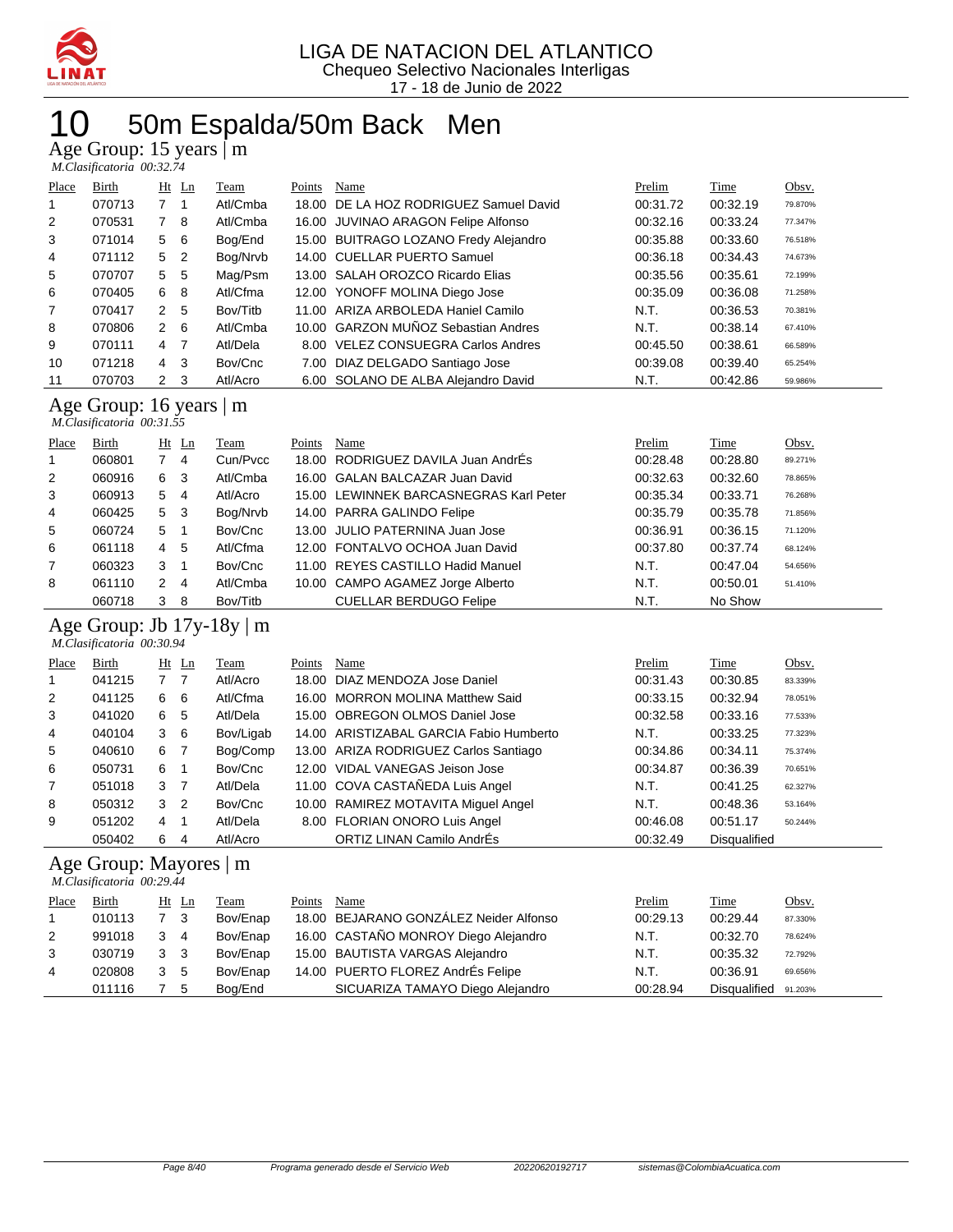LIGA DE NATACION DEL ATLANTICO
Chequeo Selectivo Nacionales Interligas
17 - 18 de Junio de 2022

# 10 50m Espalda/50m Back Men

## Age Group: 15 years | m

*M.Clasificatoria 00:32.74*

| Place | Birth | Ht | Ln | Team | Points | Name | Prelim | Time | Obsv. |
|---|---|---|---|---|---|---|---|---|---|
| 1 | 070713 | 7 | 1 | Atl/Cmba | 18.00 | DE LA HOZ RODRIGUEZ Samuel David | 00:31.72 | 00:32.19 | 79.870% |
| 2 | 070531 | 7 | 8 | Atl/Cmba | 16.00 | JUVINAO ARAGON Felipe Alfonso | 00:32.16 | 00:33.24 | 77.347% |
| 3 | 071014 | 5 | 6 | Bog/End | 15.00 | BUITRAGO LOZANO Fredy Alejandro | 00:35.88 | 00:33.60 | 76.518% |
| 4 | 071112 | 5 | 2 | Bog/Nrvb | 14.00 | CUELLAR PUERTO Samuel | 00:36.18 | 00:34.43 | 74.673% |
| 5 | 070707 | 5 | 5 | Mag/Psm | 13.00 | SALAH OROZCO Ricardo Elias | 00:35.56 | 00:35.61 | 72.199% |
| 6 | 070405 | 6 | 8 | Atl/Cfma | 12.00 | YONOFF MOLINA Diego Jose | 00:35.09 | 00:36.08 | 71.258% |
| 7 | 070417 | 2 | 5 | Bov/Titb | 11.00 | ARIZA ARBOLEDA Haniel Camilo | N.T. | 00:36.53 | 70.381% |
| 8 | 070806 | 2 | 6 | Atl/Cmba | 10.00 | GARZON MUÑOZ Sebastian Andres | N.T. | 00:38.14 | 67.410% |
| 9 | 070111 | 4 | 7 | Atl/Dela | 8.00 | VELEZ CONSUEGRA Carlos Andres | 00:45.50 | 00:38.61 | 66.589% |
| 10 | 071218 | 4 | 3 | Bov/Cnc | 7.00 | DIAZ DELGADO Santiago Jose | 00:39.08 | 00:39.40 | 65.254% |
| 11 | 070703 | 2 | 3 | Atl/Acro | 6.00 | SOLANO DE ALBA Alejandro David | N.T. | 00:42.86 | 59.986% |

## Age Group: 16 years | m

*M.Clasificatoria 00:31.55*

| Place | Birth | Ht | Ln | Team | Points | Name | Prelim | Time | Obsv. |
|---|---|---|---|---|---|---|---|---|---|
| 1 | 060801 | 7 | 4 | Cun/Pvcc | 18.00 | RODRIGUEZ DAVILA Juan AndrÉs | 00:28.48 | 00:28.80 | 89.271% |
| 2 | 060916 | 6 | 3 | Atl/Cmba | 16.00 | GALAN BALCAZAR Juan David | 00:32.63 | 00:32.60 | 78.865% |
| 3 | 060913 | 5 | 4 | Atl/Acro | 15.00 | LEWINNEK BARCASNEGRAS Karl Peter | 00:35.34 | 00:33.71 | 76.268% |
| 4 | 060425 | 5 | 3 | Bog/Nrvb | 14.00 | PARRA GALINDO Felipe | 00:35.79 | 00:35.78 | 71.856% |
| 5 | 060724 | 5 | 1 | Bov/Cnc | 13.00 | JULIO PATERNINA Juan Jose | 00:36.91 | 00:36.15 | 71.120% |
| 6 | 061118 | 4 | 5 | Atl/Cfma | 12.00 | FONTALVO OCHOA Juan David | 00:37.80 | 00:37.74 | 68.124% |
| 7 | 060323 | 3 | 1 | Bov/Cnc | 11.00 | REYES CASTILLO Hadid Manuel | N.T. | 00:47.04 | 54.656% |
| 8 | 061110 | 2 | 4 | Atl/Cmba | 10.00 | CAMPO AGAMEZ Jorge Alberto | N.T. | 00:50.01 | 51.410% |
| | 060718 | 3 | 8 | Bov/Titb | | CUELLAR BERDUGO Felipe | N.T. | No Show | |

## Age Group: Jb 17y-18y | m

*M.Clasificatoria 00:30.94*

| Place | Birth | Ht | Ln | Team | Points | Name | Prelim | Time | Obsv. |
|---|---|---|---|---|---|---|---|---|---|
| 1 | 041215 | 7 | 7 | Atl/Acro | 18.00 | DIAZ MENDOZA Jose Daniel | 00:31.43 | 00:30.85 | 83.339% |
| 2 | 041125 | 6 | 6 | Atl/Cfma | 16.00 | MORRON MOLINA Matthew Said | 00:33.15 | 00:32.94 | 78.051% |
| 3 | 041020 | 6 | 5 | Atl/Dela | 15.00 | OBREGON OLMOS Daniel Jose | 00:32.58 | 00:33.16 | 77.533% |
| 4 | 040104 | 3 | 6 | Bov/Ligab | 14.00 | ARISTIZABAL GARCIA Fabio Humberto | N.T. | 00:33.25 | 77.323% |
| 5 | 040610 | 6 | 7 | Bog/Comp | 13.00 | ARIZA RODRIGUEZ Carlos Santiago | 00:34.86 | 00:34.11 | 75.374% |
| 6 | 050731 | 6 | 1 | Bov/Cnc | 12.00 | VIDAL VANEGAS Jeison Jose | 00:34.87 | 00:36.39 | 70.651% |
| 7 | 051018 | 3 | 7 | Atl/Dela | 11.00 | COVA CASTAÑEDA Luis Angel | N.T. | 00:41.25 | 62.327% |
| 8 | 050312 | 3 | 2 | Bov/Cnc | 10.00 | RAMIREZ MOTAVITA Miguel Angel | N.T. | 00:48.36 | 53.164% |
| 9 | 051202 | 4 | 1 | Atl/Dela | 8.00 | FLORIAN ONORO Luis Angel | 00:46.08 | 00:51.17 | 50.244% |
| | 050402 | 6 | 4 | Atl/Acro | | ORTIZ LINAN Camilo AndrÉs | 00:32.49 | Disqualified | |

## Age Group: Mayores | m

*M.Clasificatoria 00:29.44*

| Place | Birth | Ht | Ln | Team | Points | Name | Prelim | Time | Obsv. |
|---|---|---|---|---|---|---|---|---|---|
| 1 | 010113 | 7 | 3 | Bov/Enap | 18.00 | BEJARANO GONZÁLEZ Neider Alfonso | 00:29.13 | 00:29.44 | 87.330% |
| 2 | 991018 | 3 | 4 | Bov/Enap | 16.00 | CASTAÑO MONROY Diego Alejandro | N.T. | 00:32.70 | 78.624% |
| 3 | 030719 | 3 | 3 | Bov/Enap | 15.00 | BAUTISTA VARGAS Alejandro | N.T. | 00:35.32 | 72.792% |
| 4 | 020808 | 3 | 5 | Bov/Enap | 14.00 | PUERTO FLOREZ AndrÉs Felipe | N.T. | 00:36.91 | 69.656% |
| | 011116 | 7 | 5 | Bog/End | | SICUARIZA TAMAYO Diego Alejandro | 00:28.94 | Disqualified | 91.203% |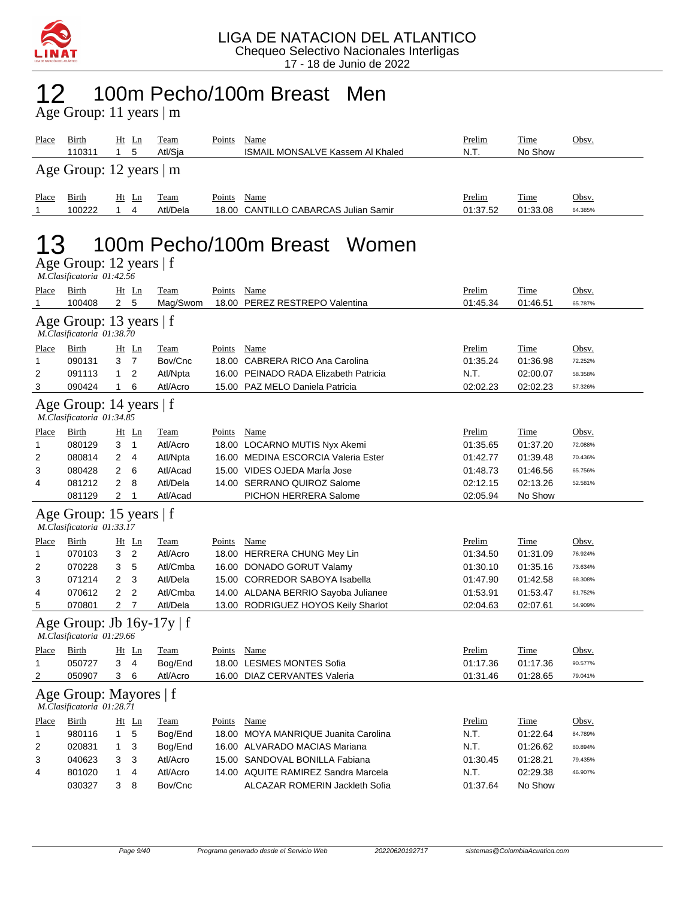# 12 100m Pecho/100m Breast Men

## Age Group: 11 years | m

| Place | Birth | Ht | Ln | Team | Points | Name | Prelim | Time | Obsv. |
|---|---|---|---|---|---|---|---|---|---|
| | 110311 | 1 | 5 | Atl/Sja | | ISMAIL MONSALVE Kassem Al Khaled | N.T. | No Show | |

## Age Group: 12 years | m

| Place | Birth | Ht | Ln | Team | Points | Name | Prelim | Time | Obsv. |
|---|---|---|---|---|---|---|---|---|---|
| 1 | 100222 | 1 | 4 | Atl/Dela | 18.00 | CANTILLO CABARCAS Julian Samir | 01:37.52 | 01:33.08 | 64.385% |

# 13 100m Pecho/100m Breast Women

## Age Group: 12 years | f

*M.Clasificatoria 01:42.56*

| Place | Birth | Ht | Ln | Team | Points | Name | Prelim | Time | Obsv. |
|---|---|---|---|---|---|---|---|---|---|
| 1 | 100408 | 2 | 5 | Mag/Swom | 18.00 | PEREZ RESTREPO Valentina | 01:45.34 | 01:46.51 | 65.787% |

## Age Group: 13 years | f

*M.Clasificatoria 01:38.70*

| Place | Birth | Ht | Ln | Team | Points | Name | Prelim | Time | Obsv. |
|---|---|---|---|---|---|---|---|---|---|
| 1 | 090131 | 3 | 7 | Bov/Cnc | 18.00 | CABRERA RICO Ana Carolina | 01:35.24 | 01:36.98 | 72.252% |
| 2 | 091113 | 1 | 2 | Atl/Npta | 16.00 | PEINADO RADA Elizabeth Patricia | N.T. | 02:00.07 | 58.358% |
| 3 | 090424 | 1 | 6 | Atl/Acro | 15.00 | PAZ MELO Daniela Patricia | 02:02.23 | 02:02.23 | 57.326% |

## Age Group: 14 years | f

*M.Clasificatoria 01:34.85*

| Place | Birth | Ht | Ln | Team | Points | Name | Prelim | Time | Obsv. |
|---|---|---|---|---|---|---|---|---|---|
| 1 | 080129 | 3 | 1 | Atl/Acro | 18.00 | LOCARNO MUTIS Nyx Akemi | 01:35.65 | 01:37.20 | 72.088% |
| 2 | 080814 | 2 | 4 | Atl/Npta | 16.00 | MEDINA ESCORCIA Valeria Ester | 01:42.77 | 01:39.48 | 70.436% |
| 3 | 080428 | 2 | 6 | Atl/Acad | 15.00 | VIDES OJEDA MarÍa Jose | 01:48.73 | 01:46.56 | 65.756% |
| 4 | 081212 | 2 | 8 | Atl/Dela | 14.00 | SERRANO QUIROZ Salome | 02:12.15 | 02:13.26 | 52.581% |
| | 081129 | 2 | 1 | Atl/Acad | | PICHON HERRERA Salome | 02:05.94 | No Show | |

## Age Group: 15 years | f

*M.Clasificatoria 01:33.17*

| Place | Birth | Ht | Ln | Team | Points | Name | Prelim | Time | Obsv. |
|---|---|---|---|---|---|---|---|---|---|
| 1 | 070103 | 3 | 2 | Atl/Acro | 18.00 | HERRERA CHUNG Mey Lin | 01:34.50 | 01:31.09 | 76.924% |
| 2 | 070228 | 3 | 5 | Atl/Cmba | 16.00 | DONADO GORUT Valamy | 01:30.10 | 01:35.16 | 73.634% |
| 3 | 071214 | 2 | 3 | Atl/Dela | 15.00 | CORREDOR SABOYA Isabella | 01:47.90 | 01:42.58 | 68.308% |
| 4 | 070612 | 2 | 2 | Atl/Cmba | 14.00 | ALDANA BERRIO Sayoba Julianee | 01:53.91 | 01:53.47 | 61.752% |
| 5 | 070801 | 2 | 7 | Atl/Dela | 13.00 | RODRIGUEZ HOYOS Keily Sharlot | 02:04.63 | 02:07.61 | 54.909% |

## Age Group: Jb 16y-17y | f

*M.Clasificatoria 01:29.66*

| Place | Birth | Ht | Ln | Team | Points | Name | Prelim | Time | Obsv. |
|---|---|---|---|---|---|---|---|---|---|
| 1 | 050727 | 3 | 4 | Bog/End | 18.00 | LESMES MONTES Sofia | 01:17.36 | 01:17.36 | 90.577% |
| 2 | 050907 | 3 | 6 | Atl/Acro | 16.00 | DIAZ CERVANTES Valeria | 01:31.46 | 01:28.65 | 79.041% |

## Age Group: Mayores | f

*M.Clasificatoria 01:28.71*

| Place | Birth | Ht | Ln | Team | Points | Name | Prelim | Time | Obsv. |
|---|---|---|---|---|---|---|---|---|---|
| 1 | 980116 | 1 | 5 | Bog/End | 18.00 | MOYA MANRIQUE Juanita Carolina | N.T. | 01:22.64 | 84.789% |
| 2 | 020831 | 1 | 3 | Bog/End | 16.00 | ALVARADO MACIAS Mariana | N.T. | 01:26.62 | 80.894% |
| 3 | 040623 | 3 | 3 | Atl/Acro | 15.00 | SANDOVAL BONILLA Fabiana | 01:30.45 | 01:28.21 | 79.435% |
| 4 | 801020 | 1 | 4 | Atl/Acro | 14.00 | AQUITE RAMIREZ Sandra Marcela | N.T. | 02:29.38 | 46.907% |
| | 030327 | 3 | 8 | Bov/Cnc | | ALCAZAR ROMERIN Jackleth Sofia | 01:37.64 | No Show | |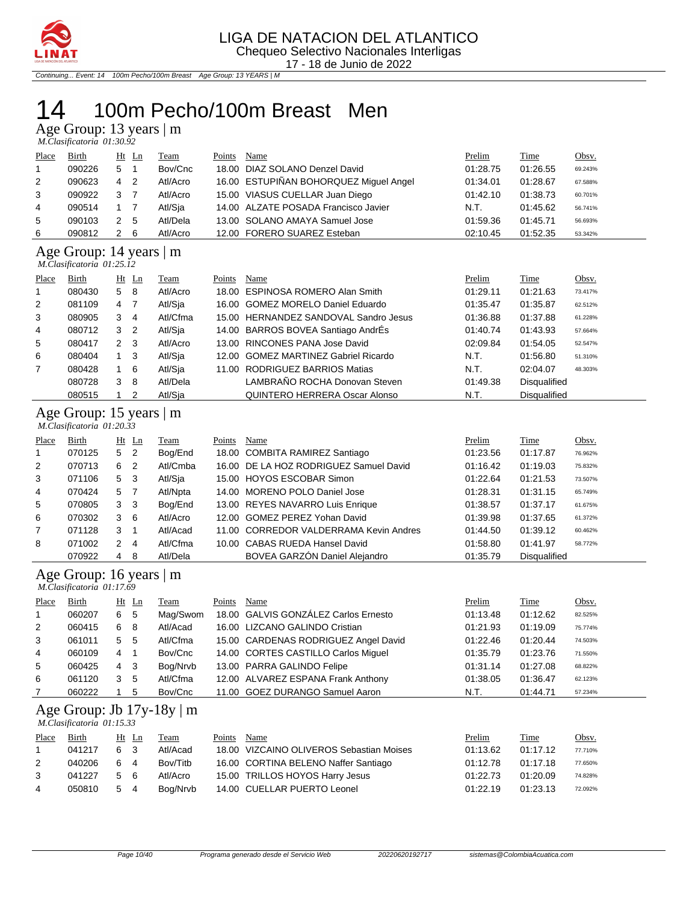# 14 100m Pecho/100m Breast Men

## Age Group: 13 years | m

*M.Clasificatoria 01:30.92*

| Place | Birth | Ht | Ln | Team | Points | Name | Prelim | Time | Obsv. |
|---|---|---|---|---|---|---|---|---|---|
| 1 | 090226 | 5 | 1 | Bov/Cnc | 18.00 | DIAZ SOLANO Denzel David | 01:28.75 | 01:26.55 | 69.243% |
| 2 | 090623 | 4 | 2 | Atl/Acro | 16.00 | ESTUPIÑAN BOHORQUEZ Miguel Angel | 01:34.01 | 01:28.67 | 67.588% |
| 3 | 090922 | 3 | 7 | Atl/Acro | 15.00 | VIASUS CUELLAR Juan Diego | 01:42.10 | 01:38.73 | 60.701% |
| 4 | 090514 | 1 | 7 | Atl/Sja | 14.00 | ALZATE POSADA Francisco Javier | N.T. | 01:45.62 | 56.741% |
| 5 | 090103 | 2 | 5 | Atl/Dela | 13.00 | SOLANO AMAYA Samuel Jose | 01:59.36 | 01:45.71 | 56.693% |
| 6 | 090812 | 2 | 6 | Atl/Acro | 12.00 | FORERO SUAREZ Esteban | 02:10.45 | 01:52.35 | 53.342% |

## Age Group: 14 years | m

*M.Clasificatoria 01:25.12*

| Place | Birth | Ht | Ln | Team | Points | Name | Prelim | Time | Obsv. |
|---|---|---|---|---|---|---|---|---|---|
| 1 | 080430 | 5 | 8 | Atl/Acro | 18.00 | ESPINOSA ROMERO Alan Smith | 01:29.11 | 01:21.63 | 73.417% |
| 2 | 081109 | 4 | 7 | Atl/Sja | 16.00 | GOMEZ MORELO Daniel Eduardo | 01:35.47 | 01:35.87 | 62.512% |
| 3 | 080905 | 3 | 4 | Atl/Cfma | 15.00 | HERNANDEZ SANDOVAL Sandro Jesus | 01:36.88 | 01:37.88 | 61.228% |
| 4 | 080712 | 3 | 2 | Atl/Sja | 14.00 | BARROS BOVEA Santiago AndrÉs | 01:40.74 | 01:43.93 | 57.664% |
| 5 | 080417 | 2 | 3 | Atl/Acro | 13.00 | RINCONES PANA Jose David | 02:09.84 | 01:54.05 | 52.547% |
| 6 | 080404 | 1 | 3 | Atl/Sja | 12.00 | GOMEZ MARTINEZ Gabriel Ricardo | N.T. | 01:56.80 | 51.310% |
| 7 | 080428 | 1 | 6 | Atl/Sja | 11.00 | RODRIGUEZ BARRIOS Matias | N.T. | 02:04.07 | 48.303% |
|  | 080728 | 3 | 8 | Atl/Dela |  | LAMBRAÑO ROCHA Donovan Steven | 01:49.38 | Disqualified |  |
|  | 080515 | 1 | 2 | Atl/Sja |  | QUINTERO HERRERA Oscar Alonso | N.T. | Disqualified |  |

## Age Group: 15 years | m

*M.Clasificatoria 01:20.33*

| Place | Birth | Ht | Ln | Team | Points | Name | Prelim | Time | Obsv. |
|---|---|---|---|---|---|---|---|---|---|
| 1 | 070125 | 5 | 2 | Bog/End | 18.00 | COMBITA RAMIREZ Santiago | 01:23.56 | 01:17.87 | 76.962% |
| 2 | 070713 | 6 | 2 | Atl/Cmba | 16.00 | DE LA HOZ RODRIGUEZ Samuel David | 01:16.42 | 01:19.03 | 75.832% |
| 3 | 071106 | 5 | 3 | Atl/Sja | 15.00 | HOYOS ESCOBAR Simon | 01:22.64 | 01:21.53 | 73.507% |
| 4 | 070424 | 5 | 7 | Atl/Npta | 14.00 | MORENO POLO Daniel Jose | 01:28.31 | 01:31.15 | 65.749% |
| 5 | 070805 | 3 | 3 | Bog/End | 13.00 | REYES NAVARRO Luis Enrique | 01:38.57 | 01:37.17 | 61.675% |
| 6 | 070302 | 3 | 6 | Atl/Acro | 12.00 | GOMEZ PEREZ Yohan David | 01:39.98 | 01:37.65 | 61.372% |
| 7 | 071128 | 3 | 1 | Atl/Acad | 11.00 | CORREDOR VALDERRAMA Kevin Andres | 01:44.50 | 01:39.12 | 60.462% |
| 8 | 071002 | 2 | 4 | Atl/Cfma | 10.00 | CABAS RUEDA Hansel David | 01:58.80 | 01:41.97 | 58.772% |
|  | 070922 | 4 | 8 | Atl/Dela |  | BOVEA GARZÓN Daniel Alejandro | 01:35.79 | Disqualified |  |

## Age Group: 16 years | m

*M.Clasificatoria 01:17.69*

| Place | Birth | Ht | Ln | Team | Points | Name | Prelim | Time | Obsv. |
|---|---|---|---|---|---|---|---|---|---|
| 1 | 060207 | 6 | 5 | Mag/Swom | 18.00 | GALVIS GONZÁLEZ Carlos Ernesto | 01:13.48 | 01:12.62 | 82.525% |
| 2 | 060415 | 6 | 8 | Atl/Acad | 16.00 | LIZCANO GALINDO Cristian | 01:21.93 | 01:19.09 | 75.774% |
| 3 | 061011 | 5 | 5 | Atl/Cfma | 15.00 | CARDENAS RODRIGUEZ Angel David | 01:22.46 | 01:20.44 | 74.503% |
| 4 | 060109 | 4 | 1 | Bov/Cnc | 14.00 | CORTES CASTILLO Carlos Miguel | 01:35.79 | 01:23.76 | 71.550% |
| 5 | 060425 | 4 | 3 | Bog/Nrvb | 13.00 | PARRA GALINDO Felipe | 01:31.14 | 01:27.08 | 68.822% |
| 6 | 061120 | 3 | 5 | Atl/Cfma | 12.00 | ALVAREZ ESPANA Frank Anthony | 01:38.05 | 01:36.47 | 62.123% |
| 7 | 060222 | 1 | 5 | Bov/Cnc | 11.00 | GOEZ DURANGO Samuel Aaron | N.T. | 01:44.71 | 57.234% |

## Age Group: Jb 17y-18y | m

*M.Clasificatoria 01:15.33*

| Place | Birth | Ht | Ln | Team | Points | Name | Prelim | Time | Obsv. |
|---|---|---|---|---|---|---|---|---|---|
| 1 | 041217 | 6 | 3 | Atl/Acad | 18.00 | VIZCAINO OLIVEROS Sebastian Moises | 01:13.62 | 01:17.12 | 77.710% |
| 2 | 040206 | 6 | 4 | Bov/Titb | 16.00 | CORTINA BELENO Naffer Santiago | 01:12.78 | 01:17.18 | 77.650% |
| 3 | 041227 | 5 | 6 | Atl/Acro | 15.00 | TRILLOS HOYOS Harry Jesus | 01:22.73 | 01:20.09 | 74.828% |
| 4 | 050810 | 5 | 4 | Bog/Nrvb | 14.00 | CUELLAR PUERTO Leonel | 01:22.19 | 01:23.13 | 72.092% |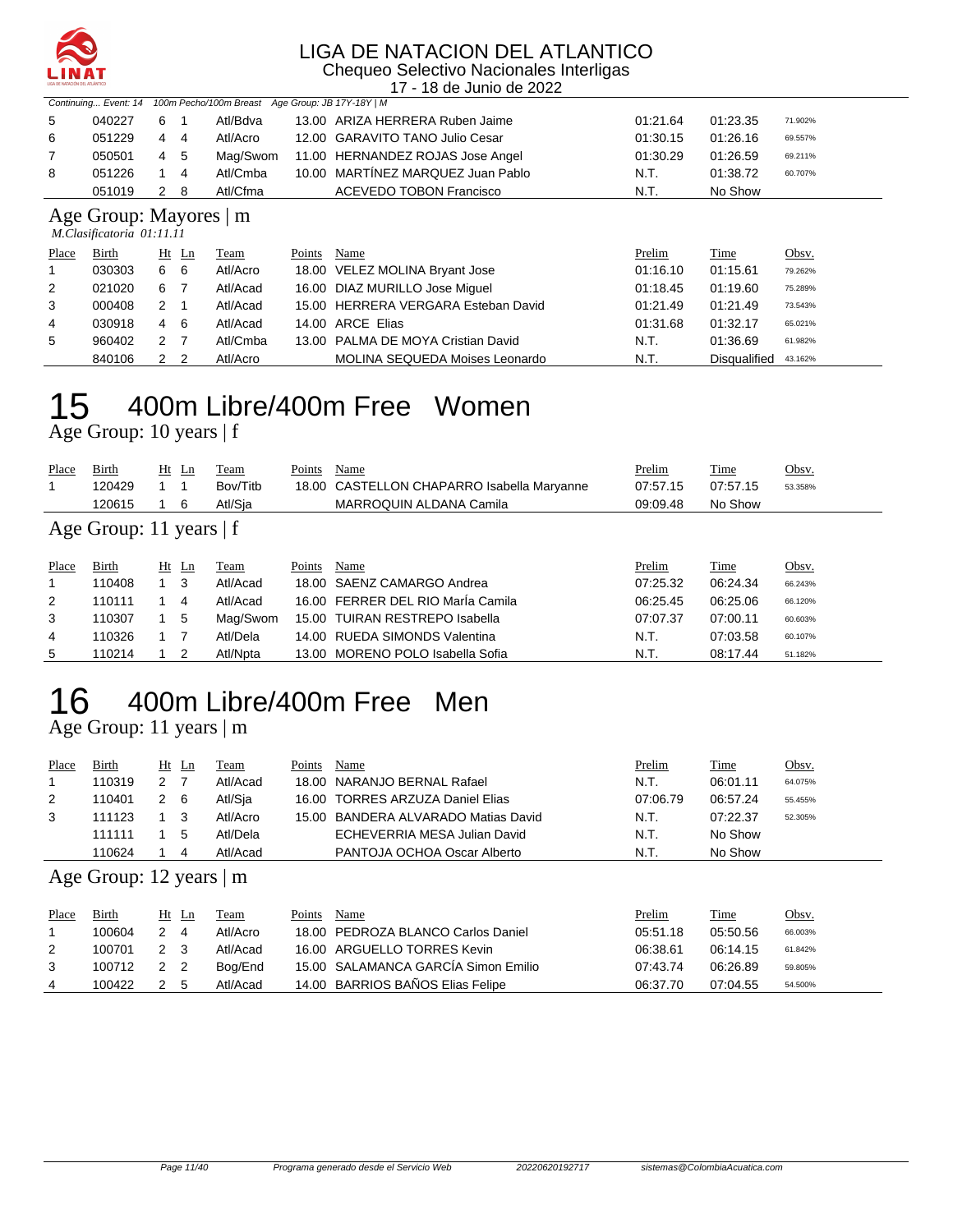# LIGA DE NATACION DEL ATLANTICO

Chequeo Selectivo Nacionales Interligas

17 - 18 de Junio de 2022

*Continuing... Event: 14 100m Pecho/100m Breast Age Group: JB 17Y-18Y | M*

| Place | Birth | Ht | Ln | Team | Points | Name | Prelim | Time | Obsv. |
|---|---|---|---|---|---|---|---|---|---|
| 5 | 040227 | 6 | 1 | Atl/Bdva | 13.00 | ARIZA HERRERA Ruben Jaime | 01:21.64 | 01:23.35 | 71.902% |
| 6 | 051229 | 4 | 4 | Atl/Acro | 12.00 | GARAVITO TANO Julio Cesar | 01:30.15 | 01:26.16 | 69.557% |
| 7 | 050501 | 4 | 5 | Mag/Swom | 11.00 | HERNANDEZ ROJAS Jose Angel | 01:30.29 | 01:26.59 | 69.211% |
| 8 | 051226 | 1 | 4 | Atl/Cmba | 10.00 | MARTÍNEZ MARQUEZ Juan Pablo | N.T. | 01:38.72 | 60.707% |
|  | 051019 | 2 | 8 | Atl/Cfma |  | ACEVEDO TOBON Francisco | N.T. | No Show |  |

## Age Group: Mayores | m

*M.Clasificatoria 01:11.11*

| Place | Birth | Ht | Ln | Team | Points | Name | Prelim | Time | Obsv. |
|---|---|---|---|---|---|---|---|---|---|
| 1 | 030303 | 6 | 6 | Atl/Acro | 18.00 | VELEZ MOLINA Bryant Jose | 01:16.10 | 01:15.61 | 79.262% |
| 2 | 021020 | 6 | 7 | Atl/Acad | 16.00 | DIAZ MURILLO Jose Miguel | 01:18.45 | 01:19.60 | 75.289% |
| 3 | 000408 | 2 | 1 | Atl/Acad | 15.00 | HERRERA VERGARA Esteban David | 01:21.49 | 01:21.49 | 73.543% |
| 4 | 030918 | 4 | 6 | Atl/Acad | 14.00 | ARCE Elias | 01:31.68 | 01:32.17 | 65.021% |
| 5 | 960402 | 2 | 7 | Atl/Cmba | 13.00 | PALMA DE MOYA Cristian David | N.T. | 01:36.69 | 61.982% |
|  | 840106 | 2 | 2 | Atl/Acro |  | MOLINA SEQUEDA Moises Leonardo | N.T. | Disqualified | 43.162% |

# 15 400m Libre/400m Free Women

## Age Group: 10 years | f

| Place | Birth | Ht | Ln | Team | Points | Name | Prelim | Time | Obsv. |
|---|---|---|---|---|---|---|---|---|---|
| 1 | 120429 | 1 | 1 | Bov/Titb | 18.00 | CASTELLON CHAPARRO Isabella Maryanne | 07:57.15 | 07:57.15 | 53.358% |
|  | 120615 | 1 | 6 | Atl/Sja |  | MARROQUIN ALDANA Camila | 09:09.48 | No Show |  |

## Age Group: 11 years | f

| Place | Birth | Ht | Ln | Team | Points | Name | Prelim | Time | Obsv. |
|---|---|---|---|---|---|---|---|---|---|
| 1 | 110408 | 1 | 3 | Atl/Acad | 18.00 | SAENZ CAMARGO Andrea | 07:25.32 | 06:24.34 | 66.243% |
| 2 | 110111 | 1 | 4 | Atl/Acad | 16.00 | FERRER DEL RIO MarÍa Camila | 06:25.45 | 06:25.06 | 66.120% |
| 3 | 110307 | 1 | 5 | Mag/Swom | 15.00 | TUIRAN RESTREPO Isabella | 07:07.37 | 07:00.11 | 60.603% |
| 4 | 110326 | 1 | 7 | Atl/Dela | 14.00 | RUEDA SIMONDS Valentina | N.T. | 07:03.58 | 60.107% |
| 5 | 110214 | 1 | 2 | Atl/Npta | 13.00 | MORENO POLO Isabella Sofia | N.T. | 08:17.44 | 51.182% |

# 16 400m Libre/400m Free Men

## Age Group: 11 years | m

| Place | Birth | Ht | Ln | Team | Points | Name | Prelim | Time | Obsv. |
|---|---|---|---|---|---|---|---|---|---|
| 1 | 110319 | 2 | 7 | Atl/Acad | 18.00 | NARANJO BERNAL Rafael | N.T. | 06:01.11 | 64.075% |
| 2 | 110401 | 2 | 6 | Atl/Sja | 16.00 | TORRES ARZUZA Daniel Elias | 07:06.79 | 06:57.24 | 55.455% |
| 3 | 111123 | 1 | 3 | Atl/Acro | 15.00 | BANDERA ALVARADO Matias David | N.T. | 07:22.37 | 52.305% |
|  | 111111 | 1 | 5 | Atl/Dela |  | ECHEVERRIA MESA Julian David | N.T. | No Show |  |
|  | 110624 | 1 | 4 | Atl/Acad |  | PANTOJA OCHOA Oscar Alberto | N.T. | No Show |  |

## Age Group: 12 years | m

| Place | Birth | Ht | Ln | Team | Points | Name | Prelim | Time | Obsv. |
|---|---|---|---|---|---|---|---|---|---|
| 1 | 100604 | 2 | 4 | Atl/Acro | 18.00 | PEDROZA BLANCO Carlos Daniel | 05:51.18 | 05:50.56 | 66.003% |
| 2 | 100701 | 2 | 3 | Atl/Acad | 16.00 | ARGUELLO TORRES Kevin | 06:38.61 | 06:14.15 | 61.842% |
| 3 | 100712 | 2 | 2 | Bog/End | 15.00 | SALAMANCA GARCÍA Simon Emilio | 07:43.74 | 06:26.89 | 59.805% |
| 4 | 100422 | 2 | 5 | Atl/Acad | 14.00 | BARRIOS BAÑOS Elias Felipe | 06:37.70 | 07:04.55 | 54.500% |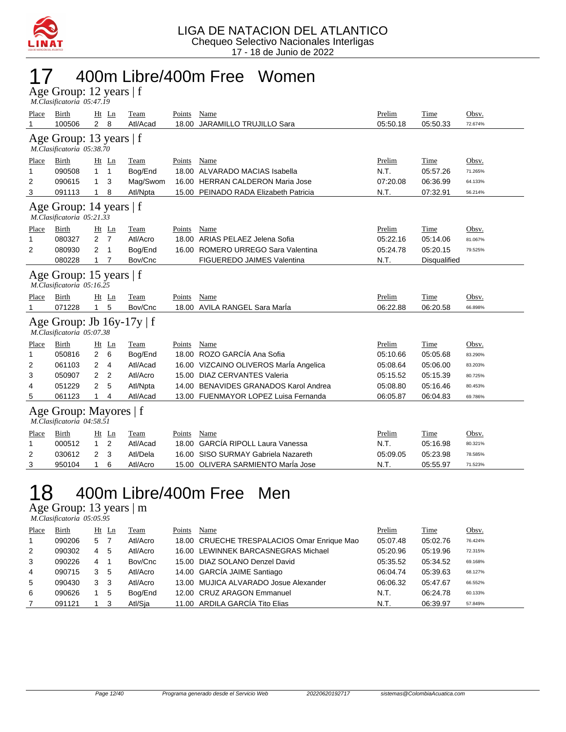LIGA DE NATACION DEL ATLANTICO
Chequeo Selectivo Nacionales Interligas
17 - 18 de Junio de 2022

# 17 400m Libre/400m Free Women

## Age Group: 12 years | f

*M.Clasificatoria 05:47.19*

| Place | Birth | Ht | Ln | Team | Points | Name | Prelim | Time | Obsv. |
|---|---|---|---|---|---|---|---|---|---|
| 1 | 100506 | 2 | 8 | Atl/Acad | 18.00 | JARAMILLO TRUJILLO Sara | 05:50.18 | 05:50.33 | 72.674% |

## Age Group: 13 years | f

*M.Clasificatoria 05:38.70*

| Place | Birth | Ht | Ln | Team | Points | Name | Prelim | Time | Obsv. |
|---|---|---|---|---|---|---|---|---|---|
| 1 | 090508 | 1 | 1 | Bog/End | 18.00 | ALVARADO MACIAS Isabella | N.T. | 05:57.26 | 71.265% |
| 2 | 090615 | 1 | 3 | Mag/Swom | 16.00 | HERRAN CALDERON Maria Jose | 07:20.08 | 06:36.99 | 64.133% |
| 3 | 091113 | 1 | 8 | Atl/Npta | 15.00 | PEINADO RADA Elizabeth Patricia | N.T. | 07:32.91 | 56.214% |

## Age Group: 14 years | f

*M.Clasificatoria 05:21.33*

| Place | Birth | Ht | Ln | Team | Points | Name | Prelim | Time | Obsv. |
|---|---|---|---|---|---|---|---|---|---|
| 1 | 080327 | 2 | 7 | Atl/Acro | 18.00 | ARIAS PELAEZ Jelena Sofia | 05:22.16 | 05:14.06 | 81.067% |
| 2 | 080930 | 2 | 1 | Bog/End | 16.00 | ROMERO URREGO Sara Valentina | 05:24.78 | 05:20.15 | 79.525% |
|  | 080228 | 1 | 7 | Bov/Cnc |  | FIGUEREDO JAIMES Valentina | N.T. | Disqualified |  |

## Age Group: 15 years | f

*M.Clasificatoria 05:16.25*

| Place | Birth | Ht | Ln | Team | Points | Name | Prelim | Time | Obsv. |
|---|---|---|---|---|---|---|---|---|---|
| 1 | 071228 | 1 | 5 | Bov/Cnc | 18.00 | AVILA RANGEL Sara MarÍa | 06:22.88 | 06:20.58 | 66.898% |

## Age Group: Jb 16y-17y | f

*M.Clasificatoria 05:07.38*

| Place | Birth | Ht | Ln | Team | Points | Name | Prelim | Time | Obsv. |
|---|---|---|---|---|---|---|---|---|---|
| 1 | 050816 | 2 | 6 | Bog/End | 18.00 | ROZO GARCÍA Ana Sofia | 05:10.66 | 05:05.68 | 83.290% |
| 2 | 061103 | 2 | 4 | Atl/Acad | 16.00 | VIZCAINO OLIVEROS MarÍa Angelica | 05:08.64 | 05:06.00 | 83.203% |
| 3 | 050907 | 2 | 2 | Atl/Acro | 15.00 | DIAZ CERVANTES Valeria | 05:15.52 | 05:15.39 | 80.725% |
| 4 | 051229 | 2 | 5 | Atl/Npta | 14.00 | BENAVIDES GRANADOS Karol Andrea | 05:08.80 | 05:16.46 | 80.453% |
| 5 | 061123 | 1 | 4 | Atl/Acad | 13.00 | FUENMAYOR LOPEZ Luisa Fernanda | 06:05.87 | 06:04.83 | 69.786% |

## Age Group: Mayores | f

*M.Clasificatoria 04:58.51*

| Place | Birth | Ht | Ln | Team | Points | Name | Prelim | Time | Obsv. |
|---|---|---|---|---|---|---|---|---|---|
| 1 | 000512 | 1 | 2 | Atl/Acad | 18.00 | GARCÍA RIPOLL Laura Vanessa | N.T. | 05:16.98 | 80.321% |
| 2 | 030612 | 2 | 3 | Atl/Dela | 16.00 | SISO SURMAY Gabriela Nazareth | 05:09.05 | 05:23.98 | 78.585% |
| 3 | 950104 | 1 | 6 | Atl/Acro | 15.00 | OLIVERA SARMIENTO MarÍa Jose | N.T. | 05:55.97 | 71.523% |

# 18 400m Libre/400m Free Men

## Age Group: 13 years | m

*M.Clasificatoria 05:05.95*

| Place | Birth | Ht | Ln | Team | Points | Name | Prelim | Time | Obsv. |
|---|---|---|---|---|---|---|---|---|---|
| 1 | 090206 | 5 | 7 | Atl/Acro | 18.00 | CRUECHE TRESPALACIOS Omar Enrique Mao | 05:07.48 | 05:02.76 | 76.424% |
| 2 | 090302 | 4 | 5 | Atl/Acro | 16.00 | LEWINNEK BARCASNEGRAS Michael | 05:20.96 | 05:19.96 | 72.315% |
| 3 | 090226 | 4 | 1 | Bov/Cnc | 15.00 | DIAZ SOLANO Denzel David | 05:35.52 | 05:34.52 | 69.168% |
| 4 | 090715 | 3 | 5 | Atl/Acro | 14.00 | GARCÍA JAIME Santiago | 06:04.74 | 05:39.63 | 68.127% |
| 5 | 090430 | 3 | 3 | Atl/Acro | 13.00 | MUJICA ALVARADO Josue Alexander | 06:06.32 | 05:47.67 | 66.552% |
| 6 | 090626 | 1 | 5 | Bog/End | 12.00 | CRUZ ARAGON Emmanuel | N.T. | 06:24.78 | 60.133% |
| 7 | 091121 | 1 | 3 | Atl/Sja | 11.00 | ARDILA GARCÍA Tito Elias | N.T. | 06:39.97 | 57.849% |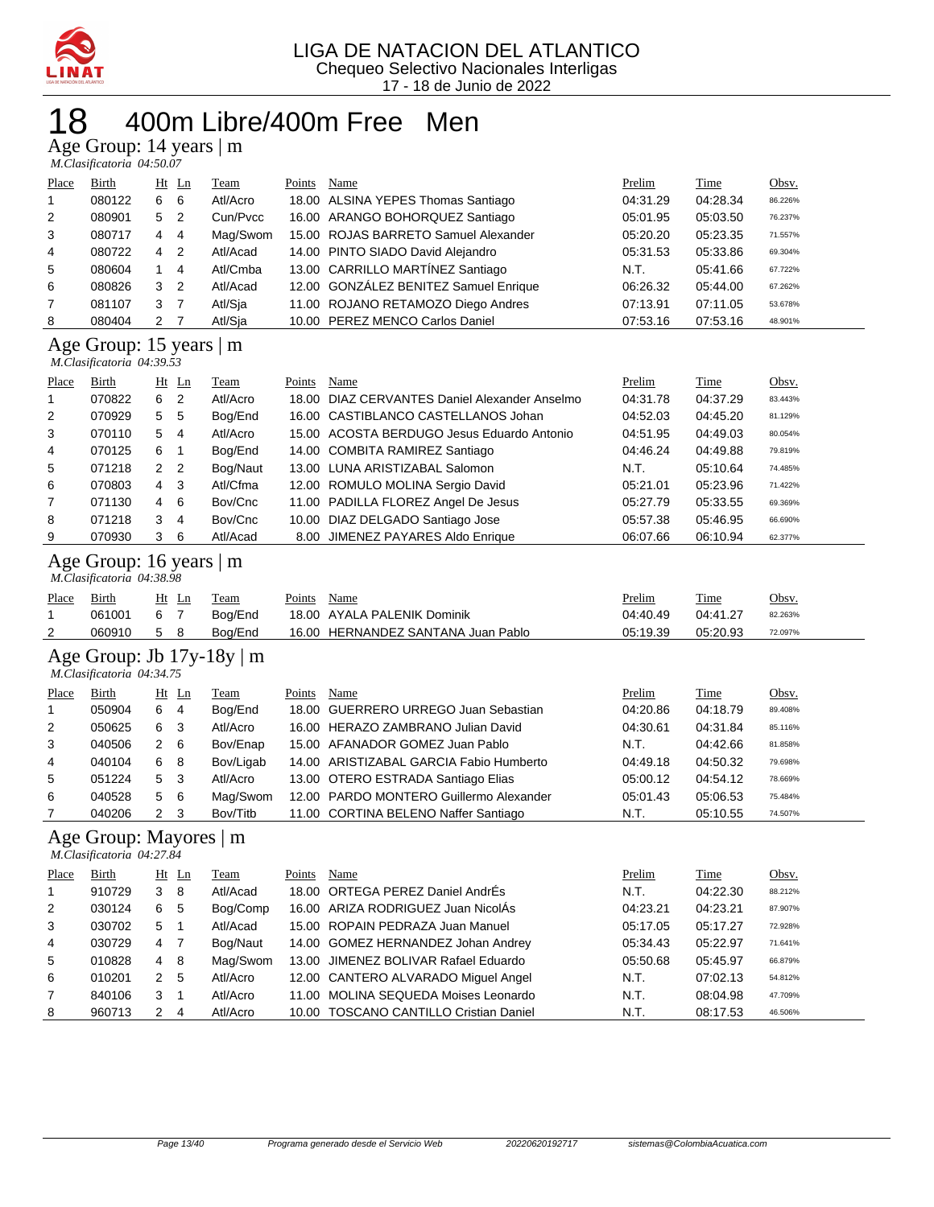LIGA DE NATACION DEL ATLANTICO
Chequeo Selectivo Nacionales Interligas
17 - 18 de Junio de 2022

# 18 400m Libre/400m Free Men

## Age Group: 14 years | m

*M.Clasificatoria 04:50.07*

| Place | Birth | Ht | Ln | Team | Points | Name | Prelim | Time | Obsv. |
|---|---|---|---|---|---|---|---|---|---|
| 1 | 080122 | 6 | 6 | Atl/Acro | 18.00 | ALSINA YEPES Thomas Santiago | 04:31.29 | 04:28.34 | 86.226% |
| 2 | 080901 | 5 | 2 | Cun/Pvcc | 16.00 | ARANGO BOHORQUEZ Santiago | 05:01.95 | 05:03.50 | 76.237% |
| 3 | 080717 | 4 | 4 | Mag/Swom | 15.00 | ROJAS BARRETO Samuel Alexander | 05:20.20 | 05:23.35 | 71.557% |
| 4 | 080722 | 4 | 2 | Atl/Acad | 14.00 | PINTO SIADO David Alejandro | 05:31.53 | 05:33.86 | 69.304% |
| 5 | 080604 | 1 | 4 | Atl/Cmba | 13.00 | CARRILLO MARTÍNEZ Santiago | N.T. | 05:41.66 | 67.722% |
| 6 | 080826 | 3 | 2 | Atl/Acad | 12.00 | GONZÁLEZ BENITEZ Samuel Enrique | 06:26.32 | 05:44.00 | 67.262% |
| 7 | 081107 | 3 | 7 | Atl/Sja | 11.00 | ROJANO RETAMOZO Diego Andres | 07:13.91 | 07:11.05 | 53.678% |
| 8 | 080404 | 2 | 7 | Atl/Sja | 10.00 | PEREZ MENCO Carlos Daniel | 07:53.16 | 07:53.16 | 48.901% |

## Age Group: 15 years | m

*M.Clasificatoria 04:39.53*

| Place | Birth | Ht | Ln | Team | Points | Name | Prelim | Time | Obsv. |
|---|---|---|---|---|---|---|---|---|---|
| 1 | 070822 | 6 | 2 | Atl/Acro | 18.00 | DIAZ CERVANTES Daniel Alexander Anselmo | 04:31.78 | 04:37.29 | 83.443% |
| 2 | 070929 | 5 | 5 | Bog/End | 16.00 | CASTIBLANCO CASTELLANOS Johan | 04:52.03 | 04:45.20 | 81.129% |
| 3 | 070110 | 5 | 4 | Atl/Acro | 15.00 | ACOSTA BERDUGO Jesus Eduardo Antonio | 04:51.95 | 04:49.03 | 80.054% |
| 4 | 070125 | 6 | 1 | Bog/End | 14.00 | COMBITA RAMIREZ Santiago | 04:46.24 | 04:49.88 | 79.819% |
| 5 | 071218 | 2 | 2 | Bog/Naut | 13.00 | LUNA ARISTIZABAL Salomon | N.T. | 05:10.64 | 74.485% |
| 6 | 070803 | 4 | 3 | Atl/Cfma | 12.00 | ROMULO MOLINA Sergio David | 05:21.01 | 05:23.96 | 71.422% |
| 7 | 071130 | 4 | 6 | Bov/Cnc | 11.00 | PADILLA FLOREZ Angel De Jesus | 05:27.79 | 05:33.55 | 69.369% |
| 8 | 071218 | 3 | 4 | Bov/Cnc | 10.00 | DIAZ DELGADO Santiago Jose | 05:57.38 | 05:46.95 | 66.690% |
| 9 | 070930 | 3 | 6 | Atl/Acad | 8.00 | JIMENEZ PAYARES Aldo Enrique | 06:07.66 | 06:10.94 | 62.377% |

## Age Group: 16 years | m

*M.Clasificatoria 04:38.98*

| Place | Birth | Ht | Ln | Team | Points | Name | Prelim | Time | Obsv. |
|---|---|---|---|---|---|---|---|---|---|
| 1 | 061001 | 6 | 7 | Bog/End | 18.00 | AYALA PALENIK Dominik | 04:40.49 | 04:41.27 | 82.263% |
| 2 | 060910 | 5 | 8 | Bog/End | 16.00 | HERNANDEZ SANTANA Juan Pablo | 05:19.39 | 05:20.93 | 72.097% |

## Age Group: Jb 17y-18y | m

*M.Clasificatoria 04:34.75*

| Place | Birth | Ht | Ln | Team | Points | Name | Prelim | Time | Obsv. |
|---|---|---|---|---|---|---|---|---|---|
| 1 | 050904 | 6 | 4 | Bog/End | 18.00 | GUERRERO URREGO Juan Sebastian | 04:20.86 | 04:18.79 | 89.408% |
| 2 | 050625 | 6 | 3 | Atl/Acro | 16.00 | HERAZO ZAMBRANO Julian David | 04:30.61 | 04:31.84 | 85.116% |
| 3 | 040506 | 2 | 6 | Bov/Enap | 15.00 | AFANADOR GOMEZ Juan Pablo | N.T. | 04:42.66 | 81.858% |
| 4 | 040104 | 6 | 8 | Bov/Ligab | 14.00 | ARISTIZABAL GARCIA Fabio Humberto | 04:49.18 | 04:50.32 | 79.698% |
| 5 | 051224 | 5 | 3 | Atl/Acro | 13.00 | OTERO ESTRADA Santiago Elias | 05:00.12 | 04:54.12 | 78.669% |
| 6 | 040528 | 5 | 6 | Mag/Swom | 12.00 | PARDO MONTERO Guillermo Alexander | 05:01.43 | 05:06.53 | 75.484% |
| 7 | 040206 | 2 | 3 | Bov/Titb | 11.00 | CORTINA BELENO Naffer Santiago | N.T. | 05:10.55 | 74.507% |

## Age Group: Mayores | m

*M.Clasificatoria 04:27.84*

| Place | Birth | Ht | Ln | Team | Points | Name | Prelim | Time | Obsv. |
|---|---|---|---|---|---|---|---|---|---|
| 1 | 910729 | 3 | 8 | Atl/Acad | 18.00 | ORTEGA PEREZ Daniel AndrÉs | N.T. | 04:22.30 | 88.212% |
| 2 | 030124 | 6 | 5 | Bog/Comp | 16.00 | ARIZA RODRIGUEZ Juan NicolÁs | 04:23.21 | 04:23.21 | 87.907% |
| 3 | 030702 | 5 | 1 | Atl/Acad | 15.00 | ROPAIN PEDRAZA Juan Manuel | 05:17.05 | 05:17.27 | 72.928% |
| 4 | 030729 | 4 | 7 | Bog/Naut | 14.00 | GOMEZ HERNANDEZ Johan Andrey | 05:34.43 | 05:22.97 | 71.641% |
| 5 | 010828 | 4 | 8 | Mag/Swom | 13.00 | JIMENEZ BOLIVAR Rafael Eduardo | 05:50.68 | 05:45.97 | 66.879% |
| 6 | 010201 | 2 | 5 | Atl/Acro | 12.00 | CANTERO ALVARADO Miguel Angel | N.T. | 07:02.13 | 54.812% |
| 7 | 840106 | 3 | 1 | Atl/Acro | 11.00 | MOLINA SEQUEDA Moises Leonardo | N.T. | 08:04.98 | 47.709% |
| 8 | 960713 | 2 | 4 | Atl/Acro | 10.00 | TOSCANO CANTILLO Cristian Daniel | N.T. | 08:17.53 | 46.506% |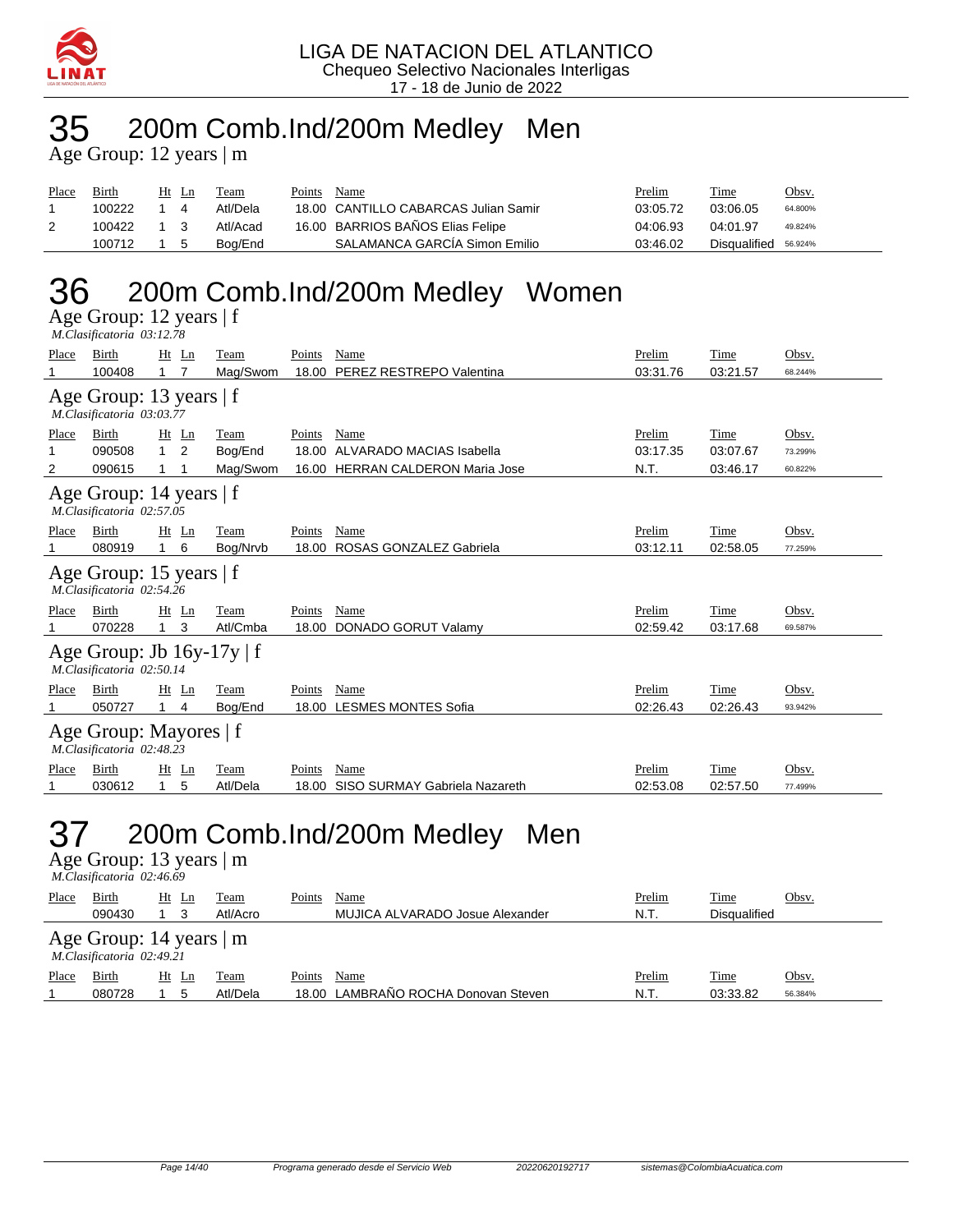LIGA DE NATACION DEL ATLANTICO
Chequeo Selectivo Nacionales Interligas
17 - 18 de Junio de 2022

# 35 200m Comb.Ind/200m Medley Men

Age Group: 12 years | m

| Place | Birth | Ht | Ln | Team | Points | Name | Prelim | Time | Obsv. |
|---|---|---|---|---|---|---|---|---|---|
| 1 | 100222 | 1 | 4 | Atl/Dela | 18.00 | CANTILLO CABARCAS Julian Samir | 03:05.72 | 03:06.05 | 64.800% |
| 2 | 100422 | 1 | 3 | Atl/Acad | 16.00 | BARRIOS BAÑOS Elias Felipe | 04:06.93 | 04:01.97 | 49.824% |
| | 100712 | 1 | 5 | Bog/End | | SALAMANCA GARCÍA Simon Emilio | 03:46.02 | Disqualified | 56.924% |

# 36 200m Comb.Ind/200m Medley Women

Age Group: 12 years | f
*M.Clasificatoria 03:12.78*

| Place | Birth | Ht | Ln | Team | Points | Name | Prelim | Time | Obsv. |
|---|---|---|---|---|---|---|---|---|---|
| 1 | 100408 | 1 | 7 | Mag/Swom | 18.00 | PEREZ RESTREPO Valentina | 03:31.76 | 03:21.57 | 68.244% |

Age Group: 13 years | f
*M.Clasificatoria 03:03.77*

| Place | Birth | Ht | Ln | Team | Points | Name | Prelim | Time | Obsv. |
|---|---|---|---|---|---|---|---|---|---|
| 1 | 090508 | 1 | 2 | Bog/End | 18.00 | ALVARADO MACIAS Isabella | 03:17.35 | 03:07.67 | 73.299% |
| 2 | 090615 | 1 | 1 | Mag/Swom | 16.00 | HERRAN CALDERON Maria Jose | N.T. | 03:46.17 | 60.822% |

Age Group: 14 years | f
*M.Clasificatoria 02:57.05*

| Place | Birth | Ht | Ln | Team | Points | Name | Prelim | Time | Obsv. |
|---|---|---|---|---|---|---|---|---|---|
| 1 | 080919 | 1 | 6 | Bog/Nrvb | 18.00 | ROSAS GONZALEZ Gabriela | 03:12.11 | 02:58.05 | 77.259% |

Age Group: 15 years | f
*M.Clasificatoria 02:54.26*

| Place | Birth | Ht | Ln | Team | Points | Name | Prelim | Time | Obsv. |
|---|---|---|---|---|---|---|---|---|---|
| 1 | 070228 | 1 | 3 | Atl/Cmba | 18.00 | DONADO GORUT Valamy | 02:59.42 | 03:17.68 | 69.587% |

Age Group: Jb 16y-17y | f
*M.Clasificatoria 02:50.14*

| Place | Birth | Ht | Ln | Team | Points | Name | Prelim | Time | Obsv. |
|---|---|---|---|---|---|---|---|---|---|
| 1 | 050727 | 1 | 4 | Bog/End | 18.00 | LESMES MONTES Sofia | 02:26.43 | 02:26.43 | 93.942% |

Age Group: Mayores | f
*M.Clasificatoria 02:48.23*

| Place | Birth | Ht | Ln | Team | Points | Name | Prelim | Time | Obsv. |
|---|---|---|---|---|---|---|---|---|---|
| 1 | 030612 | 1 | 5 | Atl/Dela | 18.00 | SISO SURMAY Gabriela Nazareth | 02:53.08 | 02:57.50 | 77.499% |

# 37 200m Comb.Ind/200m Medley Men

Age Group: 13 years | m
*M.Clasificatoria 02:46.69*

| Place | Birth | Ht | Ln | Team | Points | Name | Prelim | Time | Obsv. |
|---|---|---|---|---|---|---|---|---|---|
| | 090430 | 1 | 3 | Atl/Acro | | MUJICA ALVARADO Josue Alexander | N.T. | Disqualified | |

Age Group: 14 years | m
*M.Clasificatoria 02:49.21*

| Place | Birth | Ht | Ln | Team | Points | Name | Prelim | Time | Obsv. |
|---|---|---|---|---|---|---|---|---|---|
| 1 | 080728 | 1 | 5 | Atl/Dela | 18.00 | LAMBRAÑO ROCHA Donovan Steven | N.T. | 03:33.82 | 56.384% |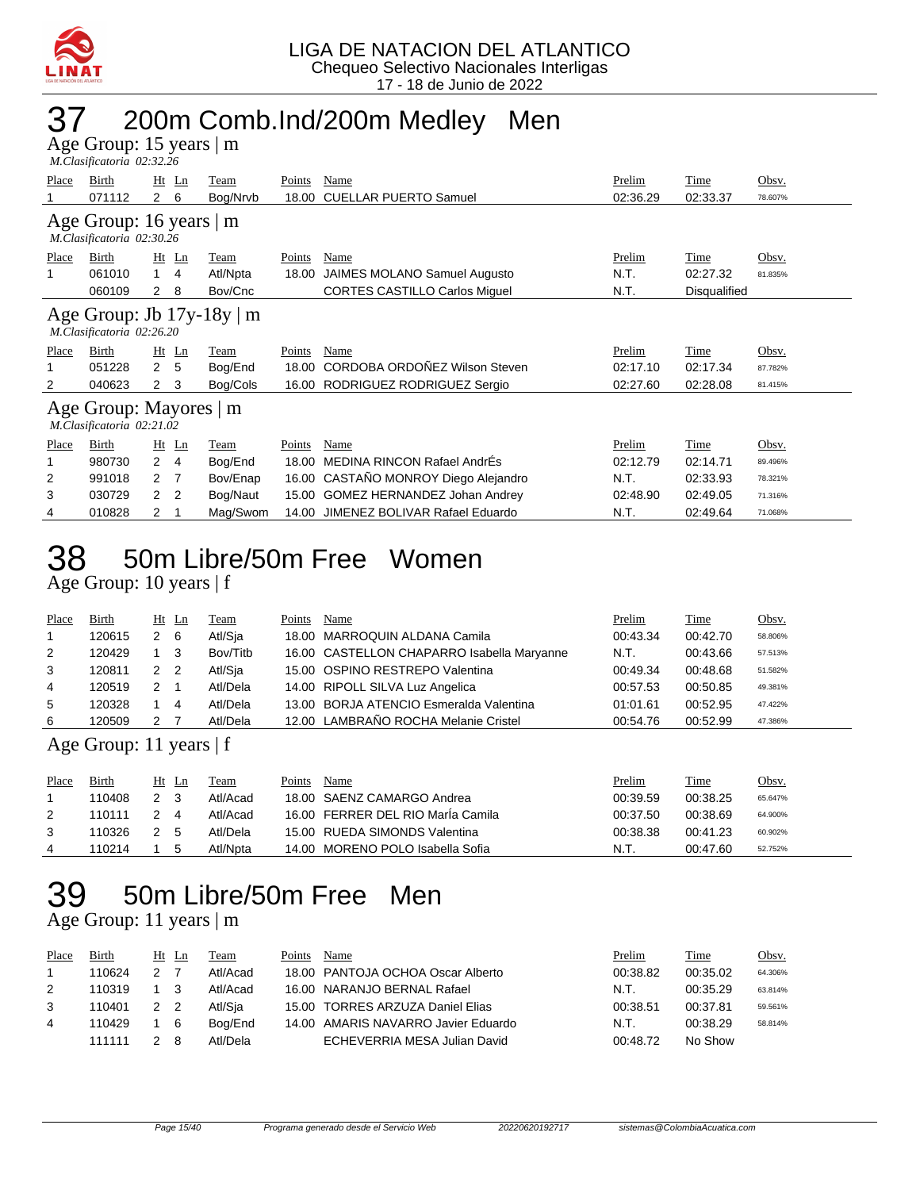LIGA DE NATACION DEL ATLANTICO
Chequeo Selectivo Nacionales Interligas
17 - 18 de Junio de 2022

# 37 200m Comb.Ind/200m Medley Men

## Age Group: 15 years | m

*M.Clasificatoria 02:32.26*

| Place | Birth | Ht | Ln | Team | Points | Name | Prelim | Time | Obsv. |
|---|---|---|---|---|---|---|---|---|---|
| 1 | 071112 | 2 | 6 | Bog/Nrvb | 18.00 | CUELLAR PUERTO Samuel | 02:36.29 | 02:33.37 | 78.607% |

## Age Group: 16 years | m

*M.Clasificatoria 02:30.26*

| Place | Birth | Ht | Ln | Team | Points | Name | Prelim | Time | Obsv. |
|---|---|---|---|---|---|---|---|---|---|
| 1 | 061010 | 1 | 4 | Atl/Npta | 18.00 | JAIMES MOLANO Samuel Augusto | N.T. | 02:27.32 | 81.835% |
| | 060109 | 2 | 8 | Bov/Cnc | | CORTES CASTILLO Carlos Miguel | N.T. | Disqualified | |

## Age Group: Jb 17y-18y | m

*M.Clasificatoria 02:26.20*

| Place | Birth | Ht | Ln | Team | Points | Name | Prelim | Time | Obsv. |
|---|---|---|---|---|---|---|---|---|---|
| 1 | 051228 | 2 | 5 | Bog/End | 18.00 | CORDOBA ORDOÑEZ Wilson Steven | 02:17.10 | 02:17.34 | 87.782% |
| 2 | 040623 | 2 | 3 | Bog/Cols | 16.00 | RODRIGUEZ RODRIGUEZ Sergio | 02:27.60 | 02:28.08 | 81.415% |

## Age Group: Mayores | m

*M.Clasificatoria 02:21.02*

| Place | Birth | Ht | Ln | Team | Points | Name | Prelim | Time | Obsv. |
|---|---|---|---|---|---|---|---|---|---|
| 1 | 980730 | 2 | 4 | Bog/End | 18.00 | MEDINA RINCON Rafael AndrÉs | 02:12.79 | 02:14.71 | 89.496% |
| 2 | 991018 | 2 | 7 | Bov/Enap | 16.00 | CASTAÑO MONROY Diego Alejandro | N.T. | 02:33.93 | 78.321% |
| 3 | 030729 | 2 | 2 | Bog/Naut | 15.00 | GOMEZ HERNANDEZ Johan Andrey | 02:48.90 | 02:49.05 | 71.316% |
| 4 | 010828 | 2 | 1 | Mag/Swom | 14.00 | JIMENEZ BOLIVAR Rafael Eduardo | N.T. | 02:49.64 | 71.068% |

# 38 50m Libre/50m Free Women

## Age Group: 10 years | f

| Place | Birth | Ht | Ln | Team | Points | Name | Prelim | Time | Obsv. |
|---|---|---|---|---|---|---|---|---|---|
| 1 | 120615 | 2 | 6 | Atl/Sja | 18.00 | MARROQUIN ALDANA Camila | 00:43.34 | 00:42.70 | 58.806% |
| 2 | 120429 | 1 | 3 | Bov/Titb | 16.00 | CASTELLON CHAPARRO Isabella Maryanne | N.T. | 00:43.66 | 57.513% |
| 3 | 120811 | 2 | 2 | Atl/Sja | 15.00 | OSPINO RESTREPO Valentina | 00:49.34 | 00:48.68 | 51.582% |
| 4 | 120519 | 2 | 1 | Atl/Dela | 14.00 | RIPOLL SILVA Luz Angelica | 00:57.53 | 00:50.85 | 49.381% |
| 5 | 120328 | 1 | 4 | Atl/Dela | 13.00 | BORJA ATENCIO Esmeralda Valentina | 01:01.61 | 00:52.95 | 47.422% |
| 6 | 120509 | 2 | 7 | Atl/Dela | 12.00 | LAMBRAÑO ROCHA Melanie Cristel | 00:54.76 | 00:52.99 | 47.386% |

## Age Group: 11 years | f

| Place | Birth | Ht | Ln | Team | Points | Name | Prelim | Time | Obsv. |
|---|---|---|---|---|---|---|---|---|---|
| 1 | 110408 | 2 | 3 | Atl/Acad | 18.00 | SAENZ CAMARGO Andrea | 00:39.59 | 00:38.25 | 65.647% |
| 2 | 110111 | 2 | 4 | Atl/Acad | 16.00 | FERRER DEL RIO MarÍa Camila | 00:37.50 | 00:38.69 | 64.900% |
| 3 | 110326 | 2 | 5 | Atl/Dela | 15.00 | RUEDA SIMONDS Valentina | 00:38.38 | 00:41.23 | 60.902% |
| 4 | 110214 | 1 | 5 | Atl/Npta | 14.00 | MORENO POLO Isabella Sofia | N.T. | 00:47.60 | 52.752% |

# 39 50m Libre/50m Free Men

## Age Group: 11 years | m

| Place | Birth | Ht | Ln | Team | Points | Name | Prelim | Time | Obsv. |
|---|---|---|---|---|---|---|---|---|---|
| 1 | 110624 | 2 | 7 | Atl/Acad | 18.00 | PANTOJA OCHOA Oscar Alberto | 00:38.82 | 00:35.02 | 64.306% |
| 2 | 110319 | 1 | 3 | Atl/Acad | 16.00 | NARANJO BERNAL Rafael | N.T. | 00:35.29 | 63.814% |
| 3 | 110401 | 2 | 2 | Atl/Sja | 15.00 | TORRES ARZUZA Daniel Elias | 00:38.51 | 00:37.81 | 59.561% |
| 4 | 110429 | 1 | 6 | Bog/End | 14.00 | AMARIS NAVARRO Javier Eduardo | N.T. | 00:38.29 | 58.814% |
| | 111111 | 2 | 8 | Atl/Dela | | ECHEVERRIA MESA Julian David | 00:48.72 | No Show | |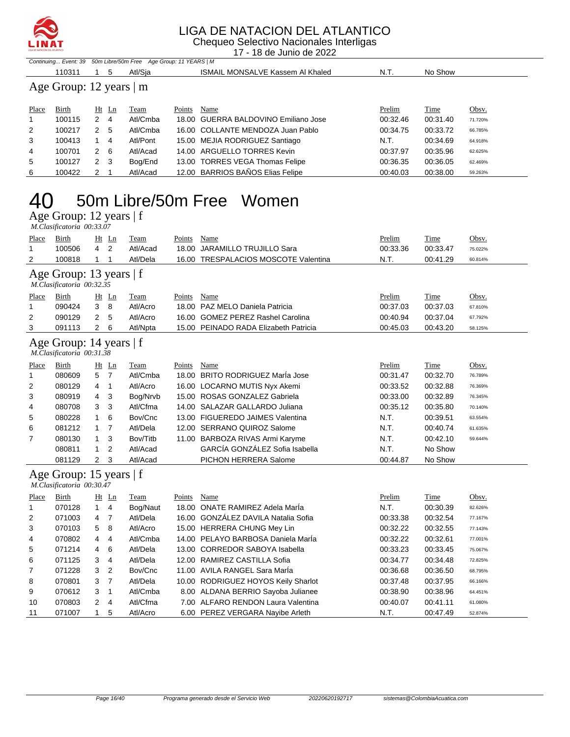# LIGA DE NATACION DEL ATLANTICO

Chequeo Selectivo Nacionales Interligas

17 - 18 de Junio de 2022

*Continuing... Event: 39 50m Libre/50m Free Age Group: 11 YEARS | M*

| Place | Birth | Ht | Ln | Team | Points | Name | Prelim | Time | Obsv. |
|---|---|---|---|---|---|---|---|---|---|
| | 110311 | 1 | 5 | Atl/Sja | | ISMAIL MONSALVE Kassem Al Khaled | N.T. | No Show | |

## Age Group: 12 years | m

| Place | Birth | Ht | Ln | Team | Points | Name | Prelim | Time | Obsv. |
|---|---|---|---|---|---|---|---|---|---|
| 1 | 100115 | 2 | 4 | Atl/Cmba | 18.00 | GUERRA BALDOVINO Emiliano Jose | 00:32.46 | 00:31.40 | 71.720% |
| 2 | 100217 | 2 | 5 | Atl/Cmba | 16.00 | COLLANTE MENDOZA Juan Pablo | 00:34.75 | 00:33.72 | 66.785% |
| 3 | 100413 | 1 | 4 | Atl/Pont | 15.00 | MEJIA RODRIGUEZ Santiago | N.T. | 00:34.69 | 64.918% |
| 4 | 100701 | 2 | 6 | Atl/Acad | 14.00 | ARGUELLO TORRES Kevin | 00:37.97 | 00:35.96 | 62.625% |
| 5 | 100127 | 2 | 3 | Bog/End | 13.00 | TORRES VEGA Thomas Felipe | 00:36.35 | 00:36.05 | 62.469% |
| 6 | 100422 | 2 | 1 | Atl/Acad | 12.00 | BARRIOS BAÑOS Elias Felipe | 00:40.03 | 00:38.00 | 59.263% |

# 40 50m Libre/50m Free Women

## Age Group: 12 years | f

*M.Clasificatoria 00:33.07*

| Place | Birth | Ht | Ln | Team | Points | Name | Prelim | Time | Obsv. |
|---|---|---|---|---|---|---|---|---|---|
| 1 | 100506 | 4 | 2 | Atl/Acad | 18.00 | JARAMILLO TRUJILLO Sara | 00:33.36 | 00:33.47 | 75.022% |
| 2 | 100818 | 1 | 1 | Atl/Dela | 16.00 | TRESPALACIOS MOSCOTE Valentina | N.T. | 00:41.29 | 60.814% |

## Age Group: 13 years | f

*M.Clasificatoria 00:32.35*

| Place | Birth | Ht | Ln | Team | Points | Name | Prelim | Time | Obsv. |
|---|---|---|---|---|---|---|---|---|---|
| 1 | 090424 | 3 | 8 | Atl/Acro | 18.00 | PAZ MELO Daniela Patricia | 00:37.03 | 00:37.03 | 67.810% |
| 2 | 090129 | 2 | 5 | Atl/Acro | 16.00 | GOMEZ PEREZ Rashel Carolina | 00:40.94 | 00:37.04 | 67.792% |
| 3 | 091113 | 2 | 6 | Atl/Npta | 15.00 | PEINADO RADA Elizabeth Patricia | 00:45.03 | 00:43.20 | 58.125% |

## Age Group: 14 years | f

*M.Clasificatoria 00:31.38*

| Place | Birth | Ht | Ln | Team | Points | Name | Prelim | Time | Obsv. |
|---|---|---|---|---|---|---|---|---|---|
| 1 | 080609 | 5 | 7 | Atl/Cmba | 18.00 | BRITO RODRIGUEZ MarÍa Jose | 00:31.47 | 00:32.70 | 76.789% |
| 2 | 080129 | 4 | 1 | Atl/Acro | 16.00 | LOCARNO MUTIS Nyx Akemi | 00:33.52 | 00:32.88 | 76.369% |
| 3 | 080919 | 4 | 3 | Bog/Nrvb | 15.00 | ROSAS GONZALEZ Gabriela | 00:33.00 | 00:32.89 | 76.345% |
| 4 | 080708 | 3 | 3 | Atl/Cfma | 14.00 | SALAZAR GALLARDO Juliana | 00:35.12 | 00:35.80 | 70.140% |
| 5 | 080228 | 1 | 6 | Bov/Cnc | 13.00 | FIGUEREDO JAIMES Valentina | N.T. | 00:39.51 | 63.554% |
| 6 | 081212 | 1 | 7 | Atl/Dela | 12.00 | SERRANO QUIROZ Salome | N.T. | 00:40.74 | 61.635% |
| 7 | 080130 | 1 | 3 | Bov/Titb | 11.00 | BARBOZA RIVAS Armi Karyme | N.T. | 00:42.10 | 59.644% |
| | 080811 | 1 | 2 | Atl/Acad | | GARCÍA GONZÁLEZ Sofia Isabella | N.T. | No Show | |
| | 081129 | 2 | 3 | Atl/Acad | | PICHON HERRERA Salome | 00:44.87 | No Show | |

## Age Group: 15 years | f

*M.Clasificatoria 00:30.47*

| Place | Birth | Ht | Ln | Team | Points | Name | Prelim | Time | Obsv. |
|---|---|---|---|---|---|---|---|---|---|
| 1 | 070128 | 1 | 4 | Bog/Naut | 18.00 | ONATE RAMIREZ Adela MarÍa | N.T. | 00:30.39 | 82.626% |
| 2 | 071003 | 4 | 7 | Atl/Dela | 16.00 | GONZÁLEZ DAVILA Natalia Sofia | 00:33.38 | 00:32.54 | 77.167% |
| 3 | 070103 | 5 | 8 | Atl/Acro | 15.00 | HERRERA CHUNG Mey Lin | 00:32.22 | 00:32.55 | 77.143% |
| 4 | 070802 | 4 | 4 | Atl/Cmba | 14.00 | PELAYO BARBOSA Daniela MarÍa | 00:32.22 | 00:32.61 | 77.001% |
| 5 | 071214 | 4 | 6 | Atl/Dela | 13.00 | CORREDOR SABOYA Isabella | 00:33.23 | 00:33.45 | 75.067% |
| 6 | 071125 | 3 | 4 | Atl/Dela | 12.00 | RAMIREZ CASTILLA Sofia | 00:34.77 | 00:34.48 | 72.825% |
| 7 | 071228 | 3 | 2 | Bov/Cnc | 11.00 | AVILA RANGEL Sara MarÍa | 00:36.68 | 00:36.50 | 68.795% |
| 8 | 070801 | 3 | 7 | Atl/Dela | 10.00 | RODRIGUEZ HOYOS Keily Sharlot | 00:37.48 | 00:37.95 | 66.166% |
| 9 | 070612 | 3 | 1 | Atl/Cmba | 8.00 | ALDANA BERRIO Sayoba Julianee | 00:38.90 | 00:38.96 | 64.451% |
| 10 | 070803 | 2 | 4 | Atl/Cfma | 7.00 | ALFARO RENDON Laura Valentina | 00:40.07 | 00:41.11 | 61.080% |
| 11 | 071007 | 1 | 5 | Atl/Acro | 6.00 | PEREZ VERGARA Nayibe Arleth | N.T. | 00:47.49 | 52.874% |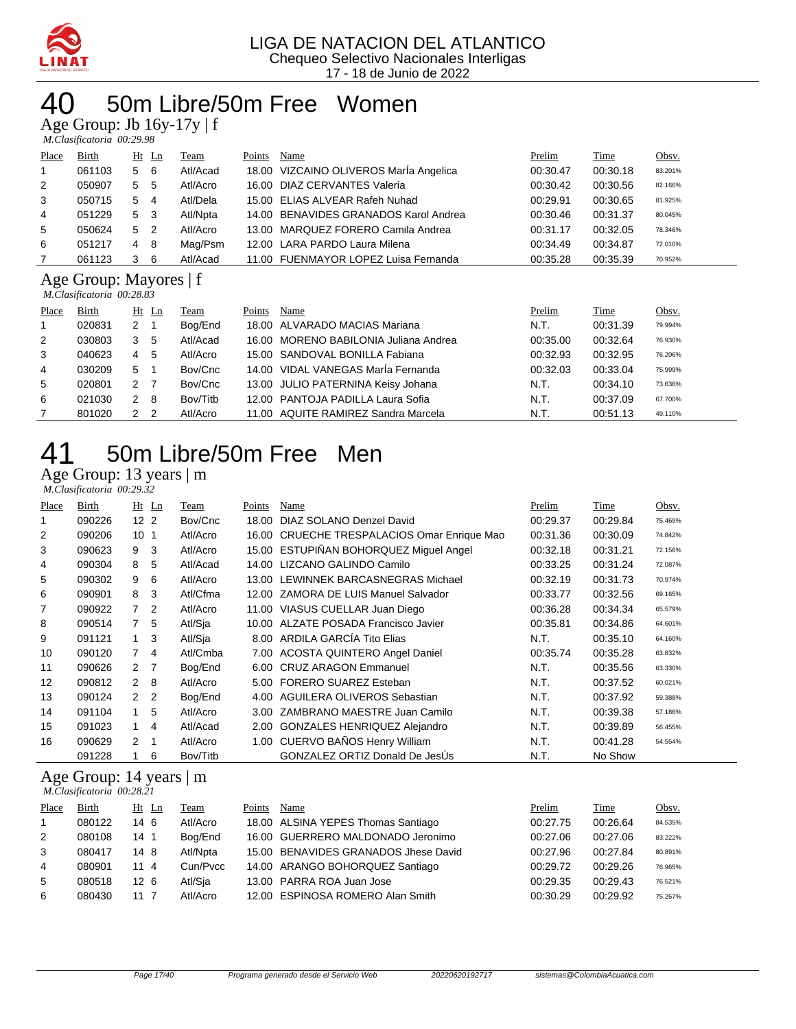LIGA DE NATACION DEL ATLANTICO
Chequeo Selectivo Nacionales Interligas
17 - 18 de Junio de 2022

# 40 50m Libre/50m Free Women

## Age Group: Jb 16y-17y | f

*M.Clasificatoria 00:29.98*

| Place | Birth | Ht | Ln | Team | Points | Name | Prelim | Time | Obsv. |
|---|---|---|---|---|---|---|---|---|---|
| 1 | 061103 | 5 | 6 | Atl/Acad | 18.00 | VIZCAINO OLIVEROS MarÍa Angelica | 00:30.47 | 00:30.18 | 83.201% |
| 2 | 050907 | 5 | 5 | Atl/Acro | 16.00 | DIAZ CERVANTES Valeria | 00:30.42 | 00:30.56 | 82.166% |
| 3 | 050715 | 5 | 4 | Atl/Dela | 15.00 | ELIAS ALVEAR Rafeh Nuhad | 00:29.91 | 00:30.65 | 81.925% |
| 4 | 051229 | 5 | 3 | Atl/Npta | 14.00 | BENAVIDES GRANADOS Karol Andrea | 00:30.46 | 00:31.37 | 80.045% |
| 5 | 050624 | 5 | 2 | Atl/Acro | 13.00 | MARQUEZ FORERO Camila Andrea | 00:31.17 | 00:32.05 | 78.346% |
| 6 | 051217 | 4 | 8 | Mag/Psm | 12.00 | LARA PARDO Laura Milena | 00:34.49 | 00:34.87 | 72.010% |
| 7 | 061123 | 3 | 6 | Atl/Acad | 11.00 | FUENMAYOR LOPEZ Luisa Fernanda | 00:35.28 | 00:35.39 | 70.952% |

## Age Group: Mayores | f

*M.Clasificatoria 00:28.83*

| Place | Birth | Ht | Ln | Team | Points | Name | Prelim | Time | Obsv. |
|---|---|---|---|---|---|---|---|---|---|
| 1 | 020831 | 2 | 1 | Bog/End | 18.00 | ALVARADO MACIAS Mariana | N.T. | 00:31.39 | 79.994% |
| 2 | 030803 | 3 | 5 | Atl/Acad | 16.00 | MORENO BABILONIA Juliana Andrea | 00:35.00 | 00:32.64 | 76.930% |
| 3 | 040623 | 4 | 5 | Atl/Acro | 15.00 | SANDOVAL BONILLA Fabiana | 00:32.93 | 00:32.95 | 76.206% |
| 4 | 030209 | 5 | 1 | Bov/Cnc | 14.00 | VIDAL VANEGAS MarÍa Fernanda | 00:32.03 | 00:33.04 | 75.999% |
| 5 | 020801 | 2 | 7 | Bov/Cnc | 13.00 | JULIO PATERNINA Keisy Johana | N.T. | 00:34.10 | 73.636% |
| 6 | 021030 | 2 | 8 | Bov/Titb | 12.00 | PANTOJA PADILLA Laura Sofia | N.T. | 00:37.09 | 67.700% |
| 7 | 801020 | 2 | 2 | Atl/Acro | 11.00 | AQUITE RAMIREZ Sandra Marcela | N.T. | 00:51.13 | 49.110% |

# 41 50m Libre/50m Free Men

## Age Group: 13 years | m

*M.Clasificatoria 00:29.32*

| Place | Birth | Ht | Ln | Team | Points | Name | Prelim | Time | Obsv. |
|---|---|---|---|---|---|---|---|---|---|
| 1 | 090226 | 12 | 2 | Bov/Cnc | 18.00 | DIAZ SOLANO Denzel David | 00:29.37 | 00:29.84 | 75.469% |
| 2 | 090206 | 10 | 1 | Atl/Acro | 16.00 | CRUECHE TRESPALACIOS Omar Enrique Mao | 00:31.36 | 00:30.09 | 74.842% |
| 3 | 090623 | 9 | 3 | Atl/Acro | 15.00 | ESTUPIÑAN BOHORQUEZ Miguel Angel | 00:32.18 | 00:31.21 | 72.156% |
| 4 | 090304 | 8 | 5 | Atl/Acad | 14.00 | LIZCANO GALINDO Camilo | 00:33.25 | 00:31.24 | 72.087% |
| 5 | 090302 | 9 | 6 | Atl/Acro | 13.00 | LEWINNEK BARCASNEGRAS Michael | 00:32.19 | 00:31.73 | 70.974% |
| 6 | 090901 | 8 | 3 | Atl/Cfma | 12.00 | ZAMORA DE LUIS Manuel Salvador | 00:33.77 | 00:32.56 | 69.165% |
| 7 | 090922 | 7 | 2 | Atl/Acro | 11.00 | VIASUS CUELLAR Juan Diego | 00:36.28 | 00:34.34 | 65.579% |
| 8 | 090514 | 7 | 5 | Atl/Sja | 10.00 | ALZATE POSADA Francisco Javier | 00:35.81 | 00:34.86 | 64.601% |
| 9 | 091121 | 1 | 3 | Atl/Sja | 8.00 | ARDILA GARCÍA Tito Elias | N.T. | 00:35.10 | 64.160% |
| 10 | 090120 | 7 | 4 | Atl/Cmba | 7.00 | ACOSTA QUINTERO Angel Daniel | 00:35.74 | 00:35.28 | 63.832% |
| 11 | 090626 | 2 | 7 | Bog/End | 6.00 | CRUZ ARAGON Emmanuel | N.T. | 00:35.56 | 63.330% |
| 12 | 090812 | 2 | 8 | Atl/Acro | 5.00 | FORERO SUAREZ Esteban | N.T. | 00:37.52 | 60.021% |
| 13 | 090124 | 2 | 2 | Bog/End | 4.00 | AGUILERA OLIVEROS Sebastian | N.T. | 00:37.92 | 59.388% |
| 14 | 091104 | 1 | 5 | Atl/Acro | 3.00 | ZAMBRANO MAESTRE Juan Camilo | N.T. | 00:39.38 | 57.186% |
| 15 | 091023 | 1 | 4 | Atl/Acad | 2.00 | GONZALES HENRIQUEZ Alejandro | N.T. | 00:39.89 | 56.455% |
| 16 | 090629 | 2 | 1 | Atl/Acro | 1.00 | CUERVO BAÑOS Henry William | N.T. | 00:41.28 | 54.554% |
| | 091228 | 1 | 6 | Bov/Titb | | GONZALEZ ORTIZ Donald De JesÚs | N.T. | No Show | |

## Age Group: 14 years | m

*M.Clasificatoria 00:28.21*

| Place | Birth | Ht | Ln | Team | Points | Name | Prelim | Time | Obsv. |
|---|---|---|---|---|---|---|---|---|---|
| 1 | 080122 | 14 | 6 | Atl/Acro | 18.00 | ALSINA YEPES Thomas Santiago | 00:27.75 | 00:26.64 | 84.535% |
| 2 | 080108 | 14 | 1 | Bog/End | 16.00 | GUERRERO MALDONADO Jeronimo | 00:27.06 | 00:27.06 | 83.222% |
| 3 | 080417 | 14 | 8 | Atl/Npta | 15.00 | BENAVIDES GRANADOS Jhese David | 00:27.96 | 00:27.84 | 80.891% |
| 4 | 080901 | 11 | 4 | Cun/Pvcc | 14.00 | ARANGO BOHORQUEZ Santiago | 00:29.72 | 00:29.26 | 76.965% |
| 5 | 080518 | 12 | 6 | Atl/Sja | 13.00 | PARRA ROA Juan Jose | 00:29.35 | 00:29.43 | 76.521% |
| 6 | 080430 | 11 | 7 | Atl/Acro | 12.00 | ESPINOSA ROMERO Alan Smith | 00:30.29 | 00:29.92 | 75.267% |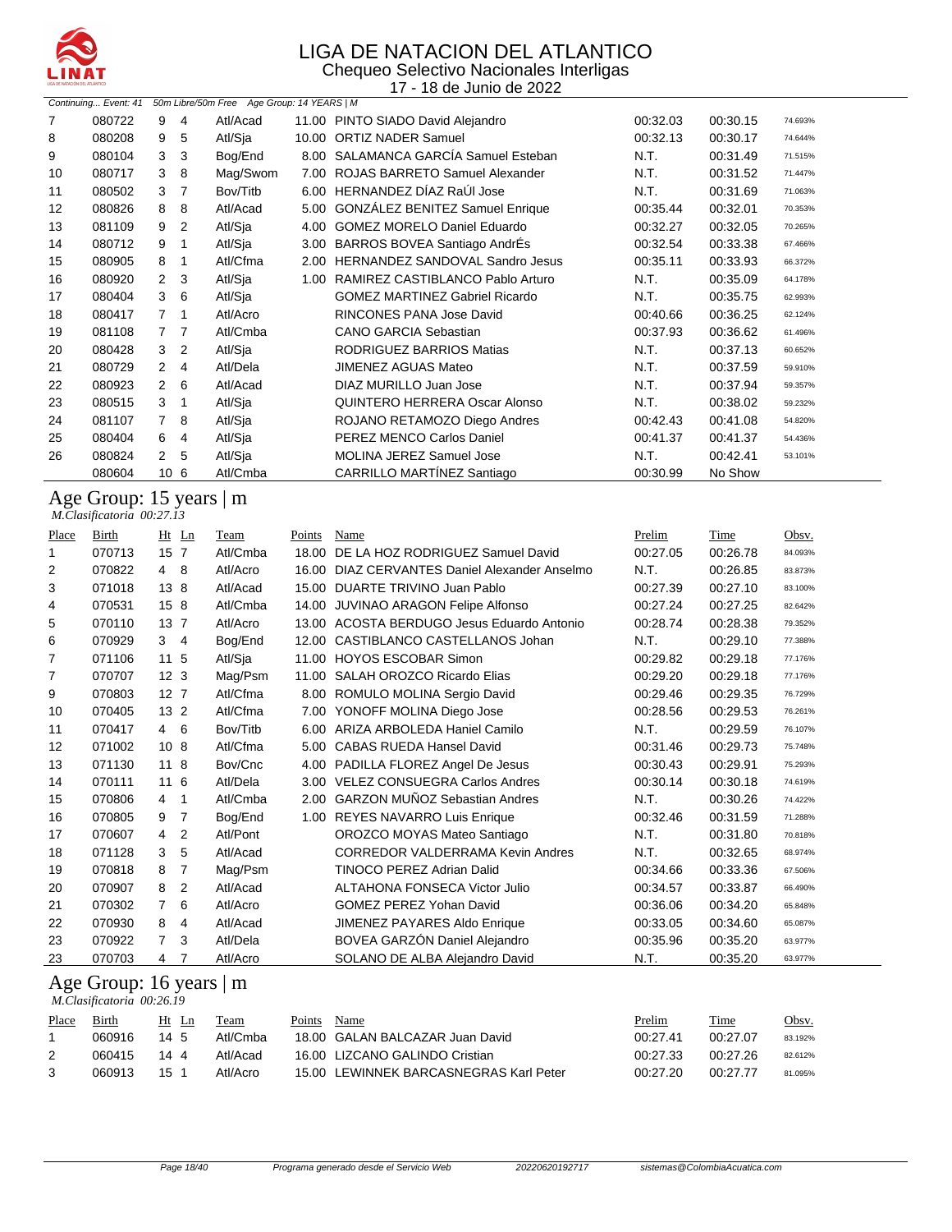# LIGA DE NATACION DEL ATLANTICO

Chequeo Selectivo Nacionales Interligas

17 - 18 de Junio de 2022

*Continuing... Event: 41 50m Libre/50m Free Age Group: 14 YEARS | M*

| Place | Birth | Ht | Ln | Team | Points | Name | Prelim | Time | Obsv. |
|---|---|---|---|---|---|---|---|---|---|
| 7 | 080722 | 9 | 4 | Atl/Acad | 11.00 | PINTO SIADO David Alejandro | 00:32.03 | 00:30.15 | 74.693% |
| 8 | 080208 | 9 | 5 | Atl/Sja | 10.00 | ORTIZ NADER Samuel | 00:32.13 | 00:30.17 | 74.644% |
| 9 | 080104 | 3 | 3 | Bog/End | 8.00 | SALAMANCA GARCÍA Samuel Esteban | N.T. | 00:31.49 | 71.515% |
| 10 | 080717 | 3 | 8 | Mag/Swom | 7.00 | ROJAS BARRETO Samuel Alexander | N.T. | 00:31.52 | 71.447% |
| 11 | 080502 | 3 | 7 | Bov/Titb | 6.00 | HERNANDEZ DÍAZ RaÚl Jose | N.T. | 00:31.69 | 71.063% |
| 12 | 080826 | 8 | 8 | Atl/Acad | 5.00 | GONZÁLEZ BENITEZ Samuel Enrique | 00:35.44 | 00:32.01 | 70.353% |
| 13 | 081109 | 9 | 2 | Atl/Sja | 4.00 | GOMEZ MORELO Daniel Eduardo | 00:32.27 | 00:32.05 | 70.265% |
| 14 | 080712 | 9 | 1 | Atl/Sja | 3.00 | BARROS BOVEA Santiago AndrÉs | 00:32.54 | 00:33.38 | 67.466% |
| 15 | 080905 | 8 | 1 | Atl/Cfma | 2.00 | HERNANDEZ SANDOVAL Sandro Jesus | 00:35.11 | 00:33.93 | 66.372% |
| 16 | 080920 | 2 | 3 | Atl/Sja | 1.00 | RAMIREZ CASTIBLANCO Pablo Arturo | N.T. | 00:35.09 | 64.178% |
| 17 | 080404 | 3 | 6 | Atl/Sja | | GOMEZ MARTINEZ Gabriel Ricardo | N.T. | 00:35.75 | 62.993% |
| 18 | 080417 | 7 | 1 | Atl/Acro | | RINCONES PANA Jose David | 00:40.66 | 00:36.25 | 62.124% |
| 19 | 081108 | 7 | 7 | Atl/Cmba | | CANO GARCIA Sebastian | 00:37.93 | 00:36.62 | 61.496% |
| 20 | 080428 | 3 | 2 | Atl/Sja | | RODRIGUEZ BARRIOS Matias | N.T. | 00:37.13 | 60.652% |
| 21 | 080729 | 2 | 4 | Atl/Dela | | JIMENEZ AGUAS Mateo | N.T. | 00:37.59 | 59.910% |
| 22 | 080923 | 2 | 6 | Atl/Acad | | DIAZ MURILLO Juan Jose | N.T. | 00:37.94 | 59.357% |
| 23 | 080515 | 3 | 1 | Atl/Sja | | QUINTERO HERRERA Oscar Alonso | N.T. | 00:38.02 | 59.232% |
| 24 | 081107 | 7 | 8 | Atl/Sja | | ROJANO RETAMOZO Diego Andres | 00:42.43 | 00:41.08 | 54.820% |
| 25 | 080404 | 6 | 4 | Atl/Sja | | PEREZ MENCO Carlos Daniel | 00:41.37 | 00:41.37 | 54.436% |
| 26 | 080824 | 2 | 5 | Atl/Sja | | MOLINA JEREZ Samuel Jose | N.T. | 00:42.41 | 53.101% |
| | 080604 | 10 | 6 | Atl/Cmba | | CARRILLO MARTÍNEZ Santiago | 00:30.99 | No Show | |

## Age Group: 15 years | m

*M.Clasificatoria 00:27.13*

| Place | Birth | Ht | Ln | Team | Points | Name | Prelim | Time | Obsv. |
|---|---|---|---|---|---|---|---|---|---|
| 1 | 070713 | 15 | 7 | Atl/Cmba | 18.00 | DE LA HOZ RODRIGUEZ Samuel David | 00:27.05 | 00:26.78 | 84.093% |
| 2 | 070822 | 4 | 8 | Atl/Acro | 16.00 | DIAZ CERVANTES Daniel Alexander Anselmo | N.T. | 00:26.85 | 83.873% |
| 3 | 071018 | 13 | 8 | Atl/Acad | 15.00 | DUARTE TRIVINO Juan Pablo | 00:27.39 | 00:27.10 | 83.100% |
| 4 | 070531 | 15 | 8 | Atl/Cmba | 14.00 | JUVINAO ARAGON Felipe Alfonso | 00:27.24 | 00:27.25 | 82.642% |
| 5 | 070110 | 13 | 7 | Atl/Acro | 13.00 | ACOSTA BERDUGO Jesus Eduardo Antonio | 00:28.74 | 00:28.38 | 79.352% |
| 6 | 070929 | 3 | 4 | Bog/End | 12.00 | CASTIBLANCO CASTELLANOS Johan | N.T. | 00:29.10 | 77.388% |
| 7 | 071106 | 11 | 5 | Atl/Sja | 11.00 | HOYOS ESCOBAR Simon | 00:29.82 | 00:29.18 | 77.176% |
| 7 | 070707 | 12 | 3 | Mag/Psm | 11.00 | SALAH OROZCO Ricardo Elias | 00:29.20 | 00:29.18 | 77.176% |
| 9 | 070803 | 12 | 7 | Atl/Cfma | 8.00 | ROMULO MOLINA Sergio David | 00:29.46 | 00:29.35 | 76.729% |
| 10 | 070405 | 13 | 2 | Atl/Cfma | 7.00 | YONOFF MOLINA Diego Jose | 00:28.56 | 00:29.53 | 76.261% |
| 11 | 070417 | 4 | 6 | Bov/Titb | 6.00 | ARIZA ARBOLEDA Haniel Camilo | N.T. | 00:29.59 | 76.107% |
| 12 | 071002 | 10 | 8 | Atl/Cfma | 5.00 | CABAS RUEDA Hansel David | 00:31.46 | 00:29.73 | 75.748% |
| 13 | 071130 | 11 | 8 | Bov/Cnc | 4.00 | PADILLA FLOREZ Angel De Jesus | 00:30.43 | 00:29.91 | 75.293% |
| 14 | 070111 | 11 | 6 | Atl/Dela | 3.00 | VELEZ CONSUEGRA Carlos Andres | 00:30.14 | 00:30.18 | 74.619% |
| 15 | 070806 | 4 | 1 | Atl/Cmba | 2.00 | GARZON MUÑOZ Sebastian Andres | N.T. | 00:30.26 | 74.422% |
| 16 | 070805 | 9 | 7 | Bog/End | 1.00 | REYES NAVARRO Luis Enrique | 00:32.46 | 00:31.59 | 71.288% |
| 17 | 070607 | 4 | 2 | Atl/Pont | | OROZCO MOYAS Mateo Santiago | N.T. | 00:31.80 | 70.818% |
| 18 | 071128 | 3 | 5 | Atl/Acad | | CORREDOR VALDERRAMA Kevin Andres | N.T. | 00:32.65 | 68.974% |
| 19 | 070818 | 8 | 7 | Mag/Psm | | TINOCO PEREZ Adrian Dalid | 00:34.66 | 00:33.36 | 67.506% |
| 20 | 070907 | 8 | 2 | Atl/Acad | | ALTAHONA FONSECA Victor Julio | 00:34.57 | 00:33.87 | 66.490% |
| 21 | 070302 | 7 | 6 | Atl/Acro | | GOMEZ PEREZ Yohan David | 00:36.06 | 00:34.20 | 65.848% |
| 22 | 070930 | 8 | 4 | Atl/Acad | | JIMENEZ PAYARES Aldo Enrique | 00:33.05 | 00:34.60 | 65.087% |
| 23 | 070922 | 7 | 3 | Atl/Dela | | BOVEA GARZÓN Daniel Alejandro | 00:35.96 | 00:35.20 | 63.977% |
| 23 | 070703 | 4 | 7 | Atl/Acro | | SOLANO DE ALBA Alejandro David | N.T. | 00:35.20 | 63.977% |

## Age Group: 16 years | m

*M.Clasificatoria 00:26.19*

| Place | Birth | Ht | Ln | Team | Points | Name | Prelim | Time | Obsv. |
|---|---|---|---|---|---|---|---|---|---|
| 1 | 060916 | 14 | 5 | Atl/Cmba | 18.00 | GALAN BALCAZAR Juan David | 00:27.41 | 00:27.07 | 83.192% |
| 2 | 060415 | 14 | 4 | Atl/Acad | 16.00 | LIZCANO GALINDO Cristian | 00:27.33 | 00:27.26 | 82.612% |
| 3 | 060913 | 15 | 1 | Atl/Acro | 15.00 | LEWINNEK BARCASNEGRAS Karl Peter | 00:27.20 | 00:27.77 | 81.095% |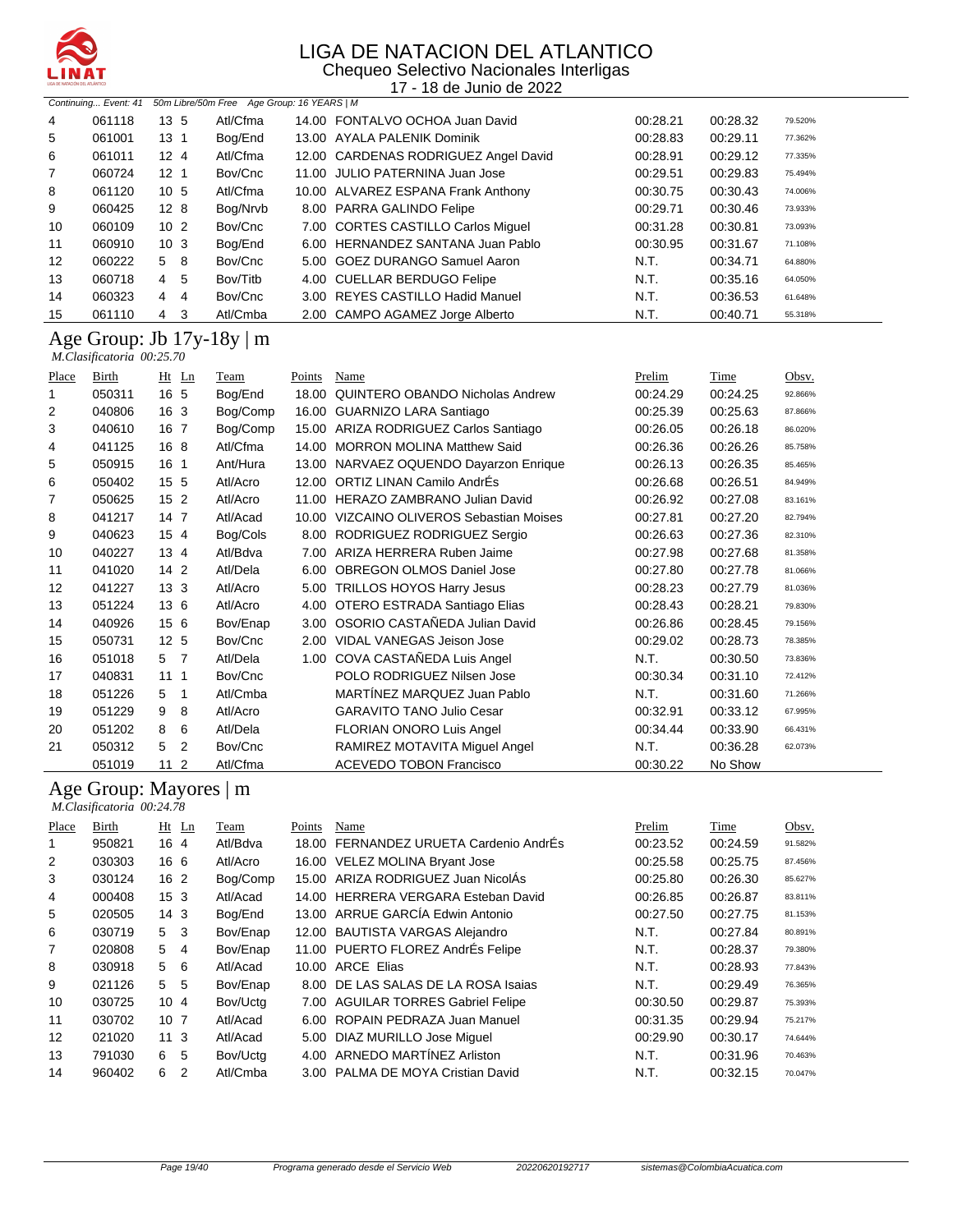# LIGA DE NATACION DEL ATLANTICO

Chequeo Selectivo Nacionales Interligas

17 - 18 de Junio de 2022

*Continuing... Event: 41 50m Libre/50m Free Age Group: 16 YEARS | M*

| Place | Birth | Ht | Ln | Team | Points | Name | Prelim | Time | Obsv. |
|---|---|---|---|---|---|---|---|---|---|
| 4 | 061118 | 13 | 5 | Atl/Cfma | 14.00 | FONTALVO OCHOA Juan David | 00:28.21 | 00:28.32 | 79.520% |
| 5 | 061001 | 13 | 1 | Bog/End | 13.00 | AYALA PALENIK Dominik | 00:28.83 | 00:29.11 | 77.362% |
| 6 | 061011 | 12 | 4 | Atl/Cfma | 12.00 | CARDENAS RODRIGUEZ Angel David | 00:28.91 | 00:29.12 | 77.335% |
| 7 | 060724 | 12 | 1 | Bov/Cnc | 11.00 | JULIO PATERNINA Juan Jose | 00:29.51 | 00:29.83 | 75.494% |
| 8 | 061120 | 10 | 5 | Atl/Cfma | 10.00 | ALVAREZ ESPANA Frank Anthony | 00:30.75 | 00:30.43 | 74.006% |
| 9 | 060425 | 12 | 8 | Bog/Nrvb | 8.00 | PARRA GALINDO Felipe | 00:29.71 | 00:30.46 | 73.933% |
| 10 | 060109 | 10 | 2 | Bov/Cnc | 7.00 | CORTES CASTILLO Carlos Miguel | 00:31.28 | 00:30.81 | 73.093% |
| 11 | 060910 | 10 | 3 | Bog/End | 6.00 | HERNANDEZ SANTANA Juan Pablo | 00:30.95 | 00:31.67 | 71.108% |
| 12 | 060222 | 5 | 8 | Bov/Cnc | 5.00 | GOEZ DURANGO Samuel Aaron | N.T. | 00:34.71 | 64.880% |
| 13 | 060718 | 4 | 5 | Bov/Titb | 4.00 | CUELLAR BERDUGO Felipe | N.T. | 00:35.16 | 64.050% |
| 14 | 060323 | 4 | 4 | Bov/Cnc | 3.00 | REYES CASTILLO Hadid Manuel | N.T. | 00:36.53 | 61.648% |
| 15 | 061110 | 4 | 3 | Atl/Cmba | 2.00 | CAMPO AGAMEZ Jorge Alberto | N.T. | 00:40.71 | 55.318% |

## Age Group: Jb 17y-18y | m

*M.Clasificatoria 00:25.70*

| Place | Birth | Ht | Ln | Team | Points | Name | Prelim | Time | Obsv. |
|---|---|---|---|---|---|---|---|---|---|
| 1 | 050311 | 16 | 5 | Bog/End | 18.00 | QUINTERO OBANDO Nicholas Andrew | 00:24.29 | 00:24.25 | 92.866% |
| 2 | 040806 | 16 | 3 | Bog/Comp | 16.00 | GUARNIZO LARA Santiago | 00:25.39 | 00:25.63 | 87.866% |
| 3 | 040610 | 16 | 7 | Bog/Comp | 15.00 | ARIZA RODRIGUEZ Carlos Santiago | 00:26.05 | 00:26.18 | 86.020% |
| 4 | 041125 | 16 | 8 | Atl/Cfma | 14.00 | MORRON MOLINA Matthew Said | 00:26.36 | 00:26.26 | 85.758% |
| 5 | 050915 | 16 | 1 | Ant/Hura | 13.00 | NARVAEZ OQUENDO Dayarzon Enrique | 00:26.13 | 00:26.35 | 85.465% |
| 6 | 050402 | 15 | 5 | Atl/Acro | 12.00 | ORTIZ LINAN Camilo AndrÉs | 00:26.68 | 00:26.51 | 84.949% |
| 7 | 050625 | 15 | 2 | Atl/Acro | 11.00 | HERAZO ZAMBRANO Julian David | 00:26.92 | 00:27.08 | 83.161% |
| 8 | 041217 | 14 | 7 | Atl/Acad | 10.00 | VIZCAINO OLIVEROS Sebastian Moises | 00:27.81 | 00:27.20 | 82.794% |
| 9 | 040623 | 15 | 4 | Bog/Cols | 8.00 | RODRIGUEZ RODRIGUEZ Sergio | 00:26.63 | 00:27.36 | 82.310% |
| 10 | 040227 | 13 | 4 | Atl/Bdva | 7.00 | ARIZA HERRERA Ruben Jaime | 00:27.98 | 00:27.68 | 81.358% |
| 11 | 041020 | 14 | 2 | Atl/Dela | 6.00 | OBREGON OLMOS Daniel Jose | 00:27.80 | 00:27.78 | 81.066% |
| 12 | 041227 | 13 | 3 | Atl/Acro | 5.00 | TRILLOS HOYOS Harry Jesus | 00:28.23 | 00:27.79 | 81.036% |
| 13 | 051224 | 13 | 6 | Atl/Acro | 4.00 | OTERO ESTRADA Santiago Elias | 00:28.43 | 00:28.21 | 79.830% |
| 14 | 040926 | 15 | 6 | Bov/Enap | 3.00 | OSORIO CASTAÑEDA Julian David | 00:26.86 | 00:28.45 | 79.156% |
| 15 | 050731 | 12 | 5 | Bov/Cnc | 2.00 | VIDAL VANEGAS Jeison Jose | 00:29.02 | 00:28.73 | 78.385% |
| 16 | 051018 | 5 | 7 | Atl/Dela | 1.00 | COVA CASTAÑEDA Luis Angel | N.T. | 00:30.50 | 73.836% |
| 17 | 040831 | 11 | 1 | Bov/Cnc | | POLO RODRIGUEZ Nilsen Jose | 00:30.34 | 00:31.10 | 72.412% |
| 18 | 051226 | 5 | 1 | Atl/Cmba | | MARTÍNEZ MARQUEZ Juan Pablo | N.T. | 00:31.60 | 71.266% |
| 19 | 051229 | 9 | 8 | Atl/Acro | | GARAVITO TANO Julio Cesar | 00:32.91 | 00:33.12 | 67.995% |
| 20 | 051202 | 8 | 6 | Atl/Dela | | FLORIAN ONORO Luis Angel | 00:34.44 | 00:33.90 | 66.431% |
| 21 | 050312 | 5 | 2 | Bov/Cnc | | RAMIREZ MOTAVITA Miguel Angel | N.T. | 00:36.28 | 62.073% |
| | 051019 | 11 | 2 | Atl/Cfma | | ACEVEDO TOBON Francisco | 00:30.22 | No Show | |

## Age Group: Mayores | m

*M.Clasificatoria 00:24.78*

| Place | Birth | Ht | Ln | Team | Points | Name | Prelim | Time | Obsv. |
|---|---|---|---|---|---|---|---|---|---|
| 1 | 950821 | 16 | 4 | Atl/Bdva | 18.00 | FERNANDEZ URUETA Cardenio AndrÉs | 00:23.52 | 00:24.59 | 91.582% |
| 2 | 030303 | 16 | 6 | Atl/Acro | 16.00 | VELEZ MOLINA Bryant Jose | 00:25.58 | 00:25.75 | 87.456% |
| 3 | 030124 | 16 | 2 | Bog/Comp | 15.00 | ARIZA RODRIGUEZ Juan NicolÁs | 00:25.80 | 00:26.30 | 85.627% |
| 4 | 000408 | 15 | 3 | Atl/Acad | 14.00 | HERRERA VERGARA Esteban David | 00:26.85 | 00:26.87 | 83.811% |
| 5 | 020505 | 14 | 3 | Bog/End | 13.00 | ARRUE GARCÍA Edwin Antonio | 00:27.50 | 00:27.75 | 81.153% |
| 6 | 030719 | 5 | 3 | Bov/Enap | 12.00 | BAUTISTA VARGAS Alejandro | N.T. | 00:27.84 | 80.891% |
| 7 | 020808 | 5 | 4 | Bov/Enap | 11.00 | PUERTO FLOREZ AndrÉs Felipe | N.T. | 00:28.37 | 79.380% |
| 8 | 030918 | 5 | 6 | Atl/Acad | 10.00 | ARCE Elias | N.T. | 00:28.93 | 77.843% |
| 9 | 021126 | 5 | 5 | Bov/Enap | 8.00 | DE LAS SALAS DE LA ROSA Isaias | N.T. | 00:29.49 | 76.365% |
| 10 | 030725 | 10 | 4 | Bov/Uctg | 7.00 | AGUILAR TORRES Gabriel Felipe | 00:30.50 | 00:29.87 | 75.393% |
| 11 | 030702 | 10 | 7 | Atl/Acad | 6.00 | ROPAIN PEDRAZA Juan Manuel | 00:31.35 | 00:29.94 | 75.217% |
| 12 | 021020 | 11 | 3 | Atl/Acad | 5.00 | DIAZ MURILLO Jose Miguel | 00:29.90 | 00:30.17 | 74.644% |
| 13 | 791030 | 6 | 5 | Bov/Uctg | 4.00 | ARNEDO MARTÍNEZ Arliston | N.T. | 00:31.96 | 70.463% |
| 14 | 960402 | 6 | 2 | Atl/Cmba | 3.00 | PALMA DE MOYA Cristian David | N.T. | 00:32.15 | 70.047% |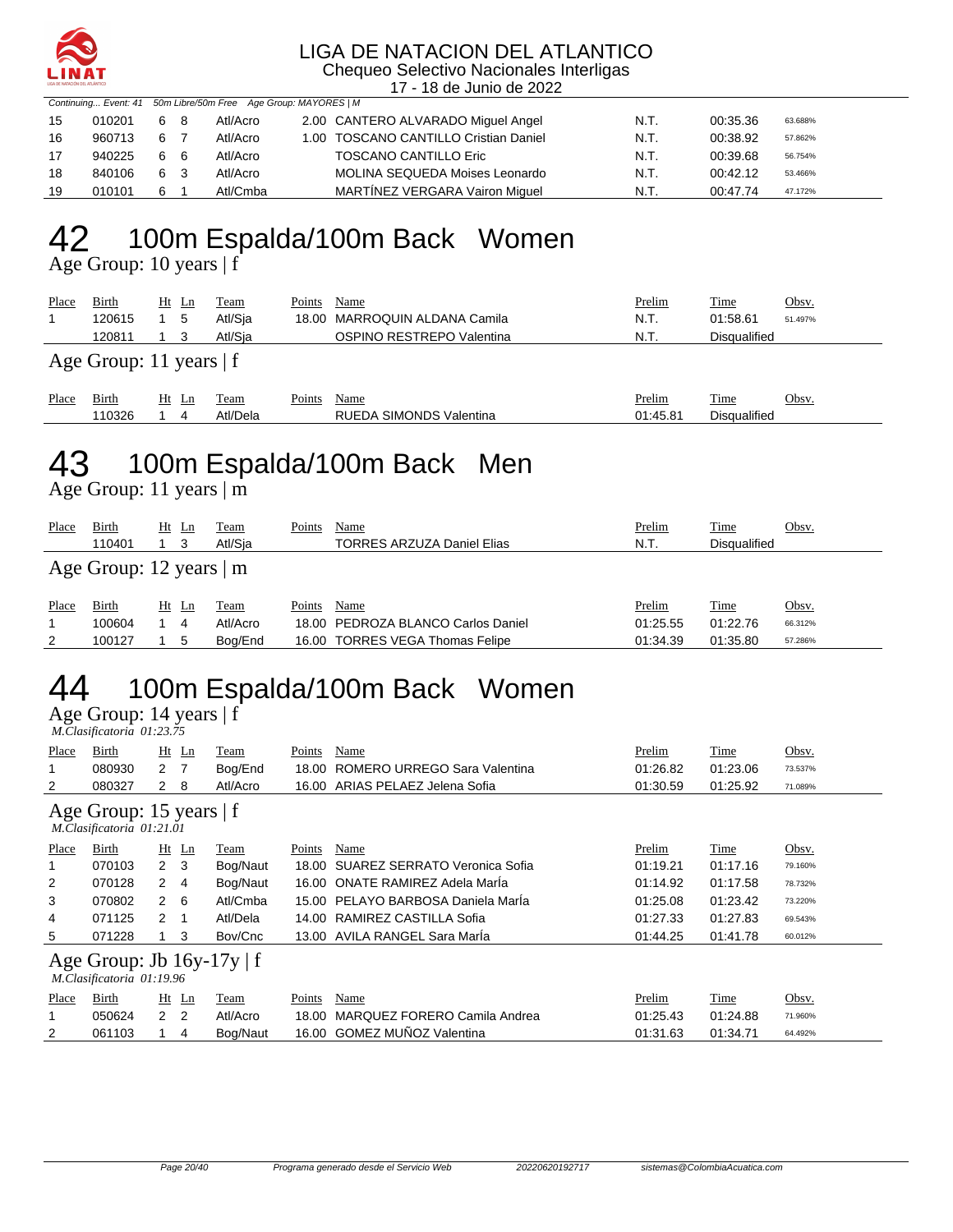# LIGA DE NATACION DEL ATLANTICO

Chequeo Selectivo Nacionales Interligas

17 - 18 de Junio de 2022

*Continuing... Event: 41 50m Libre/50m Free Age Group: MAYORES | M*

| Place | Birth | Ht | Ln | Team | Points | Name | Prelim | Time | Obsv. |
|---|---|---|---|---|---|---|---|---|---|
| 15 | 010201 | 6 | 8 | Atl/Acro | 2.00 | CANTERO ALVARADO Miguel Angel | N.T. | 00:35.36 | 63.688% |
| 16 | 960713 | 6 | 7 | Atl/Acro | 1.00 | TOSCANO CANTILLO Cristian Daniel | N.T. | 00:38.92 | 57.862% |
| 17 | 940225 | 6 | 6 | Atl/Acro | | TOSCANO CANTILLO Eric | N.T. | 00:39.68 | 56.754% |
| 18 | 840106 | 6 | 3 | Atl/Acro | | MOLINA SEQUEDA Moises Leonardo | N.T. | 00:42.12 | 53.466% |
| 19 | 010101 | 6 | 1 | Atl/Cmba | | MARTÍNEZ VERGARA Vairon Miguel | N.T. | 00:47.74 | 47.172% |

# 42 100m Espalda/100m Back Women

## Age Group: 10 years | f

| Place | Birth | Ht | Ln | Team | Points | Name | Prelim | Time | Obsv. |
|---|---|---|---|---|---|---|---|---|---|
| 1 | 120615 | 1 | 5 | Atl/Sja | 18.00 | MARROQUIN ALDANA Camila | N.T. | 01:58.61 | 51.497% |
| | 120811 | 1 | 3 | Atl/Sja | | OSPINO RESTREPO Valentina | N.T. | Disqualified | |

## Age Group: 11 years | f

| Place | Birth | Ht | Ln | Team | Points | Name | Prelim | Time | Obsv. |
|---|---|---|---|---|---|---|---|---|---|
| | 110326 | 1 | 4 | Atl/Dela | | RUEDA SIMONDS Valentina | 01:45.81 | Disqualified | |

# 43 100m Espalda/100m Back Men

## Age Group: 11 years | m

| Place | Birth | Ht | Ln | Team | Points | Name | Prelim | Time | Obsv. |
|---|---|---|---|---|---|---|---|---|---|
| | 110401 | 1 | 3 | Atl/Sja | | TORRES ARZUZA Daniel Elias | N.T. | Disqualified | |

## Age Group: 12 years | m

| Place | Birth | Ht | Ln | Team | Points | Name | Prelim | Time | Obsv. |
|---|---|---|---|---|---|---|---|---|---|
| 1 | 100604 | 1 | 4 | Atl/Acro | 18.00 | PEDROZA BLANCO Carlos Daniel | 01:25.55 | 01:22.76 | 66.312% |
| 2 | 100127 | 1 | 5 | Bog/End | 16.00 | TORRES VEGA Thomas Felipe | 01:34.39 | 01:35.80 | 57.286% |

# 44 100m Espalda/100m Back Women

## Age Group: 14 years | f

*M.Clasificatoria 01:23.75*

| Place | Birth | Ht | Ln | Team | Points | Name | Prelim | Time | Obsv. |
|---|---|---|---|---|---|---|---|---|---|
| 1 | 080930 | 2 | 7 | Bog/End | 18.00 | ROMERO URREGO Sara Valentina | 01:26.82 | 01:23.06 | 73.537% |
| 2 | 080327 | 2 | 8 | Atl/Acro | 16.00 | ARIAS PELAEZ Jelena Sofia | 01:30.59 | 01:25.92 | 71.089% |

## Age Group: 15 years | f

*M.Clasificatoria 01:21.01*

| Place | Birth | Ht | Ln | Team | Points | Name | Prelim | Time | Obsv. |
|---|---|---|---|---|---|---|---|---|---|
| 1 | 070103 | 2 | 3 | Bog/Naut | 18.00 | SUAREZ SERRATO Veronica Sofia | 01:19.21 | 01:17.16 | 79.160% |
| 2 | 070128 | 2 | 4 | Bog/Naut | 16.00 | ONATE RAMIREZ Adela MarÍa | 01:14.92 | 01:17.58 | 78.732% |
| 3 | 070802 | 2 | 6 | Atl/Cmba | 15.00 | PELAYO BARBOSA Daniela MarÍa | 01:25.08 | 01:23.42 | 73.220% |
| 4 | 071125 | 2 | 1 | Atl/Dela | 14.00 | RAMIREZ CASTILLA Sofia | 01:27.33 | 01:27.83 | 69.543% |
| 5 | 071228 | 1 | 3 | Bov/Cnc | 13.00 | AVILA RANGEL Sara MarÍa | 01:44.25 | 01:41.78 | 60.012% |

## Age Group: Jb 16y-17y | f

*M.Clasificatoria 01:19.96*

| Place | Birth | Ht | Ln | Team | Points | Name | Prelim | Time | Obsv. |
|---|---|---|---|---|---|---|---|---|---|
| 1 | 050624 | 2 | 2 | Atl/Acro | 18.00 | MARQUEZ FORERO Camila Andrea | 01:25.43 | 01:24.88 | 71.960% |
| 2 | 061103 | 1 | 4 | Bog/Naut | 16.00 | GOMEZ MUÑOZ Valentina | 01:31.63 | 01:34.71 | 64.492% |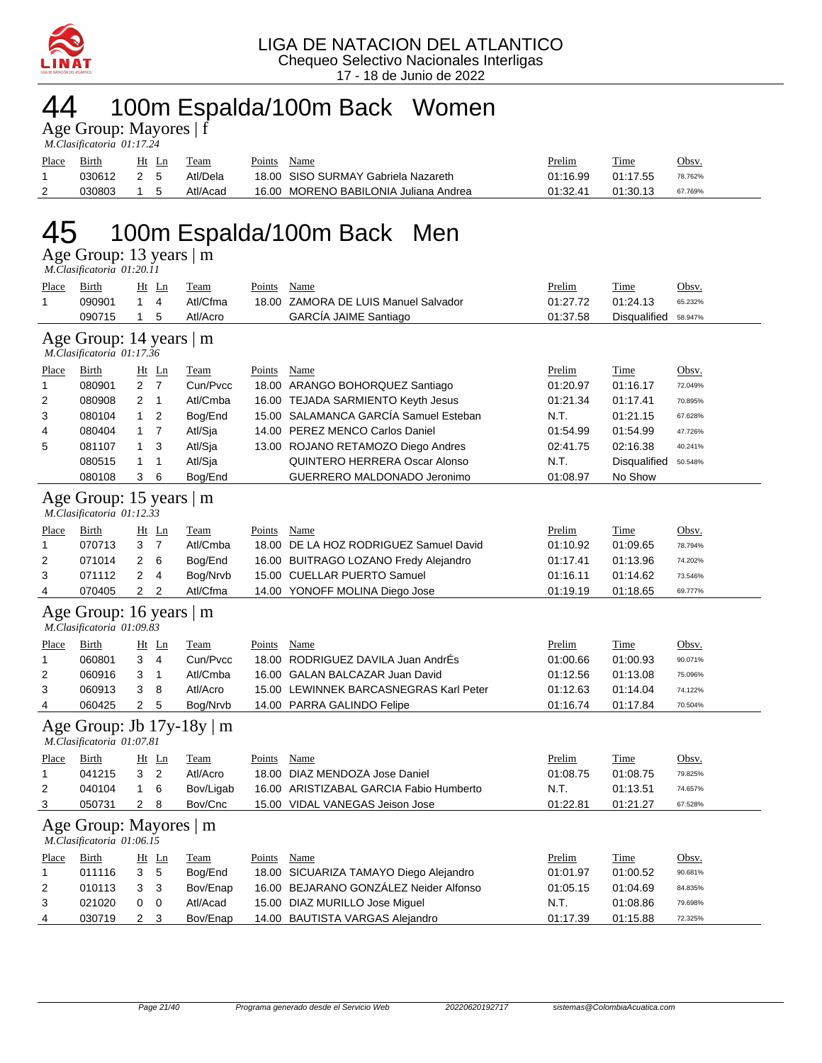LIGA DE NATACION DEL ATLANTICO
Chequeo Selectivo Nacionales Interligas
17 - 18 de Junio de 2022

# 44 100m Espalda/100m Back Women

## Age Group: Mayores | f

*M.Clasificatoria 01:17.24*

| Place | Birth | Ht | Ln | Team | Points | Name | Prelim | Time | Obsv. |
|---|---|---|---|---|---|---|---|---|---|
| 1 | 030612 | 2 | 5 | Atl/Dela | 18.00 | SISO SURMAY Gabriela Nazareth | 01:16.99 | 01:17.55 | 78.762% |
| 2 | 030803 | 1 | 5 | Atl/Acad | 16.00 | MORENO BABILONIA Juliana Andrea | 01:32.41 | 01:30.13 | 67.769% |

# 45 100m Espalda/100m Back Men

## Age Group: 13 years | m

*M.Clasificatoria 01:20.11*

| Place | Birth | Ht | Ln | Team | Points | Name | Prelim | Time | Obsv. |
|---|---|---|---|---|---|---|---|---|---|
| 1 | 090901 | 1 | 4 | Atl/Cfma | 18.00 | ZAMORA DE LUIS Manuel Salvador | 01:27.72 | 01:24.13 | 65.232% |
| | 090715 | 1 | 5 | Atl/Acro | | GARCÍA JAIME Santiago | 01:37.58 | Disqualified | 58.947% |

## Age Group: 14 years | m

*M.Clasificatoria 01:17.36*

| Place | Birth | Ht | Ln | Team | Points | Name | Prelim | Time | Obsv. |
|---|---|---|---|---|---|---|---|---|---|
| 1 | 080901 | 2 | 7 | Cun/Pvcc | 18.00 | ARANGO BOHORQUEZ Santiago | 01:20.97 | 01:16.17 | 72.049% |
| 2 | 080908 | 2 | 1 | Atl/Cmba | 16.00 | TEJADA SARMIENTO Keyth Jesus | 01:21.34 | 01:17.41 | 70.895% |
| 3 | 080104 | 1 | 2 | Bog/End | 15.00 | SALAMANCA GARCÍA Samuel Esteban | N.T. | 01:21.15 | 67.628% |
| 4 | 080404 | 1 | 7 | Atl/Sja | 14.00 | PEREZ MENCO Carlos Daniel | 01:54.99 | 01:54.99 | 47.726% |
| 5 | 081107 | 1 | 3 | Atl/Sja | 13.00 | ROJANO RETAMOZO Diego Andres | 02:41.75 | 02:16.38 | 40.241% |
| | 080515 | 1 | 1 | Atl/Sja | | QUINTERO HERRERA Oscar Alonso | N.T. | Disqualified | 50.548% |
| | 080108 | 3 | 6 | Bog/End | | GUERRERO MALDONADO Jeronimo | 01:08.97 | No Show | |

## Age Group: 15 years | m

*M.Clasificatoria 01:12.33*

| Place | Birth | Ht | Ln | Team | Points | Name | Prelim | Time | Obsv. |
|---|---|---|---|---|---|---|---|---|---|
| 1 | 070713 | 3 | 7 | Atl/Cmba | 18.00 | DE LA HOZ RODRIGUEZ Samuel David | 01:10.92 | 01:09.65 | 78.794% |
| 2 | 071014 | 2 | 6 | Bog/End | 16.00 | BUITRAGO LOZANO Fredy Alejandro | 01:17.41 | 01:13.96 | 74.202% |
| 3 | 071112 | 2 | 4 | Bog/Nrvb | 15.00 | CUELLAR PUERTO Samuel | 01:16.11 | 01:14.62 | 73.546% |
| 4 | 070405 | 2 | 2 | Atl/Cfma | 14.00 | YONOFF MOLINA Diego Jose | 01:19.19 | 01:18.65 | 69.777% |

## Age Group: 16 years | m

*M.Clasificatoria 01:09.83*

| Place | Birth | Ht | Ln | Team | Points | Name | Prelim | Time | Obsv. |
|---|---|---|---|---|---|---|---|---|---|
| 1 | 060801 | 3 | 4 | Cun/Pvcc | 18.00 | RODRIGUEZ DAVILA Juan AndrÉs | 01:00.66 | 01:00.93 | 90.071% |
| 2 | 060916 | 3 | 1 | Atl/Cmba | 16.00 | GALAN BALCAZAR Juan David | 01:12.56 | 01:13.08 | 75.096% |
| 3 | 060913 | 3 | 8 | Atl/Acro | 15.00 | LEWINNEK BARCASNEGRAS Karl Peter | 01:12.63 | 01:14.04 | 74.122% |
| 4 | 060425 | 2 | 5 | Bog/Nrvb | 14.00 | PARRA GALINDO Felipe | 01:16.74 | 01:17.84 | 70.504% |

## Age Group: Jb 17y-18y | m

*M.Clasificatoria 01:07.81*

| Place | Birth | Ht | Ln | Team | Points | Name | Prelim | Time | Obsv. |
|---|---|---|---|---|---|---|---|---|---|
| 1 | 041215 | 3 | 2 | Atl/Acro | 18.00 | DIAZ MENDOZA Jose Daniel | 01:08.75 | 01:08.75 | 79.825% |
| 2 | 040104 | 1 | 6 | Bov/Ligab | 16.00 | ARISTIZABAL GARCIA Fabio Humberto | N.T. | 01:13.51 | 74.657% |
| 3 | 050731 | 2 | 8 | Bov/Cnc | 15.00 | VIDAL VANEGAS Jeison Jose | 01:22.81 | 01:21.27 | 67.528% |

## Age Group: Mayores | m

*M.Clasificatoria 01:06.15*

| Place | Birth | Ht | Ln | Team | Points | Name | Prelim | Time | Obsv. |
|---|---|---|---|---|---|---|---|---|---|
| 1 | 011116 | 3 | 5 | Bog/End | 18.00 | SICUARIZA TAMAYO Diego Alejandro | 01:01.97 | 01:00.52 | 90.681% |
| 2 | 010113 | 3 | 3 | Bov/Enap | 16.00 | BEJARANO GONZÁLEZ Neider Alfonso | 01:05.15 | 01:04.69 | 84.835% |
| 3 | 021020 | 0 | 0 | Atl/Acad | 15.00 | DIAZ MURILLO Jose Miguel | N.T. | 01:08.86 | 79.698% |
| 4 | 030719 | 2 | 3 | Bov/Enap | 14.00 | BAUTISTA VARGAS Alejandro | 01:17.39 | 01:15.88 | 72.325% |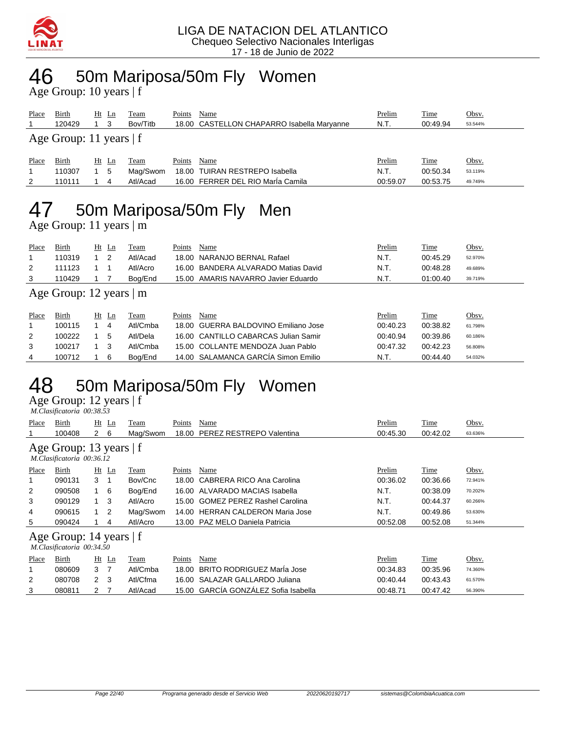LIGA DE NATACION DEL ATLANTICO
Chequeo Selectivo Nacionales Interligas
17 - 18 de Junio de 2022

# 46 50m Mariposa/50m Fly Women

Age Group: 10 years | f

| Place | Birth | Ht | Ln | Team | Points | Name | Prelim | Time | Obsv. |
|---|---|---|---|---|---|---|---|---|---|
| 1 | 120429 | 1 | 3 | Bov/Titb | 18.00 | CASTELLON CHAPARRO Isabella Maryanne | N.T. | 00:49.94 | 53.544% |

Age Group: 11 years | f

| Place | Birth | Ht | Ln | Team | Points | Name | Prelim | Time | Obsv. |
|---|---|---|---|---|---|---|---|---|---|
| 1 | 110307 | 1 | 5 | Mag/Swom | 18.00 | TUIRAN RESTREPO Isabella | N.T. | 00:50.34 | 53.119% |
| 2 | 110111 | 1 | 4 | Atl/Acad | 16.00 | FERRER DEL RIO MarÍa Camila | 00:59.07 | 00:53.75 | 49.749% |

# 47 50m Mariposa/50m Fly Men

Age Group: 11 years | m

| Place | Birth | Ht | Ln | Team | Points | Name | Prelim | Time | Obsv. |
|---|---|---|---|---|---|---|---|---|---|
| 1 | 110319 | 1 | 2 | Atl/Acad | 18.00 | NARANJO BERNAL Rafael | N.T. | 00:45.29 | 52.970% |
| 2 | 111123 | 1 | 1 | Atl/Acro | 16.00 | BANDERA ALVARADO Matias David | N.T. | 00:48.28 | 49.689% |
| 3 | 110429 | 1 | 7 | Bog/End | 15.00 | AMARIS NAVARRO Javier Eduardo | N.T. | 01:00.40 | 39.719% |

Age Group: 12 years | m

| Place | Birth | Ht | Ln | Team | Points | Name | Prelim | Time | Obsv. |
|---|---|---|---|---|---|---|---|---|---|
| 1 | 100115 | 1 | 4 | Atl/Cmba | 18.00 | GUERRA BALDOVINO Emiliano Jose | 00:40.23 | 00:38.82 | 61.798% |
| 2 | 100222 | 1 | 5 | Atl/Dela | 16.00 | CANTILLO CABARCAS Julian Samir | 00:40.94 | 00:39.86 | 60.186% |
| 3 | 100217 | 1 | 3 | Atl/Cmba | 15.00 | COLLANTE MENDOZA Juan Pablo | 00:47.32 | 00:42.23 | 56.808% |
| 4 | 100712 | 1 | 6 | Bog/End | 14.00 | SALAMANCA GARCÍA Simon Emilio | N.T. | 00:44.40 | 54.032% |

# 48 50m Mariposa/50m Fly Women

Age Group: 12 years | f
*M.Clasificatoria 00:38.53*

| Place | Birth | Ht | Ln | Team | Points | Name | Prelim | Time | Obsv. |
|---|---|---|---|---|---|---|---|---|---|
| 1 | 100408 | 2 | 6 | Mag/Swom | 18.00 | PEREZ RESTREPO Valentina | 00:45.30 | 00:42.02 | 63.636% |

Age Group: 13 years | f
*M.Clasificatoria 00:36.12*

| Place | Birth | Ht | Ln | Team | Points | Name | Prelim | Time | Obsv. |
|---|---|---|---|---|---|---|---|---|---|
| 1 | 090131 | 3 | 1 | Bov/Cnc | 18.00 | CABRERA RICO Ana Carolina | 00:36.02 | 00:36.66 | 72.941% |
| 2 | 090508 | 1 | 6 | Bog/End | 16.00 | ALVARADO MACIAS Isabella | N.T. | 00:38.09 | 70.202% |
| 3 | 090129 | 1 | 3 | Atl/Acro | 15.00 | GOMEZ PEREZ Rashel Carolina | N.T. | 00:44.37 | 60.266% |
| 4 | 090615 | 1 | 2 | Mag/Swom | 14.00 | HERRAN CALDERON Maria Jose | N.T. | 00:49.86 | 53.630% |
| 5 | 090424 | 1 | 4 | Atl/Acro | 13.00 | PAZ MELO Daniela Patricia | 00:52.08 | 00:52.08 | 51.344% |

Age Group: 14 years | f
*M.Clasificatoria 00:34.50*

| Place | Birth | Ht | Ln | Team | Points | Name | Prelim | Time | Obsv. |
|---|---|---|---|---|---|---|---|---|---|
| 1 | 080609 | 3 | 7 | Atl/Cmba | 18.00 | BRITO RODRIGUEZ MarÍa Jose | 00:34.83 | 00:35.96 | 74.360% |
| 2 | 080708 | 2 | 3 | Atl/Cfma | 16.00 | SALAZAR GALLARDO Juliana | 00:40.44 | 00:43.43 | 61.570% |
| 3 | 080811 | 2 | 7 | Atl/Acad | 15.00 | GARCÍA GONZÁLEZ Sofia Isabella | 00:48.71 | 00:47.42 | 56.390% |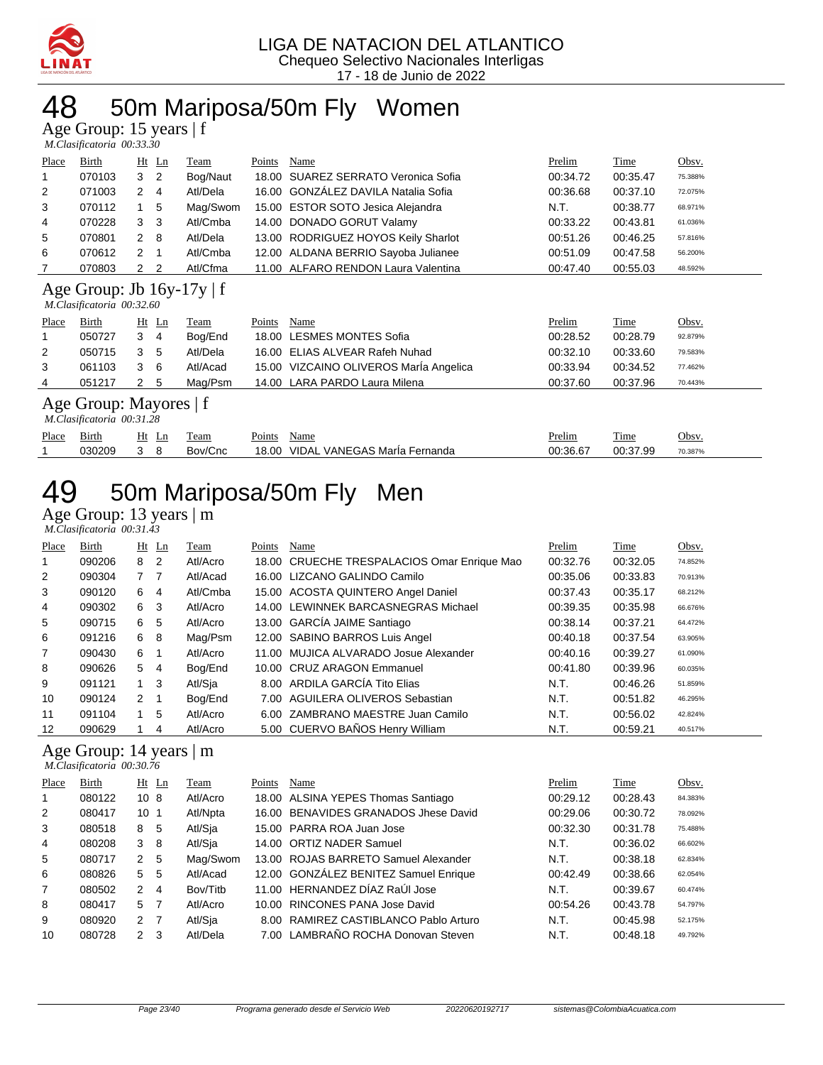LIGA DE NATACION DEL ATLANTICO
Chequeo Selectivo Nacionales Interligas
17 - 18 de Junio de 2022

# 48 50m Mariposa/50m Fly Women

## Age Group: 15 years | f

*M.Clasificatoria 00:33.30*

| Place | Birth | Ht | Ln | Team | Points | Name | Prelim | Time | Obsv. |
|---|---|---|---|---|---|---|---|---|---|
| 1 | 070103 | 3 | 2 | Bog/Naut | 18.00 | SUAREZ SERRATO Veronica Sofia | 00:34.72 | 00:35.47 | 75.388% |
| 2 | 071003 | 2 | 4 | Atl/Dela | 16.00 | GONZÁLEZ DAVILA Natalia Sofia | 00:36.68 | 00:37.10 | 72.075% |
| 3 | 070112 | 1 | 5 | Mag/Swom | 15.00 | ESTOR SOTO Jesica Alejandra | N.T. | 00:38.77 | 68.971% |
| 4 | 070228 | 3 | 3 | Atl/Cmba | 14.00 | DONADO GORUT Valamy | 00:33.22 | 00:43.81 | 61.036% |
| 5 | 070801 | 2 | 8 | Atl/Dela | 13.00 | RODRIGUEZ HOYOS Keily Sharlot | 00:51.26 | 00:46.25 | 57.816% |
| 6 | 070612 | 2 | 1 | Atl/Cmba | 12.00 | ALDANA BERRIO Sayoba Julianee | 00:51.09 | 00:47.58 | 56.200% |
| 7 | 070803 | 2 | 2 | Atl/Cfma | 11.00 | ALFARO RENDON Laura Valentina | 00:47.40 | 00:55.03 | 48.592% |

## Age Group: Jb 16y-17y | f

*M.Clasificatoria 00:32.60*

| Place | Birth | Ht | Ln | Team | Points | Name | Prelim | Time | Obsv. |
|---|---|---|---|---|---|---|---|---|---|
| 1 | 050727 | 3 | 4 | Bog/End | 18.00 | LESMES MONTES Sofia | 00:28.52 | 00:28.79 | 92.879% |
| 2 | 050715 | 3 | 5 | Atl/Dela | 16.00 | ELIAS ALVEAR Rafeh Nuhad | 00:32.10 | 00:33.60 | 79.583% |
| 3 | 061103 | 3 | 6 | Atl/Acad | 15.00 | VIZCAINO OLIVEROS MarÍa Angelica | 00:33.94 | 00:34.52 | 77.462% |
| 4 | 051217 | 2 | 5 | Mag/Psm | 14.00 | LARA PARDO Laura Milena | 00:37.60 | 00:37.96 | 70.443% |

## Age Group: Mayores | f

*M.Clasificatoria 00:31.28*

| Place | Birth | Ht | Ln | Team | Points | Name | Prelim | Time | Obsv. |
|---|---|---|---|---|---|---|---|---|---|
| 1 | 030209 | 3 | 8 | Bov/Cnc | 18.00 | VIDAL VANEGAS MarÍa Fernanda | 00:36.67 | 00:37.99 | 70.387% |

# 49 50m Mariposa/50m Fly Men

## Age Group: 13 years | m

*M.Clasificatoria 00:31.43*

| Place | Birth | Ht | Ln | Team | Points | Name | Prelim | Time | Obsv. |
|---|---|---|---|---|---|---|---|---|---|
| 1 | 090206 | 8 | 2 | Atl/Acro | 18.00 | CRUECHE TRESPALACIOS Omar Enrique Mao | 00:32.76 | 00:32.05 | 74.852% |
| 2 | 090304 | 7 | 7 | Atl/Acad | 16.00 | LIZCANO GALINDO Camilo | 00:35.06 | 00:33.83 | 70.913% |
| 3 | 090120 | 6 | 4 | Atl/Cmba | 15.00 | ACOSTA QUINTERO Angel Daniel | 00:37.43 | 00:35.17 | 68.212% |
| 4 | 090302 | 6 | 3 | Atl/Acro | 14.00 | LEWINNEK BARCASNEGRAS Michael | 00:39.35 | 00:35.98 | 66.676% |
| 5 | 090715 | 6 | 5 | Atl/Acro | 13.00 | GARCÍA JAIME Santiago | 00:38.14 | 00:37.21 | 64.472% |
| 6 | 091216 | 6 | 8 | Mag/Psm | 12.00 | SABINO BARROS Luis Angel | 00:40.18 | 00:37.54 | 63.905% |
| 7 | 090430 | 6 | 1 | Atl/Acro | 11.00 | MUJICA ALVARADO Josue Alexander | 00:40.16 | 00:39.27 | 61.090% |
| 8 | 090626 | 5 | 4 | Bog/End | 10.00 | CRUZ ARAGON Emmanuel | 00:41.80 | 00:39.96 | 60.035% |
| 9 | 091121 | 1 | 3 | Atl/Sja | 8.00 | ARDILA GARCÍA Tito Elias | N.T. | 00:46.26 | 51.859% |
| 10 | 090124 | 2 | 1 | Bog/End | 7.00 | AGUILERA OLIVEROS Sebastian | N.T. | 00:51.82 | 46.295% |
| 11 | 091104 | 1 | 5 | Atl/Acro | 6.00 | ZAMBRANO MAESTRE Juan Camilo | N.T. | 00:56.02 | 42.824% |
| 12 | 090629 | 1 | 4 | Atl/Acro | 5.00 | CUERVO BAÑOS Henry William | N.T. | 00:59.21 | 40.517% |

## Age Group: 14 years | m

*M.Clasificatoria 00:30.76*

| Place | Birth | Ht | Ln | Team | Points | Name | Prelim | Time | Obsv. |
|---|---|---|---|---|---|---|---|---|---|
| 1 | 080122 | 10 | 8 | Atl/Acro | 18.00 | ALSINA YEPES Thomas Santiago | 00:29.12 | 00:28.43 | 84.383% |
| 2 | 080417 | 10 | 1 | Atl/Npta | 16.00 | BENAVIDES GRANADOS Jhese David | 00:29.06 | 00:30.72 | 78.092% |
| 3 | 080518 | 8 | 5 | Atl/Sja | 15.00 | PARRA ROA Juan Jose | 00:32.30 | 00:31.78 | 75.488% |
| 4 | 080208 | 3 | 8 | Atl/Sja | 14.00 | ORTIZ NADER Samuel | N.T. | 00:36.02 | 66.602% |
| 5 | 080717 | 2 | 5 | Mag/Swom | 13.00 | ROJAS BARRETO Samuel Alexander | N.T. | 00:38.18 | 62.834% |
| 6 | 080826 | 5 | 5 | Atl/Acad | 12.00 | GONZÁLEZ BENITEZ Samuel Enrique | 00:42.49 | 00:38.66 | 62.054% |
| 7 | 080502 | 2 | 4 | Bov/Titb | 11.00 | HERNANDEZ DÍAZ RaÚl Jose | N.T. | 00:39.67 | 60.474% |
| 8 | 080417 | 5 | 7 | Atl/Acro | 10.00 | RINCONES PANA Jose David | 00:54.26 | 00:43.78 | 54.797% |
| 9 | 080920 | 2 | 7 | Atl/Sja | 8.00 | RAMIREZ CASTIBLANCO Pablo Arturo | N.T. | 00:45.98 | 52.175% |
| 10 | 080728 | 2 | 3 | Atl/Dela | 7.00 | LAMBRAÑO ROCHA Donovan Steven | N.T. | 00:48.18 | 49.792% |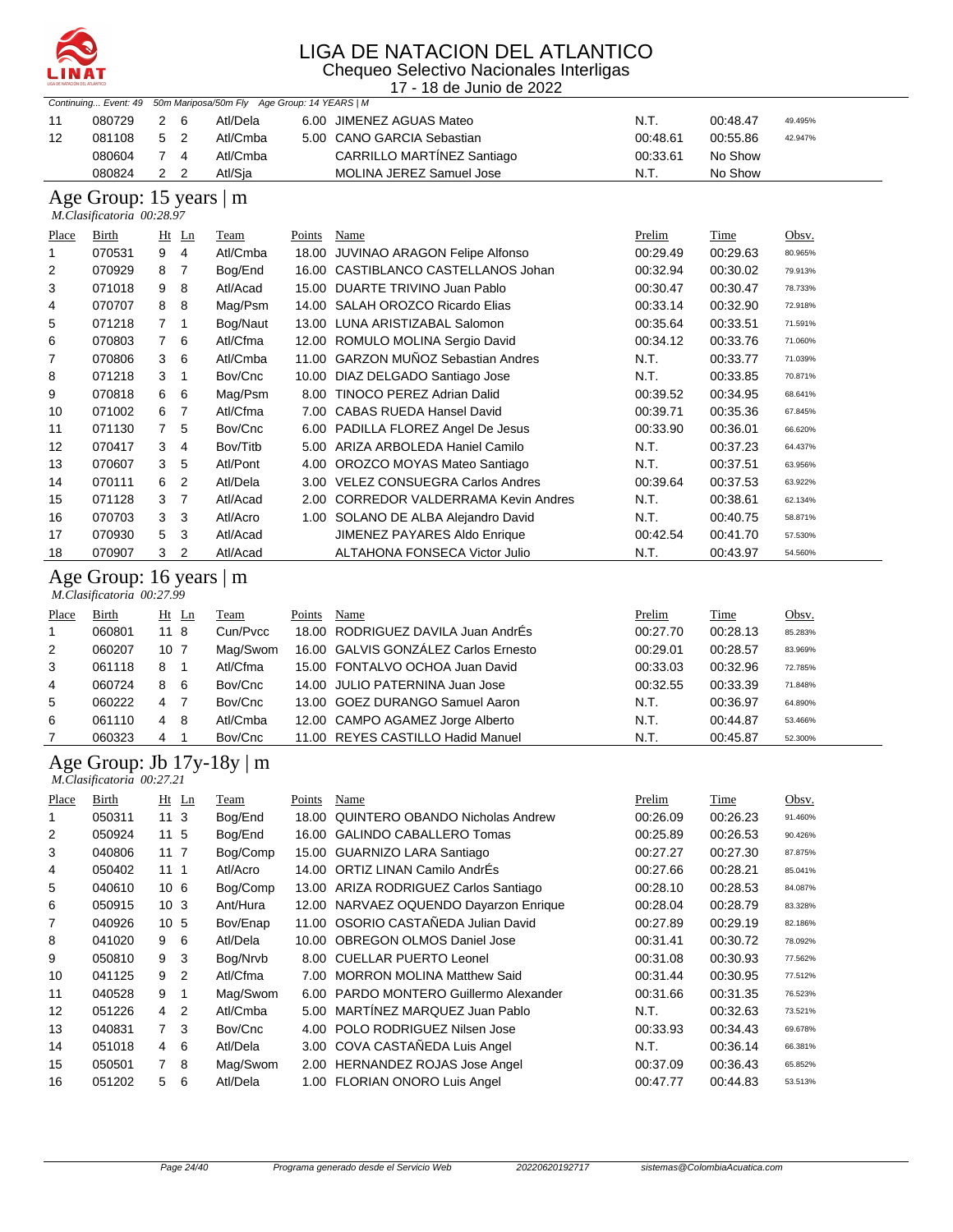# LIGA DE NATACION DEL ATLANTICO

Chequeo Selectivo Nacionales Interligas

17 - 18 de Junio de 2022

*Continuing... Event: 49 50m Mariposa/50m Fly Age Group: 14 YEARS | M*

| Place | Birth | Ht | Ln | Team | Points | Name | Prelim | Time | Obsv. |
|---|---|---|---|---|---|---|---|---|---|
| 11 | 080729 | 2 | 6 | Atl/Dela | 6.00 | JIMENEZ AGUAS Mateo | N.T. | 00:48.47 | 49.495% |
| 12 | 081108 | 5 | 2 | Atl/Cmba | 5.00 | CANO GARCIA Sebastian | 00:48.61 | 00:55.86 | 42.947% |
| | 080604 | 7 | 4 | Atl/Cmba | | CARRILLO MARTÍNEZ Santiago | 00:33.61 | No Show | |
| | 080824 | 2 | 2 | Atl/Sja | | MOLINA JEREZ Samuel Jose | N.T. | No Show | |

## Age Group: 15 years | m

*M.Clasificatoria 00:28.97*

| Place | Birth | Ht | Ln | Team | Points | Name | Prelim | Time | Obsv. |
|---|---|---|---|---|---|---|---|---|---|
| 1 | 070531 | 9 | 4 | Atl/Cmba | 18.00 | JUVINAO ARAGON Felipe Alfonso | 00:29.49 | 00:29.63 | 80.965% |
| 2 | 070929 | 8 | 7 | Bog/End | 16.00 | CASTIBLANCO CASTELLANOS Johan | 00:32.94 | 00:30.02 | 79.913% |
| 3 | 071018 | 9 | 8 | Atl/Acad | 15.00 | DUARTE TRIVINO Juan Pablo | 00:30.47 | 00:30.47 | 78.733% |
| 4 | 070707 | 8 | 8 | Mag/Psm | 14.00 | SALAH OROZCO Ricardo Elias | 00:33.14 | 00:32.90 | 72.918% |
| 5 | 071218 | 7 | 1 | Bog/Naut | 13.00 | LUNA ARISTIZABAL Salomon | 00:35.64 | 00:33.51 | 71.591% |
| 6 | 070803 | 7 | 6 | Atl/Cfma | 12.00 | ROMULO MOLINA Sergio David | 00:34.12 | 00:33.76 | 71.060% |
| 7 | 070806 | 3 | 6 | Atl/Cmba | 11.00 | GARZON MUÑOZ Sebastian Andres | N.T. | 00:33.77 | 71.039% |
| 8 | 071218 | 3 | 1 | Bov/Cnc | 10.00 | DIAZ DELGADO Santiago Jose | N.T. | 00:33.85 | 70.871% |
| 9 | 070818 | 6 | 6 | Mag/Psm | 8.00 | TINOCO PEREZ Adrian Dalid | 00:39.52 | 00:34.95 | 68.641% |
| 10 | 071002 | 6 | 7 | Atl/Cfma | 7.00 | CABAS RUEDA Hansel David | 00:39.71 | 00:35.36 | 67.845% |
| 11 | 071130 | 7 | 5 | Bov/Cnc | 6.00 | PADILLA FLOREZ Angel De Jesus | 00:33.90 | 00:36.01 | 66.620% |
| 12 | 070417 | 3 | 4 | Bov/Titb | 5.00 | ARIZA ARBOLEDA Haniel Camilo | N.T. | 00:37.23 | 64.437% |
| 13 | 070607 | 3 | 5 | Atl/Pont | 4.00 | OROZCO MOYAS Mateo Santiago | N.T. | 00:37.51 | 63.956% |
| 14 | 070111 | 6 | 2 | Atl/Dela | 3.00 | VELEZ CONSUEGRA Carlos Andres | 00:39.64 | 00:37.53 | 63.922% |
| 15 | 071128 | 3 | 7 | Atl/Acad | 2.00 | CORREDOR VALDERRAMA Kevin Andres | N.T. | 00:38.61 | 62.134% |
| 16 | 070703 | 3 | 3 | Atl/Acro | 1.00 | SOLANO DE ALBA Alejandro David | N.T. | 00:40.75 | 58.871% |
| 17 | 070930 | 5 | 3 | Atl/Acad | | JIMENEZ PAYARES Aldo Enrique | 00:42.54 | 00:41.70 | 57.530% |
| 18 | 070907 | 3 | 2 | Atl/Acad | | ALTAHONA FONSECA Victor Julio | N.T. | 00:43.97 | 54.560% |

## Age Group: 16 years | m

*M.Clasificatoria 00:27.99*

| Place | Birth | Ht | Ln | Team | Points | Name | Prelim | Time | Obsv. |
|---|---|---|---|---|---|---|---|---|---|
| 1 | 060801 | 11 | 8 | Cun/Pvcc | 18.00 | RODRIGUEZ DAVILA Juan AndrÉs | 00:27.70 | 00:28.13 | 85.283% |
| 2 | 060207 | 10 | 7 | Mag/Swom | 16.00 | GALVIS GONZÁLEZ Carlos Ernesto | 00:29.01 | 00:28.57 | 83.969% |
| 3 | 061118 | 8 | 1 | Atl/Cfma | 15.00 | FONTALVO OCHOA Juan David | 00:33.03 | 00:32.96 | 72.785% |
| 4 | 060724 | 8 | 6 | Bov/Cnc | 14.00 | JULIO PATERNINA Juan Jose | 00:32.55 | 00:33.39 | 71.848% |
| 5 | 060222 | 4 | 7 | Bov/Cnc | 13.00 | GOEZ DURANGO Samuel Aaron | N.T. | 00:36.97 | 64.890% |
| 6 | 061110 | 4 | 8 | Atl/Cmba | 12.00 | CAMPO AGAMEZ Jorge Alberto | N.T. | 00:44.87 | 53.466% |
| 7 | 060323 | 4 | 1 | Bov/Cnc | 11.00 | REYES CASTILLO Hadid Manuel | N.T. | 00:45.87 | 52.300% |

## Age Group: Jb 17y-18y | m

*M.Clasificatoria 00:27.21*

| Place | Birth | Ht | Ln | Team | Points | Name | Prelim | Time | Obsv. |
|---|---|---|---|---|---|---|---|---|---|
| 1 | 050311 | 11 | 3 | Bog/End | 18.00 | QUINTERO OBANDO Nicholas Andrew | 00:26.09 | 00:26.23 | 91.460% |
| 2 | 050924 | 11 | 5 | Bog/End | 16.00 | GALINDO CABALLERO Tomas | 00:25.89 | 00:26.53 | 90.426% |
| 3 | 040806 | 11 | 7 | Bog/Comp | 15.00 | GUARNIZO LARA Santiago | 00:27.27 | 00:27.30 | 87.875% |
| 4 | 050402 | 11 | 1 | Atl/Acro | 14.00 | ORTIZ LINAN Camilo AndrÉs | 00:27.66 | 00:28.21 | 85.041% |
| 5 | 040610 | 10 | 6 | Bog/Comp | 13.00 | ARIZA RODRIGUEZ Carlos Santiago | 00:28.10 | 00:28.53 | 84.087% |
| 6 | 050915 | 10 | 3 | Ant/Hura | 12.00 | NARVAEZ OQUENDO Dayarzon Enrique | 00:28.04 | 00:28.79 | 83.328% |
| 7 | 040926 | 10 | 5 | Bov/Enap | 11.00 | OSORIO CASTAÑEDA Julian David | 00:27.89 | 00:29.19 | 82.186% |
| 8 | 041020 | 9 | 6 | Atl/Dela | 10.00 | OBREGON OLMOS Daniel Jose | 00:31.41 | 00:30.72 | 78.092% |
| 9 | 050810 | 9 | 3 | Bog/Nrvb | 8.00 | CUELLAR PUERTO Leonel | 00:31.08 | 00:30.93 | 77.562% |
| 10 | 041125 | 9 | 2 | Atl/Cfma | 7.00 | MORRON MOLINA Matthew Said | 00:31.44 | 00:30.95 | 77.512% |
| 11 | 040528 | 9 | 1 | Mag/Swom | 6.00 | PARDO MONTERO Guillermo Alexander | 00:31.66 | 00:31.35 | 76.523% |
| 12 | 051226 | 4 | 2 | Atl/Cmba | 5.00 | MARTÍNEZ MARQUEZ Juan Pablo | N.T. | 00:32.63 | 73.521% |
| 13 | 040831 | 7 | 3 | Bov/Cnc | 4.00 | POLO RODRIGUEZ Nilsen Jose | 00:33.93 | 00:34.43 | 69.678% |
| 14 | 051018 | 4 | 6 | Atl/Dela | 3.00 | COVA CASTAÑEDA Luis Angel | N.T. | 00:36.14 | 66.381% |
| 15 | 050501 | 7 | 8 | Mag/Swom | 2.00 | HERNANDEZ ROJAS Jose Angel | 00:37.09 | 00:36.43 | 65.852% |
| 16 | 051202 | 5 | 6 | Atl/Dela | 1.00 | FLORIAN ONORO Luis Angel | 00:47.77 | 00:44.83 | 53.513% |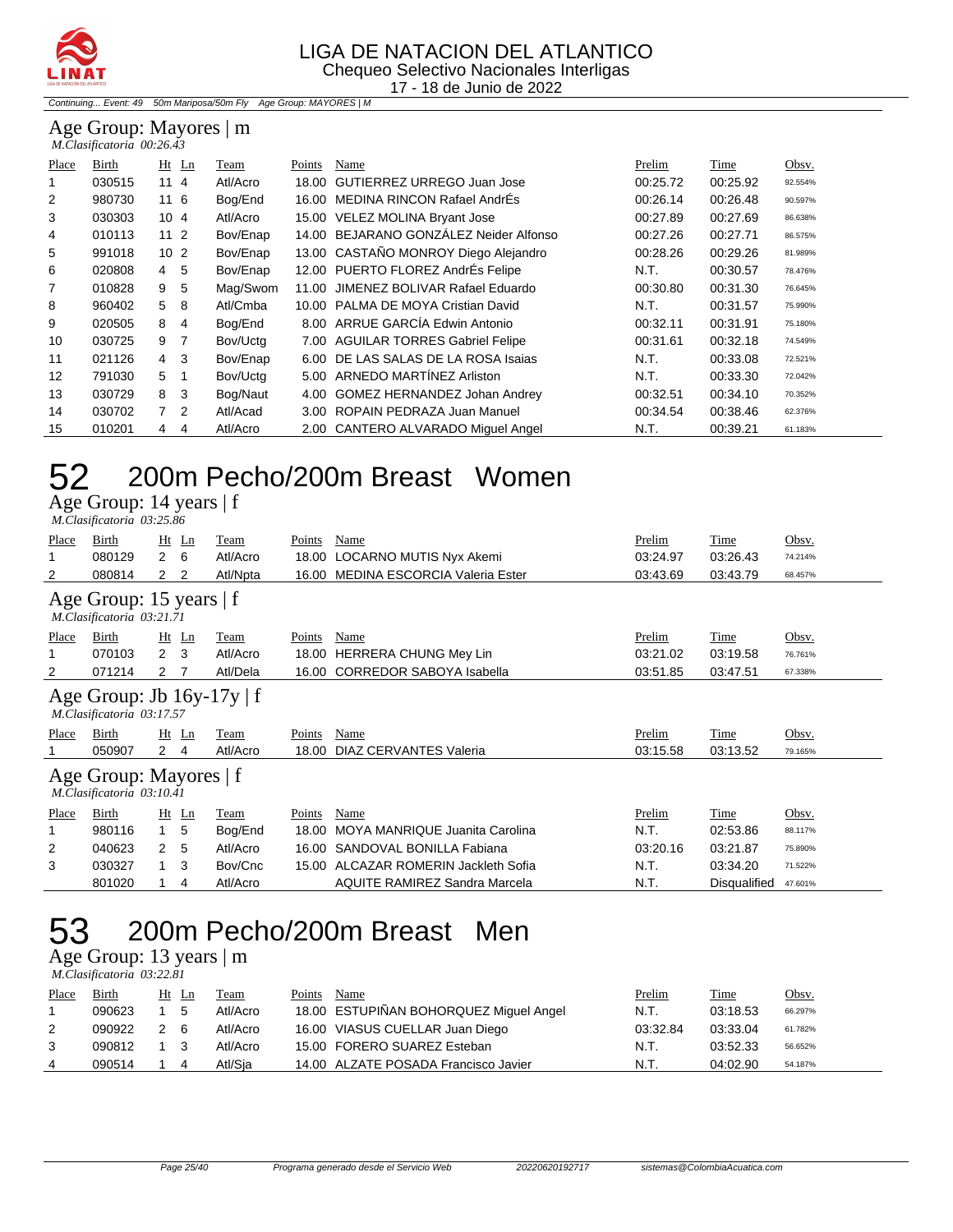Continuing... Event: 49 50m Mariposa/50m Fly Age Group: MAYORES | M

### Age Group: Mayores | m

*M.Clasificatoria 00:26.43*

| Place | Birth | Ht | Ln | Team | Points | Name | Prelim | Time | Obsv. |
|---|---|---|---|---|---|---|---|---|---|
| 1 | 030515 | 11 | 4 | Atl/Acro | 18.00 | GUTIERREZ URREGO Juan Jose | 00:25.72 | 00:25.92 | 92.554% |
| 2 | 980730 | 11 | 6 | Bog/End | 16.00 | MEDINA RINCON Rafael AndrÉs | 00:26.14 | 00:26.48 | 90.597% |
| 3 | 030303 | 10 | 4 | Atl/Acro | 15.00 | VELEZ MOLINA Bryant Jose | 00:27.89 | 00:27.69 | 86.638% |
| 4 | 010113 | 11 | 2 | Bov/Enap | 14.00 | BEJARANO GONZÁLEZ Neider Alfonso | 00:27.26 | 00:27.71 | 86.575% |
| 5 | 991018 | 10 | 2 | Bov/Enap | 13.00 | CASTAÑO MONROY Diego Alejandro | 00:28.26 | 00:29.26 | 81.989% |
| 6 | 020808 | 4 | 5 | Bov/Enap | 12.00 | PUERTO FLOREZ AndrÉs Felipe | N.T. | 00:30.57 | 78.476% |
| 7 | 010828 | 9 | 5 | Mag/Swom | 11.00 | JIMENEZ BOLIVAR Rafael Eduardo | 00:30.80 | 00:31.30 | 76.645% |
| 8 | 960402 | 5 | 8 | Atl/Cmba | 10.00 | PALMA DE MOYA Cristian David | N.T. | 00:31.57 | 75.990% |
| 9 | 020505 | 8 | 4 | Bog/End | 8.00 | ARRUE GARCÍA Edwin Antonio | 00:32.11 | 00:31.91 | 75.180% |
| 10 | 030725 | 9 | 7 | Bov/Uctg | 7.00 | AGUILAR TORRES Gabriel Felipe | 00:31.61 | 00:32.18 | 74.549% |
| 11 | 021126 | 4 | 3 | Bov/Enap | 6.00 | DE LAS SALAS DE LA ROSA Isaias | N.T. | 00:33.08 | 72.521% |
| 12 | 791030 | 5 | 1 | Bov/Uctg | 5.00 | ARNEDO MARTÍNEZ Arliston | N.T. | 00:33.30 | 72.042% |
| 13 | 030729 | 8 | 3 | Bog/Naut | 4.00 | GOMEZ HERNANDEZ Johan Andrey | 00:32.51 | 00:34.10 | 70.352% |
| 14 | 030702 | 7 | 2 | Atl/Acad | 3.00 | ROPAIN PEDRAZA Juan Manuel | 00:34.54 | 00:38.46 | 62.376% |
| 15 | 010201 | 4 | 4 | Atl/Acro | 2.00 | CANTERO ALVARADO Miguel Angel | N.T. | 00:39.21 | 61.183% |

# 52 200m Pecho/200m Breast Women

### Age Group: 14 years | f

*M.Clasificatoria 03:25.86*

| Place | Birth | Ht | Ln | Team | Points | Name | Prelim | Time | Obsv. |
|---|---|---|---|---|---|---|---|---|---|
| 1 | 080129 | 2 | 6 | Atl/Acro | 18.00 | LOCARNO MUTIS Nyx Akemi | 03:24.97 | 03:26.43 | 74.214% |
| 2 | 080814 | 2 | 2 | Atl/Npta | 16.00 | MEDINA ESCORCIA Valeria Ester | 03:43.69 | 03:43.79 | 68.457% |

### Age Group: 15 years | f

*M.Clasificatoria 03:21.71*

| Place | Birth | Ht | Ln | Team | Points | Name | Prelim | Time | Obsv. |
|---|---|---|---|---|---|---|---|---|---|
| 1 | 070103 | 2 | 3 | Atl/Acro | 18.00 | HERRERA CHUNG Mey Lin | 03:21.02 | 03:19.58 | 76.761% |
| 2 | 071214 | 2 | 7 | Atl/Dela | 16.00 | CORREDOR SABOYA Isabella | 03:51.85 | 03:47.51 | 67.338% |

### Age Group: Jb 16y-17y | f

*M.Clasificatoria 03:17.57*

| Place | Birth | Ht | Ln | Team | Points | Name | Prelim | Time | Obsv. |
|---|---|---|---|---|---|---|---|---|---|
| 1 | 050907 | 2 | 4 | Atl/Acro | 18.00 | DIAZ CERVANTES Valeria | 03:15.58 | 03:13.52 | 79.165% |

### Age Group: Mayores | f

*M.Clasificatoria 03:10.41*

| Place | Birth | Ht | Ln | Team | Points | Name | Prelim | Time | Obsv. |
|---|---|---|---|---|---|---|---|---|---|
| 1 | 980116 | 1 | 5 | Bog/End | 18.00 | MOYA MANRIQUE Juanita Carolina | N.T. | 02:53.86 | 88.117% |
| 2 | 040623 | 2 | 5 | Atl/Acro | 16.00 | SANDOVAL BONILLA Fabiana | 03:20.16 | 03:21.87 | 75.890% |
| 3 | 030327 | 1 | 3 | Bov/Cnc | 15.00 | ALCAZAR ROMERIN Jackleth Sofia | N.T. | 03:34.20 | 71.522% |
|  | 801020 | 1 | 4 | Atl/Acro |  | AQUITE RAMIREZ Sandra Marcela | N.T. | Disqualified | 47.601% |

# 53 200m Pecho/200m Breast Men

### Age Group: 13 years | m

*M.Clasificatoria 03:22.81*

| Place | Birth | Ht | Ln | Team | Points | Name | Prelim | Time | Obsv. |
|---|---|---|---|---|---|---|---|---|---|
| 1 | 090623 | 1 | 5 | Atl/Acro | 18.00 | ESTUPIÑAN BOHORQUEZ Miguel Angel | N.T. | 03:18.53 | 66.297% |
| 2 | 090922 | 2 | 6 | Atl/Acro | 16.00 | VIASUS CUELLAR Juan Diego | 03:32.84 | 03:33.04 | 61.782% |
| 3 | 090812 | 1 | 3 | Atl/Acro | 15.00 | FORERO SUAREZ Esteban | N.T. | 03:52.33 | 56.652% |
| 4 | 090514 | 1 | 4 | Atl/Sja | 14.00 | ALZATE POSADA Francisco Javier | N.T. | 04:02.90 | 54.187% |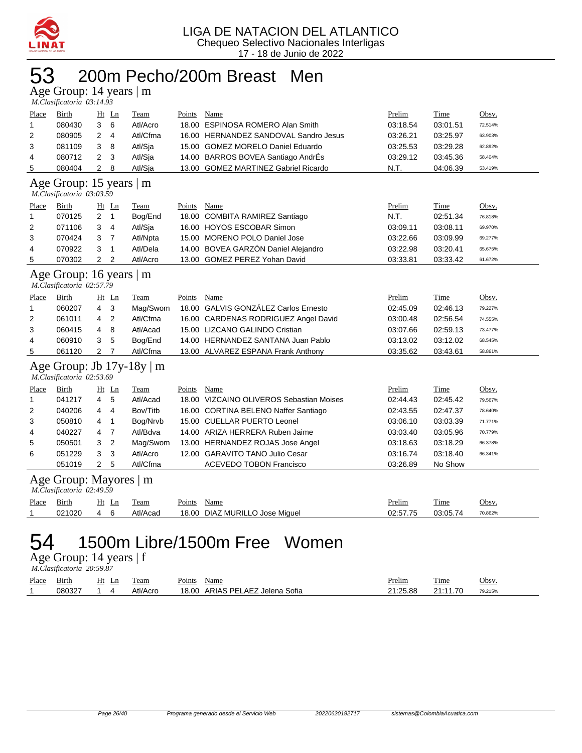LIGA DE NATACION DEL ATLANTICO
Chequeo Selectivo Nacionales Interligas
17 - 18 de Junio de 2022

# 53 200m Pecho/200m Breast Men

## Age Group: 14 years | m

*M.Clasificatoria 03:14.93*

| Place | Birth | Ht | Ln | Team | Points | Name | Prelim | Time | Obsv. |
|---|---|---|---|---|---|---|---|---|---|
| 1 | 080430 | 3 | 6 | Atl/Acro | 18.00 | ESPINOSA ROMERO Alan Smith | 03:18.54 | 03:01.51 | 72.514% |
| 2 | 080905 | 2 | 4 | Atl/Cfma | 16.00 | HERNANDEZ SANDOVAL Sandro Jesus | 03:26.21 | 03:25.97 | 63.903% |
| 3 | 081109 | 3 | 8 | Atl/Sja | 15.00 | GOMEZ MORELO Daniel Eduardo | 03:25.53 | 03:29.28 | 62.892% |
| 4 | 080712 | 2 | 3 | Atl/Sja | 14.00 | BARROS BOVEA Santiago AndrÉs | 03:29.12 | 03:45.36 | 58.404% |
| 5 | 080404 | 2 | 8 | Atl/Sja | 13.00 | GOMEZ MARTINEZ Gabriel Ricardo | N.T. | 04:06.39 | 53.419% |

## Age Group: 15 years | m

*M.Clasificatoria 03:03.59*

| Place | Birth | Ht | Ln | Team | Points | Name | Prelim | Time | Obsv. |
|---|---|---|---|---|---|---|---|---|---|
| 1 | 070125 | 2 | 1 | Bog/End | 18.00 | COMBITA RAMIREZ Santiago | N.T. | 02:51.34 | 76.818% |
| 2 | 071106 | 3 | 4 | Atl/Sja | 16.00 | HOYOS ESCOBAR Simon | 03:09.11 | 03:08.11 | 69.970% |
| 3 | 070424 | 3 | 7 | Atl/Npta | 15.00 | MORENO POLO Daniel Jose | 03:22.66 | 03:09.99 | 69.277% |
| 4 | 070922 | 3 | 1 | Atl/Dela | 14.00 | BOVEA GARZÓN Daniel Alejandro | 03:22.98 | 03:20.41 | 65.675% |
| 5 | 070302 | 2 | 2 | Atl/Acro | 13.00 | GOMEZ PEREZ Yohan David | 03:33.81 | 03:33.42 | 61.672% |

## Age Group: 16 years | m

*M.Clasificatoria 02:57.79*

| Place | Birth | Ht | Ln | Team | Points | Name | Prelim | Time | Obsv. |
|---|---|---|---|---|---|---|---|---|---|
| 1 | 060207 | 4 | 3 | Mag/Swom | 18.00 | GALVIS GONZÁLEZ Carlos Ernesto | 02:45.09 | 02:46.13 | 79.227% |
| 2 | 061011 | 4 | 2 | Atl/Cfma | 16.00 | CARDENAS RODRIGUEZ Angel David | 03:00.48 | 02:56.54 | 74.555% |
| 3 | 060415 | 4 | 8 | Atl/Acad | 15.00 | LIZCANO GALINDO Cristian | 03:07.66 | 02:59.13 | 73.477% |
| 4 | 060910 | 3 | 5 | Bog/End | 14.00 | HERNANDEZ SANTANA Juan Pablo | 03:13.02 | 03:12.02 | 68.545% |
| 5 | 061120 | 2 | 7 | Atl/Cfma | 13.00 | ALVAREZ ESPANA Frank Anthony | 03:35.62 | 03:43.61 | 58.861% |

## Age Group: Jb 17y-18y | m

*M.Clasificatoria 02:53.69*

| Place | Birth | Ht | Ln | Team | Points | Name | Prelim | Time | Obsv. |
|---|---|---|---|---|---|---|---|---|---|
| 1 | 041217 | 4 | 5 | Atl/Acad | 18.00 | VIZCAINO OLIVEROS Sebastian Moises | 02:44.43 | 02:45.42 | 79.567% |
| 2 | 040206 | 4 | 4 | Bov/Titb | 16.00 | CORTINA BELENO Naffer Santiago | 02:43.55 | 02:47.37 | 78.640% |
| 3 | 050810 | 4 | 1 | Bog/Nrvb | 15.00 | CUELLAR PUERTO Leonel | 03:06.10 | 03:03.39 | 71.771% |
| 4 | 040227 | 4 | 7 | Atl/Bdva | 14.00 | ARIZA HERRERA Ruben Jaime | 03:03.40 | 03:05.96 | 70.779% |
| 5 | 050501 | 3 | 2 | Mag/Swom | 13.00 | HERNANDEZ ROJAS Jose Angel | 03:18.63 | 03:18.29 | 66.378% |
| 6 | 051229 | 3 | 3 | Atl/Acro | 12.00 | GARAVITO TANO Julio Cesar | 03:16.74 | 03:18.40 | 66.341% |
| | 051019 | 2 | 5 | Atl/Cfma | | ACEVEDO TOBON Francisco | 03:26.89 | No Show | |

## Age Group: Mayores | m

*M.Clasificatoria 02:49.59*

| Place | Birth | Ht | Ln | Team | Points | Name | Prelim | Time | Obsv. |
|---|---|---|---|---|---|---|---|---|---|
| 1 | 021020 | 4 | 6 | Atl/Acad | 18.00 | DIAZ MURILLO Jose Miguel | 02:57.75 | 03:05.74 | 70.862% |

# 54 1500m Libre/1500m Free Women

## Age Group: 14 years | f

*M.Clasificatoria 20:59.87*

| Place | Birth | Ht | Ln | Team | Points | Name | Prelim | Time | Obsv. |
|---|---|---|---|---|---|---|---|---|---|
| 1 | 080327 | 1 | 4 | Atl/Acro | 18.00 | ARIAS PELAEZ Jelena Sofia | 21:25.88 | 21:11.70 | 79.215% |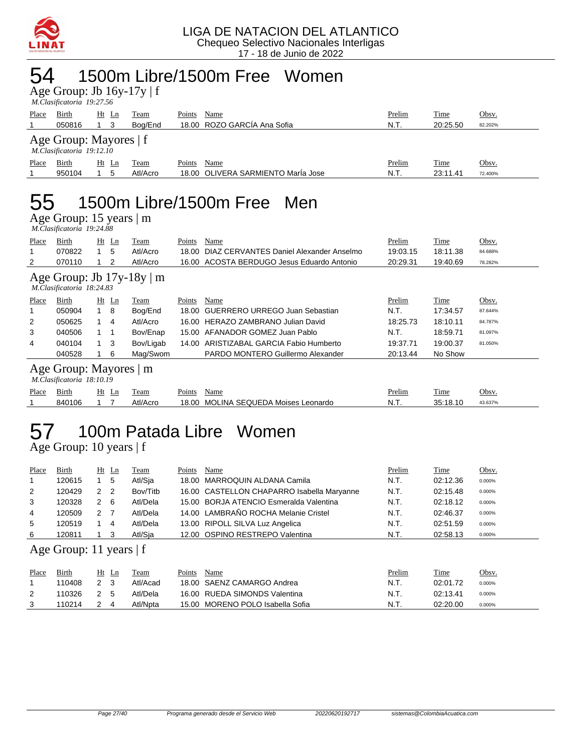# 54 1500m Libre/1500m Free Women

## Age Group: Jb 16y-17y | f

*M.Clasificatoria 19:27.56*

| Place | Birth | Ht | Ln | Team | Points | Name | Prelim | Time | Obsv. |
|---|---|---|---|---|---|---|---|---|---|
| 1 | 050816 | 1 | 3 | Bog/End | 18.00 | ROZO GARCÍA Ana Sofia | N.T. | 20:25.50 | 82.202% |

## Age Group: Mayores | f

*M.Clasificatoria 19:12.10*

| Place | Birth | Ht | Ln | Team | Points | Name | Prelim | Time | Obsv. |
|---|---|---|---|---|---|---|---|---|---|
| 1 | 950104 | 1 | 5 | Atl/Acro | 18.00 | OLIVERA SARMIENTO María Jose | N.T. | 23:11.41 | 72.400% |

# 55 1500m Libre/1500m Free Men

## Age Group: 15 years | m

*M.Clasificatoria 19:24.88*

| Place | Birth | Ht | Ln | Team | Points | Name | Prelim | Time | Obsv. |
|---|---|---|---|---|---|---|---|---|---|
| 1 | 070822 | 1 | 5 | Atl/Acro | 18.00 | DIAZ CERVANTES Daniel Alexander Anselmo | 19:03.15 | 18:11.38 | 84.688% |
| 2 | 070110 | 1 | 2 | Atl/Acro | 16.00 | ACOSTA BERDUGO Jesus Eduardo Antonio | 20:29.31 | 19:40.69 | 78.282% |

## Age Group: Jb 17y-18y | m

*M.Clasificatoria 18:24.83*

| Place | Birth | Ht | Ln | Team | Points | Name | Prelim | Time | Obsv. |
|---|---|---|---|---|---|---|---|---|---|
| 1 | 050904 | 1 | 8 | Bog/End | 18.00 | GUERRERO URREGO Juan Sebastian | N.T. | 17:34.57 | 87.644% |
| 2 | 050625 | 1 | 4 | Atl/Acro | 16.00 | HERAZO ZAMBRANO Julian David | 18:25.73 | 18:10.11 | 84.787% |
| 3 | 040506 | 1 | 1 | Bov/Enap | 15.00 | AFANADOR GOMEZ Juan Pablo | N.T. | 18:59.71 | 81.097% |
| 4 | 040104 | 1 | 3 | Bov/Ligab | 14.00 | ARISTIZABAL GARCIA Fabio Humberto | 19:37.71 | 19:00.37 | 81.050% |
| | 040528 | 1 | 6 | Mag/Swom | | PARDO MONTERO Guillermo Alexander | 20:13.44 | No Show | |

## Age Group: Mayores | m

*M.Clasificatoria 18:10.19*

| Place | Birth | Ht | Ln | Team | Points | Name | Prelim | Time | Obsv. |
|---|---|---|---|---|---|---|---|---|---|
| 1 | 840106 | 1 | 7 | Atl/Acro | 18.00 | MOLINA SEQUEDA Moises Leonardo | N.T. | 35:18.10 | 43.637% |

# 57 100m Patada Libre Women

## Age Group: 10 years | f

| Place | Birth | Ht | Ln | Team | Points | Name | Prelim | Time | Obsv. |
|---|---|---|---|---|---|---|---|---|---|
| 1 | 120615 | 1 | 5 | Atl/Sja | 18.00 | MARROQUIN ALDANA Camila | N.T. | 02:12.36 | 0.000% |
| 2 | 120429 | 2 | 2 | Bov/Titb | 16.00 | CASTELLON CHAPARRO Isabella Maryanne | N.T. | 02:15.48 | 0.000% |
| 3 | 120328 | 2 | 6 | Atl/Dela | 15.00 | BORJA ATENCIO Esmeralda Valentina | N.T. | 02:18.12 | 0.000% |
| 4 | 120509 | 2 | 7 | Atl/Dela | 14.00 | LAMBRAÑO ROCHA Melanie Cristel | N.T. | 02:46.37 | 0.000% |
| 5 | 120519 | 1 | 4 | Atl/Dela | 13.00 | RIPOLL SILVA Luz Angelica | N.T. | 02:51.59 | 0.000% |
| 6 | 120811 | 1 | 3 | Atl/Sja | 12.00 | OSPINO RESTREPO Valentina | N.T. | 02:58.13 | 0.000% |

## Age Group: 11 years | f

| Place | Birth | Ht | Ln | Team | Points | Name | Prelim | Time | Obsv. |
|---|---|---|---|---|---|---|---|---|---|
| 1 | 110408 | 2 | 3 | Atl/Acad | 18.00 | SAENZ CAMARGO Andrea | N.T. | 02:01.72 | 0.000% |
| 2 | 110326 | 2 | 5 | Atl/Dela | 16.00 | RUEDA SIMONDS Valentina | N.T. | 02:13.41 | 0.000% |
| 3 | 110214 | 2 | 4 | Atl/Npta | 15.00 | MORENO POLO Isabella Sofia | N.T. | 02:20.00 | 0.000% |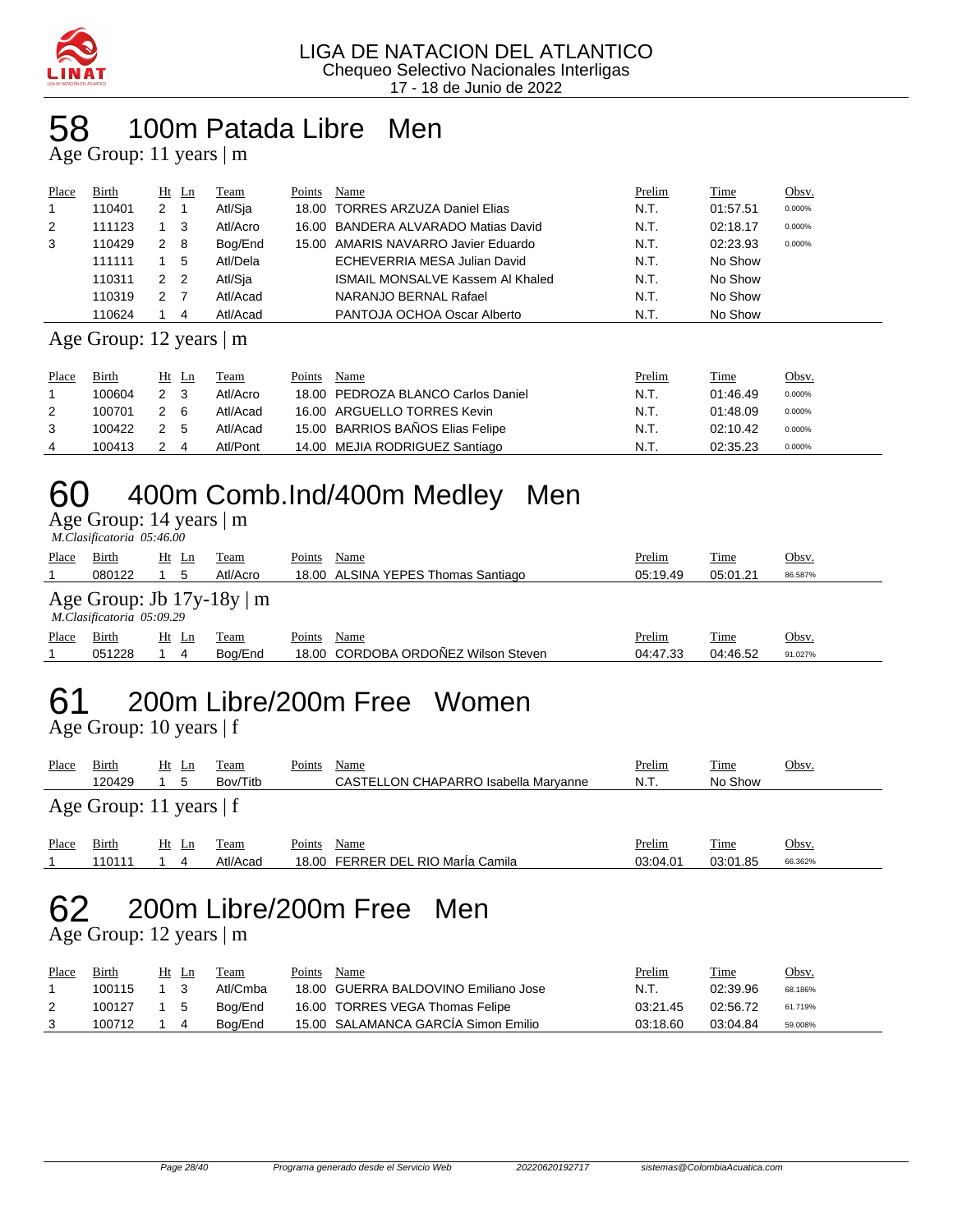LIGA DE NATACION DEL ATLANTICO
Chequeo Selectivo Nacionales Interligas
17 - 18 de Junio de 2022

# 58 100m Patada Libre Men

## Age Group: 11 years | m

| Place | Birth | Ht | Ln | Team | Points | Name | Prelim | Time | Obsv. |
|---|---|---|---|---|---|---|---|---|---|
| 1 | 110401 | 2 | 1 | Atl/Sja | 18.00 | TORRES ARZUZA Daniel Elias | N.T. | 01:57.51 | 0.000% |
| 2 | 111123 | 1 | 3 | Atl/Acro | 16.00 | BANDERA ALVARADO Matias David | N.T. | 02:18.17 | 0.000% |
| 3 | 110429 | 2 | 8 | Bog/End | 15.00 | AMARIS NAVARRO Javier Eduardo | N.T. | 02:23.93 | 0.000% |
|  | 111111 | 1 | 5 | Atl/Dela |  | ECHEVERRIA MESA Julian David | N.T. | No Show |  |
|  | 110311 | 2 | 2 | Atl/Sja |  | ISMAIL MONSALVE Kassem Al Khaled | N.T. | No Show |  |
|  | 110319 | 2 | 7 | Atl/Acad |  | NARANJO BERNAL Rafael | N.T. | No Show |  |
|  | 110624 | 1 | 4 | Atl/Acad |  | PANTOJA OCHOA Oscar Alberto | N.T. | No Show |  |

## Age Group: 12 years | m

| Place | Birth | Ht | Ln | Team | Points | Name | Prelim | Time | Obsv. |
|---|---|---|---|---|---|---|---|---|---|
| 1 | 100604 | 2 | 3 | Atl/Acro | 18.00 | PEDROZA BLANCO Carlos Daniel | N.T. | 01:46.49 | 0.000% |
| 2 | 100701 | 2 | 6 | Atl/Acad | 16.00 | ARGUELLO TORRES Kevin | N.T. | 01:48.09 | 0.000% |
| 3 | 100422 | 2 | 5 | Atl/Acad | 15.00 | BARRIOS BAÑOS Elias Felipe | N.T. | 02:10.42 | 0.000% |
| 4 | 100413 | 2 | 4 | Atl/Pont | 14.00 | MEJIA RODRIGUEZ Santiago | N.T. | 02:35.23 | 0.000% |

# 60 400m Comb.Ind/400m Medley Men

## Age Group: 14 years | m

*M.Clasificatoria 05:46.00*

| Place | Birth | Ht | Ln | Team | Points | Name | Prelim | Time | Obsv. |
|---|---|---|---|---|---|---|---|---|---|
| 1 | 080122 | 1 | 5 | Atl/Acro | 18.00 | ALSINA YEPES Thomas Santiago | 05:19.49 | 05:01.21 | 86.587% |

## Age Group: Jb 17y-18y | m

*M.Clasificatoria 05:09.29*

| Place | Birth | Ht | Ln | Team | Points | Name | Prelim | Time | Obsv. |
|---|---|---|---|---|---|---|---|---|---|
| 1 | 051228 | 1 | 4 | Bog/End | 18.00 | CORDOBA ORDOÑEZ Wilson Steven | 04:47.33 | 04:46.52 | 91.027% |

# 61 200m Libre/200m Free Women

## Age Group: 10 years | f

| Place | Birth | Ht | Ln | Team | Points | Name | Prelim | Time | Obsv. |
|---|---|---|---|---|---|---|---|---|---|
|  | 120429 | 1 | 5 | Bov/Titb |  | CASTELLON CHAPARRO Isabella Maryanne | N.T. | No Show |  |

## Age Group: 11 years | f

| Place | Birth | Ht | Ln | Team | Points | Name | Prelim | Time | Obsv. |
|---|---|---|---|---|---|---|---|---|---|
| 1 | 110111 | 1 | 4 | Atl/Acad | 18.00 | FERRER DEL RIO MarÍa Camila | 03:04.01 | 03:01.85 | 66.362% |

# 62 200m Libre/200m Free Men

## Age Group: 12 years | m

| Place | Birth | Ht | Ln | Team | Points | Name | Prelim | Time | Obsv. |
|---|---|---|---|---|---|---|---|---|---|
| 1 | 100115 | 1 | 3 | Atl/Cmba | 18.00 | GUERRA BALDOVINO Emiliano Jose | N.T. | 02:39.96 | 68.186% |
| 2 | 100127 | 1 | 5 | Bog/End | 16.00 | TORRES VEGA Thomas Felipe | 03:21.45 | 02:56.72 | 61.719% |
| 3 | 100712 | 1 | 4 | Bog/End | 15.00 | SALAMANCA GARCÍA Simon Emilio | 03:18.60 | 03:04.84 | 59.008% |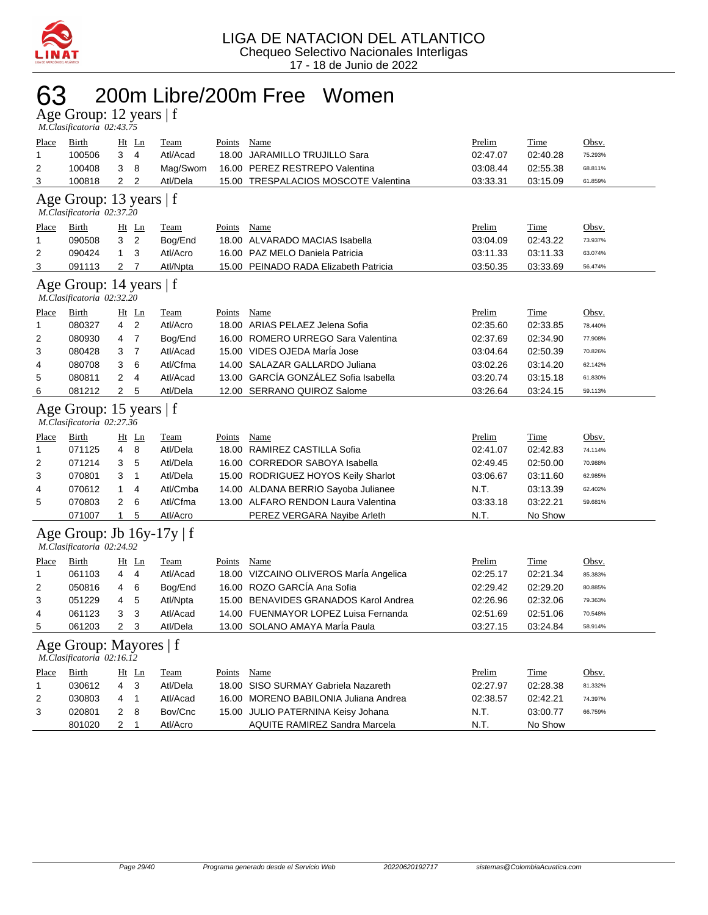LIGA DE NATACION DEL ATLANTICO
Chequeo Selectivo Nacionales Interligas
17 - 18 de Junio de 2022

# 63 200m Libre/200m Free Women

## Age Group: 12 years | f

*M.Clasificatoria 02:43.75*

| Place | Birth | Ht | Ln | Team | Points | Name | Prelim | Time | Obsv. |
|---|---|---|---|---|---|---|---|---|---|
| 1 | 100506 | 3 | 4 | Atl/Acad | 18.00 | JARAMILLO TRUJILLO Sara | 02:47.07 | 02:40.28 | 75.293% |
| 2 | 100408 | 3 | 8 | Mag/Swom | 16.00 | PEREZ RESTREPO Valentina | 03:08.44 | 02:55.38 | 68.811% |
| 3 | 100818 | 2 | 2 | Atl/Dela | 15.00 | TRESPALACIOS MOSCOTE Valentina | 03:33.31 | 03:15.09 | 61.859% |

## Age Group: 13 years | f

*M.Clasificatoria 02:37.20*

| Place | Birth | Ht | Ln | Team | Points | Name | Prelim | Time | Obsv. |
|---|---|---|---|---|---|---|---|---|---|
| 1 | 090508 | 3 | 2 | Bog/End | 18.00 | ALVARADO MACIAS Isabella | 03:04.09 | 02:43.22 | 73.937% |
| 2 | 090424 | 1 | 3 | Atl/Acro | 16.00 | PAZ MELO Daniela Patricia | 03:11.33 | 03:11.33 | 63.074% |
| 3 | 091113 | 2 | 7 | Atl/Npta | 15.00 | PEINADO RADA Elizabeth Patricia | 03:50.35 | 03:33.69 | 56.474% |

## Age Group: 14 years | f

*M.Clasificatoria 02:32.20*

| Place | Birth | Ht | Ln | Team | Points | Name | Prelim | Time | Obsv. |
|---|---|---|---|---|---|---|---|---|---|
| 1 | 080327 | 4 | 2 | Atl/Acro | 18.00 | ARIAS PELAEZ Jelena Sofia | 02:35.60 | 02:33.85 | 78.440% |
| 2 | 080930 | 4 | 7 | Bog/End | 16.00 | ROMERO URREGO Sara Valentina | 02:37.69 | 02:34.90 | 77.908% |
| 3 | 080428 | 3 | 7 | Atl/Acad | 15.00 | VIDES OJEDA MarÍa Jose | 03:04.64 | 02:50.39 | 70.826% |
| 4 | 080708 | 3 | 6 | Atl/Cfma | 14.00 | SALAZAR GALLARDO Juliana | 03:02.26 | 03:14.20 | 62.142% |
| 5 | 080811 | 2 | 4 | Atl/Acad | 13.00 | GARCÍA GONZÁLEZ Sofia Isabella | 03:20.74 | 03:15.18 | 61.830% |
| 6 | 081212 | 2 | 5 | Atl/Dela | 12.00 | SERRANO QUIROZ Salome | 03:26.64 | 03:24.15 | 59.113% |

## Age Group: 15 years | f

*M.Clasificatoria 02:27.36*

| Place | Birth | Ht | Ln | Team | Points | Name | Prelim | Time | Obsv. |
|---|---|---|---|---|---|---|---|---|---|
| 1 | 071125 | 4 | 8 | Atl/Dela | 18.00 | RAMIREZ CASTILLA Sofia | 02:41.07 | 02:42.83 | 74.114% |
| 2 | 071214 | 3 | 5 | Atl/Dela | 16.00 | CORREDOR SABOYA Isabella | 02:49.45 | 02:50.00 | 70.988% |
| 3 | 070801 | 3 | 1 | Atl/Dela | 15.00 | RODRIGUEZ HOYOS Keily Sharlot | 03:06.67 | 03:11.60 | 62.985% |
| 4 | 070612 | 1 | 4 | Atl/Cmba | 14.00 | ALDANA BERRIO Sayoba Julianee | N.T. | 03:13.39 | 62.402% |
| 5 | 070803 | 2 | 6 | Atl/Cfma | 13.00 | ALFARO RENDON Laura Valentina | 03:33.18 | 03:22.21 | 59.681% |
|  | 071007 | 1 | 5 | Atl/Acro |  | PEREZ VERGARA Nayibe Arleth | N.T. | No Show |  |

## Age Group: Jb 16y-17y | f

*M.Clasificatoria 02:24.92*

| Place | Birth | Ht | Ln | Team | Points | Name | Prelim | Time | Obsv. |
|---|---|---|---|---|---|---|---|---|---|
| 1 | 061103 | 4 | 4 | Atl/Acad | 18.00 | VIZCAINO OLIVEROS MarÍa Angelica | 02:25.17 | 02:21.34 | 85.383% |
| 2 | 050816 | 4 | 6 | Bog/End | 16.00 | ROZO GARCÍA Ana Sofia | 02:29.42 | 02:29.20 | 80.885% |
| 3 | 051229 | 4 | 5 | Atl/Npta | 15.00 | BENAVIDES GRANADOS Karol Andrea | 02:26.96 | 02:32.06 | 79.363% |
| 4 | 061123 | 3 | 3 | Atl/Acad | 14.00 | FUENMAYOR LOPEZ Luisa Fernanda | 02:51.69 | 02:51.06 | 70.548% |
| 5 | 061203 | 2 | 3 | Atl/Dela | 13.00 | SOLANO AMAYA MarÍa Paula | 03:27.15 | 03:24.84 | 58.914% |

## Age Group: Mayores | f

*M.Clasificatoria 02:16.12*

| Place | Birth | Ht | Ln | Team | Points | Name | Prelim | Time | Obsv. |
|---|---|---|---|---|---|---|---|---|---|
| 1 | 030612 | 4 | 3 | Atl/Dela | 18.00 | SISO SURMAY Gabriela Nazareth | 02:27.97 | 02:28.38 | 81.332% |
| 2 | 030803 | 4 | 1 | Atl/Acad | 16.00 | MORENO BABILONIA Juliana Andrea | 02:38.57 | 02:42.21 | 74.397% |
| 3 | 020801 | 2 | 8 | Bov/Cnc | 15.00 | JULIO PATERNINA Keisy Johana | N.T. | 03:00.77 | 66.759% |
|  | 801020 | 2 | 1 | Atl/Acro |  | AQUITE RAMIREZ Sandra Marcela | N.T. | No Show |  |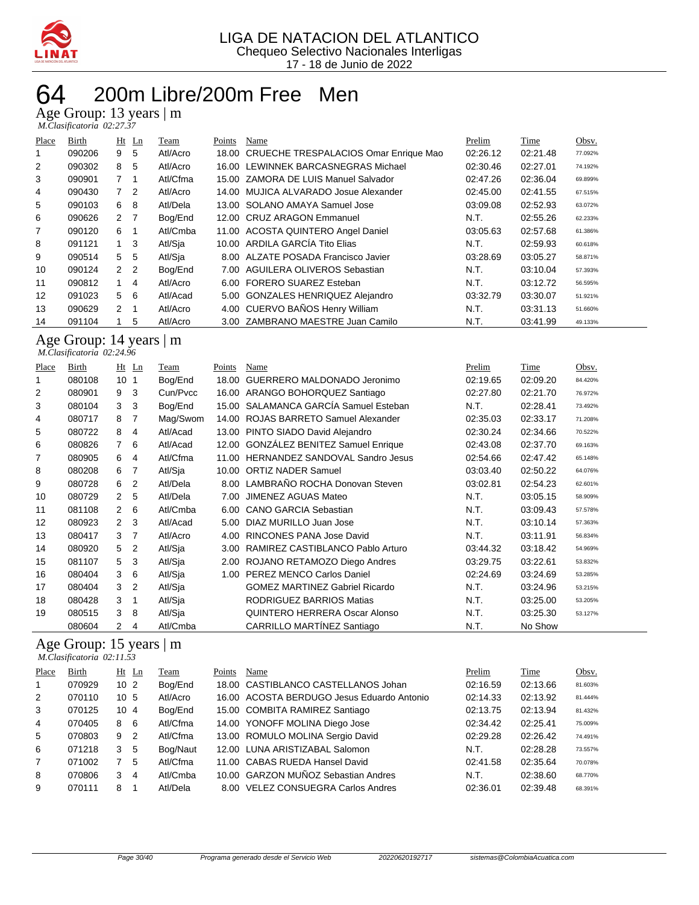LIGA DE NATACION DEL ATLANTICO
Chequeo Selectivo Nacionales Interligas
17 - 18 de Junio de 2022

# 64 200m Libre/200m Free Men

## Age Group: 13 years | m

*M.Clasificatoria 02:27.37*

| Place | Birth | Ht | Ln | Team | Points | Name | Prelim | Time | Obsv. |
|---|---|---|---|---|---|---|---|---|---|
| 1 | 090206 | 9 | 5 | Atl/Acro | 18.00 | CRUECHE TRESPALACIOS Omar Enrique Mao | 02:26.12 | 02:21.48 | 77.092% |
| 2 | 090302 | 8 | 5 | Atl/Acro | 16.00 | LEWINNEK BARCASNEGRAS Michael | 02:30.46 | 02:27.01 | 74.192% |
| 3 | 090901 | 7 | 1 | Atl/Cfma | 15.00 | ZAMORA DE LUIS Manuel Salvador | 02:47.26 | 02:36.04 | 69.899% |
| 4 | 090430 | 7 | 2 | Atl/Acro | 14.00 | MUJICA ALVARADO Josue Alexander | 02:45.00 | 02:41.55 | 67.515% |
| 5 | 090103 | 6 | 8 | Atl/Dela | 13.00 | SOLANO AMAYA Samuel Jose | 03:09.08 | 02:52.93 | 63.072% |
| 6 | 090626 | 2 | 7 | Bog/End | 12.00 | CRUZ ARAGON Emmanuel | N.T. | 02:55.26 | 62.233% |
| 7 | 090120 | 6 | 1 | Atl/Cmba | 11.00 | ACOSTA QUINTERO Angel Daniel | 03:05.63 | 02:57.68 | 61.386% |
| 8 | 091121 | 1 | 3 | Atl/Sja | 10.00 | ARDILA GARCÍA Tito Elias | N.T. | 02:59.93 | 60.618% |
| 9 | 090514 | 5 | 5 | Atl/Sja | 8.00 | ALZATE POSADA Francisco Javier | 03:28.69 | 03:05.27 | 58.871% |
| 10 | 090124 | 2 | 2 | Bog/End | 7.00 | AGUILERA OLIVEROS Sebastian | N.T. | 03:10.04 | 57.393% |
| 11 | 090812 | 1 | 4 | Atl/Acro | 6.00 | FORERO SUAREZ Esteban | N.T. | 03:12.72 | 56.595% |
| 12 | 091023 | 5 | 6 | Atl/Acad | 5.00 | GONZALES HENRIQUEZ Alejandro | 03:32.79 | 03:30.07 | 51.921% |
| 13 | 090629 | 2 | 1 | Atl/Acro | 4.00 | CUERVO BAÑOS Henry William | N.T. | 03:31.13 | 51.660% |
| 14 | 091104 | 1 | 5 | Atl/Acro | 3.00 | ZAMBRANO MAESTRE Juan Camilo | N.T. | 03:41.99 | 49.133% |

## Age Group: 14 years | m

*M.Clasificatoria 02:24.96*

| Place | Birth | Ht | Ln | Team | Points | Name | Prelim | Time | Obsv. |
|---|---|---|---|---|---|---|---|---|---|
| 1 | 080108 | 10 | 1 | Bog/End | 18.00 | GUERRERO MALDONADO Jeronimo | 02:19.65 | 02:09.20 | 84.420% |
| 2 | 080901 | 9 | 3 | Cun/Pvcc | 16.00 | ARANGO BOHORQUEZ Santiago | 02:27.80 | 02:21.70 | 76.972% |
| 3 | 080104 | 3 | 3 | Bog/End | 15.00 | SALAMANCA GARCÍA Samuel Esteban | N.T. | 02:28.41 | 73.492% |
| 4 | 080717 | 8 | 7 | Mag/Swom | 14.00 | ROJAS BARRETO Samuel Alexander | 02:35.03 | 02:33.17 | 71.208% |
| 5 | 080722 | 8 | 4 | Atl/Acad | 13.00 | PINTO SIADO David Alejandro | 02:30.24 | 02:34.66 | 70.522% |
| 6 | 080826 | 7 | 6 | Atl/Acad | 12.00 | GONZÁLEZ BENITEZ Samuel Enrique | 02:43.08 | 02:37.70 | 69.163% |
| 7 | 080905 | 6 | 4 | Atl/Cfma | 11.00 | HERNANDEZ SANDOVAL Sandro Jesus | 02:54.66 | 02:47.42 | 65.148% |
| 8 | 080208 | 6 | 7 | Atl/Sja | 10.00 | ORTIZ NADER Samuel | 03:03.40 | 02:50.22 | 64.076% |
| 9 | 080728 | 6 | 2 | Atl/Dela | 8.00 | LAMBRAÑO ROCHA Donovan Steven | 03:02.81 | 02:54.23 | 62.601% |
| 10 | 080729 | 2 | 5 | Atl/Dela | 7.00 | JIMENEZ AGUAS Mateo | N.T. | 03:05.15 | 58.909% |
| 11 | 081108 | 2 | 6 | Atl/Cmba | 6.00 | CANO GARCIA Sebastian | N.T. | 03:09.43 | 57.578% |
| 12 | 080923 | 2 | 3 | Atl/Acad | 5.00 | DIAZ MURILLO Juan Jose | N.T. | 03:10.14 | 57.363% |
| 13 | 080417 | 3 | 7 | Atl/Acro | 4.00 | RINCONES PANA Jose David | N.T. | 03:11.91 | 56.834% |
| 14 | 080920 | 5 | 2 | Atl/Sja | 3.00 | RAMIREZ CASTIBLANCO Pablo Arturo | 03:44.32 | 03:18.42 | 54.969% |
| 15 | 081107 | 5 | 3 | Atl/Sja | 2.00 | ROJANO RETAMOZO Diego Andres | 03:29.75 | 03:22.61 | 53.832% |
| 16 | 080404 | 3 | 6 | Atl/Sja | 1.00 | PEREZ MENCO Carlos Daniel | 02:24.69 | 03:24.69 | 53.285% |
| 17 | 080404 | 3 | 2 | Atl/Sja | | GOMEZ MARTINEZ Gabriel Ricardo | N.T. | 03:24.96 | 53.215% |
| 18 | 080428 | 3 | 1 | Atl/Sja | | RODRIGUEZ BARRIOS Matias | N.T. | 03:25.00 | 53.205% |
| 19 | 080515 | 3 | 8 | Atl/Sja | | QUINTERO HERRERA Oscar Alonso | N.T. | 03:25.30 | 53.127% |
| | 080604 | 2 | 4 | Atl/Cmba | | CARRILLO MARTÍNEZ Santiago | N.T. | No Show | |

## Age Group: 15 years | m

*M.Clasificatoria 02:11.53*

| Place | Birth | Ht | Ln | Team | Points | Name | Prelim | Time | Obsv. |
|---|---|---|---|---|---|---|---|---|---|
| 1 | 070929 | 10 | 2 | Bog/End | 18.00 | CASTIBLANCO CASTELLANOS Johan | 02:16.59 | 02:13.66 | 81.603% |
| 2 | 070110 | 10 | 5 | Atl/Acro | 16.00 | ACOSTA BERDUGO Jesus Eduardo Antonio | 02:14.33 | 02:13.92 | 81.444% |
| 3 | 070125 | 10 | 4 | Bog/End | 15.00 | COMBITA RAMIREZ Santiago | 02:13.75 | 02:13.94 | 81.432% |
| 4 | 070405 | 8 | 6 | Atl/Cfma | 14.00 | YONOFF MOLINA Diego Jose | 02:34.42 | 02:25.41 | 75.009% |
| 5 | 070803 | 9 | 2 | Atl/Cfma | 13.00 | ROMULO MOLINA Sergio David | 02:29.28 | 02:26.42 | 74.491% |
| 6 | 071218 | 3 | 5 | Bog/Naut | 12.00 | LUNA ARISTIZABAL Salomon | N.T. | 02:28.28 | 73.557% |
| 7 | 071002 | 7 | 5 | Atl/Cfma | 11.00 | CABAS RUEDA Hansel David | 02:41.58 | 02:35.64 | 70.078% |
| 8 | 070806 | 3 | 4 | Atl/Cmba | 10.00 | GARZON MUÑOZ Sebastian Andres | N.T. | 02:38.60 | 68.770% |
| 9 | 070111 | 8 | 1 | Atl/Dela | 8.00 | VELEZ CONSUEGRA Carlos Andres | 02:36.01 | 02:39.48 | 68.391% |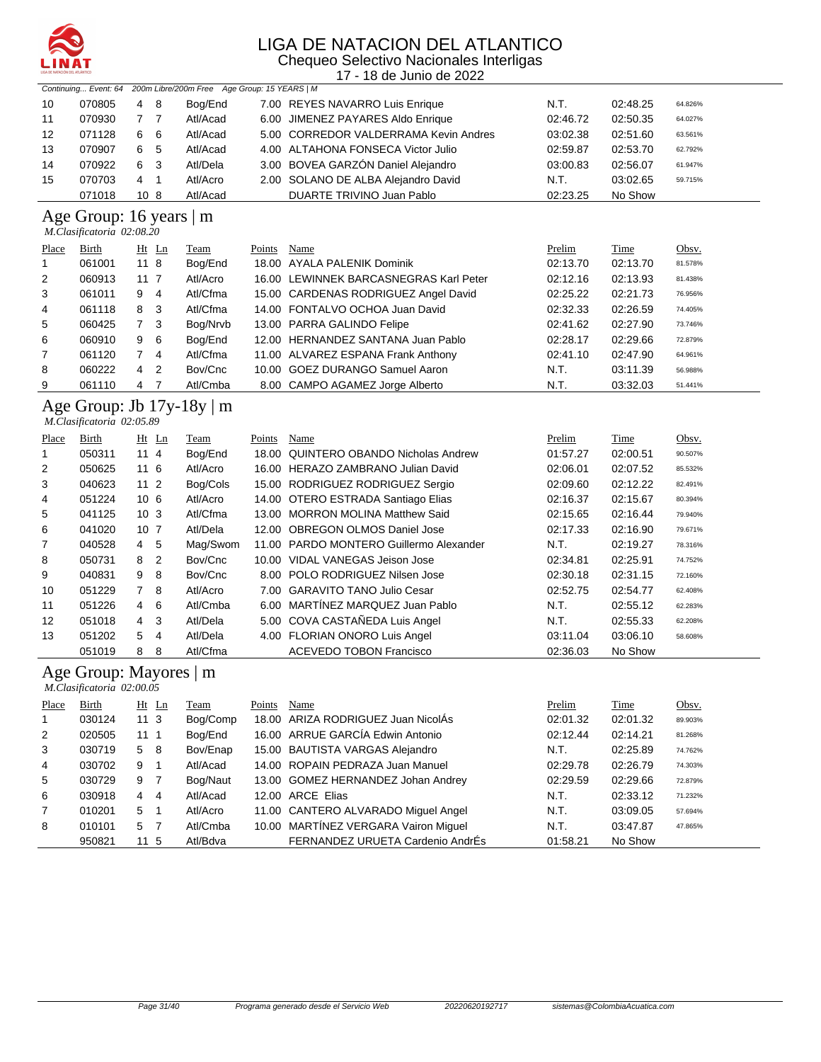# LIGA DE NATACION DEL ATLANTICO

Chequeo Selectivo Nacionales Interligas

17 - 18 de Junio de 2022

*Continuing... Event: 64 200m Libre/200m Free Age Group: 15 YEARS | M*

| Place | Birth | Ht | Ln | Team | Points | Name | Prelim | Time | Obsv. |
|---|---|---|---|---|---|---|---|---|---|
| 10 | 070805 | 4 | 8 | Bog/End | 7.00 | REYES NAVARRO Luis Enrique | N.T. | 02:48.25 | 64.826% |
| 11 | 070930 | 7 | 7 | Atl/Acad | 6.00 | JIMENEZ PAYARES Aldo Enrique | 02:46.72 | 02:50.35 | 64.027% |
| 12 | 071128 | 6 | 6 | Atl/Acad | 5.00 | CORREDOR VALDERRAMA Kevin Andres | 03:02.38 | 02:51.60 | 63.561% |
| 13 | 070907 | 6 | 5 | Atl/Acad | 4.00 | ALTAHONA FONSECA Victor Julio | 02:59.87 | 02:53.70 | 62.792% |
| 14 | 070922 | 6 | 3 | Atl/Dela | 3.00 | BOVEA GARZÓN Daniel Alejandro | 03:00.83 | 02:56.07 | 61.947% |
| 15 | 070703 | 4 | 1 | Atl/Acro | 2.00 | SOLANO DE ALBA Alejandro David | N.T. | 03:02.65 | 59.715% |
| | 071018 | 10 | 8 | Atl/Acad | | DUARTE TRIVINO Juan Pablo | 02:23.25 | No Show | |

## Age Group: 16 years | m

*M.Clasificatoria 02:08.20*

| Place | Birth | Ht | Ln | Team | Points | Name | Prelim | Time | Obsv. |
|---|---|---|---|---|---|---|---|---|---|
| 1 | 061001 | 11 | 8 | Bog/End | 18.00 | AYALA PALENIK Dominik | 02:13.70 | 02:13.70 | 81.578% |
| 2 | 060913 | 11 | 7 | Atl/Acro | 16.00 | LEWINNEK BARCASNEGRAS Karl Peter | 02:12.16 | 02:13.93 | 81.438% |
| 3 | 061011 | 9 | 4 | Atl/Cfma | 15.00 | CARDENAS RODRIGUEZ Angel David | 02:25.22 | 02:21.73 | 76.956% |
| 4 | 061118 | 8 | 3 | Atl/Cfma | 14.00 | FONTALVO OCHOA Juan David | 02:32.33 | 02:26.59 | 74.405% |
| 5 | 060425 | 7 | 3 | Bog/Nrvb | 13.00 | PARRA GALINDO Felipe | 02:41.62 | 02:27.90 | 73.746% |
| 6 | 060910 | 9 | 6 | Bog/End | 12.00 | HERNANDEZ SANTANA Juan Pablo | 02:28.17 | 02:29.66 | 72.879% |
| 7 | 061120 | 7 | 4 | Atl/Cfma | 11.00 | ALVAREZ ESPANA Frank Anthony | 02:41.10 | 02:47.90 | 64.961% |
| 8 | 060222 | 4 | 2 | Bov/Cnc | 10.00 | GOEZ DURANGO Samuel Aaron | N.T. | 03:11.39 | 56.988% |
| 9 | 061110 | 4 | 7 | Atl/Cmba | 8.00 | CAMPO AGAMEZ Jorge Alberto | N.T. | 03:32.03 | 51.441% |

## Age Group: Jb 17y-18y | m

*M.Clasificatoria 02:05.89*

| Place | Birth | Ht | Ln | Team | Points | Name | Prelim | Time | Obsv. |
|---|---|---|---|---|---|---|---|---|---|
| 1 | 050311 | 11 | 4 | Bog/End | 18.00 | QUINTERO OBANDO Nicholas Andrew | 01:57.27 | 02:00.51 | 90.507% |
| 2 | 050625 | 11 | 6 | Atl/Acro | 16.00 | HERAZO ZAMBRANO Julian David | 02:06.01 | 02:07.52 | 85.532% |
| 3 | 040623 | 11 | 2 | Bog/Cols | 15.00 | RODRIGUEZ RODRIGUEZ Sergio | 02:09.60 | 02:12.22 | 82.491% |
| 4 | 051224 | 10 | 6 | Atl/Acro | 14.00 | OTERO ESTRADA Santiago Elias | 02:16.37 | 02:15.67 | 80.394% |
| 5 | 041125 | 10 | 3 | Atl/Cfma | 13.00 | MORRON MOLINA Matthew Said | 02:15.65 | 02:16.44 | 79.940% |
| 6 | 041020 | 10 | 7 | Atl/Dela | 12.00 | OBREGON OLMOS Daniel Jose | 02:17.33 | 02:16.90 | 79.671% |
| 7 | 040528 | 4 | 5 | Mag/Swom | 11.00 | PARDO MONTERO Guillermo Alexander | N.T. | 02:19.27 | 78.316% |
| 8 | 050731 | 8 | 2 | Bov/Cnc | 10.00 | VIDAL VANEGAS Jeison Jose | 02:34.81 | 02:25.91 | 74.752% |
| 9 | 040831 | 9 | 8 | Bov/Cnc | 8.00 | POLO RODRIGUEZ Nilsen Jose | 02:30.18 | 02:31.15 | 72.160% |
| 10 | 051229 | 7 | 8 | Atl/Acro | 7.00 | GARAVITO TANO Julio Cesar | 02:52.75 | 02:54.77 | 62.408% |
| 11 | 051226 | 4 | 6 | Atl/Cmba | 6.00 | MARTÍNEZ MARQUEZ Juan Pablo | N.T. | 02:55.12 | 62.283% |
| 12 | 051018 | 4 | 3 | Atl/Dela | 5.00 | COVA CASTAÑEDA Luis Angel | N.T. | 02:55.33 | 62.208% |
| 13 | 051202 | 5 | 4 | Atl/Dela | 4.00 | FLORIAN ONORO Luis Angel | 03:11.04 | 03:06.10 | 58.608% |
| | 051019 | 8 | 8 | Atl/Cfma | | ACEVEDO TOBON Francisco | 02:36.03 | No Show | |

## Age Group: Mayores | m

*M.Clasificatoria 02:00.05*

| Place | Birth | Ht | Ln | Team | Points | Name | Prelim | Time | Obsv. |
|---|---|---|---|---|---|---|---|---|---|
| 1 | 030124 | 11 | 3 | Bog/Comp | 18.00 | ARIZA RODRIGUEZ Juan NicolÁs | 02:01.32 | 02:01.32 | 89.903% |
| 2 | 020505 | 11 | 1 | Bog/End | 16.00 | ARRUE GARCÍA Edwin Antonio | 02:12.44 | 02:14.21 | 81.268% |
| 3 | 030719 | 5 | 8 | Bov/Enap | 15.00 | BAUTISTA VARGAS Alejandro | N.T. | 02:25.89 | 74.762% |
| 4 | 030702 | 9 | 1 | Atl/Acad | 14.00 | ROPAIN PEDRAZA Juan Manuel | 02:29.78 | 02:26.79 | 74.303% |
| 5 | 030729 | 9 | 7 | Bog/Naut | 13.00 | GOMEZ HERNANDEZ Johan Andrey | 02:29.59 | 02:29.66 | 72.879% |
| 6 | 030918 | 4 | 4 | Atl/Acad | 12.00 | ARCE Elias | N.T. | 02:33.12 | 71.232% |
| 7 | 010201 | 5 | 1 | Atl/Acro | 11.00 | CANTERO ALVARADO Miguel Angel | N.T. | 03:09.05 | 57.694% |
| 8 | 010101 | 5 | 7 | Atl/Cmba | 10.00 | MARTÍNEZ VERGARA Vairon Miguel | N.T. | 03:47.87 | 47.865% |
| | 950821 | 11 | 5 | Atl/Bdva | | FERNANDEZ URUETA Cardenio AndrÉs | 01:58.21 | No Show | |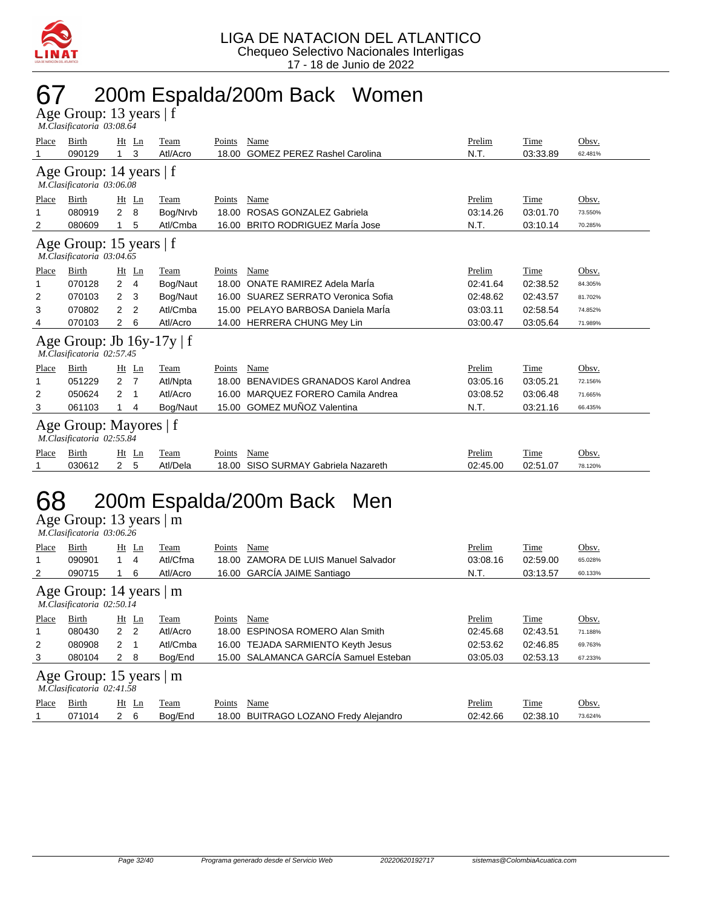LIGA DE NATACION DEL ATLANTICO
Chequeo Selectivo Nacionales Interligas
17 - 18 de Junio de 2022

# 67 200m Espalda/200m Back Women

## Age Group: 13 years | f

*M.Clasificatoria 03:08.64*

| Place | Birth | Ht | Ln | Team | Points | Name | Prelim | Time | Obsv. |
|---|---|---|---|---|---|---|---|---|---|
| 1 | 090129 | 1 | 3 | Atl/Acro | 18.00 | GOMEZ PEREZ Rashel Carolina | N.T. | 03:33.89 | 62.481% |

## Age Group: 14 years | f

*M.Clasificatoria 03:06.08*

| Place | Birth | Ht | Ln | Team | Points | Name | Prelim | Time | Obsv. |
|---|---|---|---|---|---|---|---|---|---|
| 1 | 080919 | 2 | 8 | Bog/Nrvb | 18.00 | ROSAS GONZALEZ Gabriela | 03:14.26 | 03:01.70 | 73.550% |
| 2 | 080609 | 1 | 5 | Atl/Cmba | 16.00 | BRITO RODRIGUEZ MarÍa Jose | N.T. | 03:10.14 | 70.285% |

## Age Group: 15 years | f

*M.Clasificatoria 03:04.65*

| Place | Birth | Ht | Ln | Team | Points | Name | Prelim | Time | Obsv. |
|---|---|---|---|---|---|---|---|---|---|
| 1 | 070128 | 2 | 4 | Bog/Naut | 18.00 | ONATE RAMIREZ Adela MarÍa | 02:41.64 | 02:38.52 | 84.305% |
| 2 | 070103 | 2 | 3 | Bog/Naut | 16.00 | SUAREZ SERRATO Veronica Sofia | 02:48.62 | 02:43.57 | 81.702% |
| 3 | 070802 | 2 | 2 | Atl/Cmba | 15.00 | PELAYO BARBOSA Daniela MarÍa | 03:03.11 | 02:58.54 | 74.852% |
| 4 | 070103 | 2 | 6 | Atl/Acro | 14.00 | HERRERA CHUNG Mey Lin | 03:00.47 | 03:05.64 | 71.989% |

## Age Group: Jb 16y-17y | f

*M.Clasificatoria 02:57.45*

| Place | Birth | Ht | Ln | Team | Points | Name | Prelim | Time | Obsv. |
|---|---|---|---|---|---|---|---|---|---|
| 1 | 051229 | 2 | 7 | Atl/Npta | 18.00 | BENAVIDES GRANADOS Karol Andrea | 03:05.16 | 03:05.21 | 72.156% |
| 2 | 050624 | 2 | 1 | Atl/Acro | 16.00 | MARQUEZ FORERO Camila Andrea | 03:08.52 | 03:06.48 | 71.665% |
| 3 | 061103 | 1 | 4 | Bog/Naut | 15.00 | GOMEZ MUÑOZ Valentina | N.T. | 03:21.16 | 66.435% |

## Age Group: Mayores | f

*M.Clasificatoria 02:55.84*

| Place | Birth | Ht | Ln | Team | Points | Name | Prelim | Time | Obsv. |
|---|---|---|---|---|---|---|---|---|---|
| 1 | 030612 | 2 | 5 | Atl/Dela | 18.00 | SISO SURMAY Gabriela Nazareth | 02:45.00 | 02:51.07 | 78.120% |

# 68 200m Espalda/200m Back Men

## Age Group: 13 years | m

*M.Clasificatoria 03:06.26*

| Place | Birth | Ht | Ln | Team | Points | Name | Prelim | Time | Obsv. |
|---|---|---|---|---|---|---|---|---|---|
| 1 | 090901 | 1 | 4 | Atl/Cfma | 18.00 | ZAMORA DE LUIS Manuel Salvador | 03:08.16 | 02:59.00 | 65.028% |
| 2 | 090715 | 1 | 6 | Atl/Acro | 16.00 | GARCÍA JAIME Santiago | N.T. | 03:13.57 | 60.133% |

## Age Group: 14 years | m

*M.Clasificatoria 02:50.14*

| Place | Birth | Ht | Ln | Team | Points | Name | Prelim | Time | Obsv. |
|---|---|---|---|---|---|---|---|---|---|
| 1 | 080430 | 2 | 2 | Atl/Acro | 18.00 | ESPINOSA ROMERO Alan Smith | 02:45.68 | 02:43.51 | 71.188% |
| 2 | 080908 | 2 | 1 | Atl/Cmba | 16.00 | TEJADA SARMIENTO Keyth Jesus | 02:53.62 | 02:46.85 | 69.763% |
| 3 | 080104 | 2 | 8 | Bog/End | 15.00 | SALAMANCA GARCÍA Samuel Esteban | 03:05.03 | 02:53.13 | 67.233% |

## Age Group: 15 years | m

*M.Clasificatoria 02:41.58*

| Place | Birth | Ht | Ln | Team | Points | Name | Prelim | Time | Obsv. |
|---|---|---|---|---|---|---|---|---|---|
| 1 | 071014 | 2 | 6 | Bog/End | 18.00 | BUITRAGO LOZANO Fredy Alejandro | 02:42.66 | 02:38.10 | 73.624% |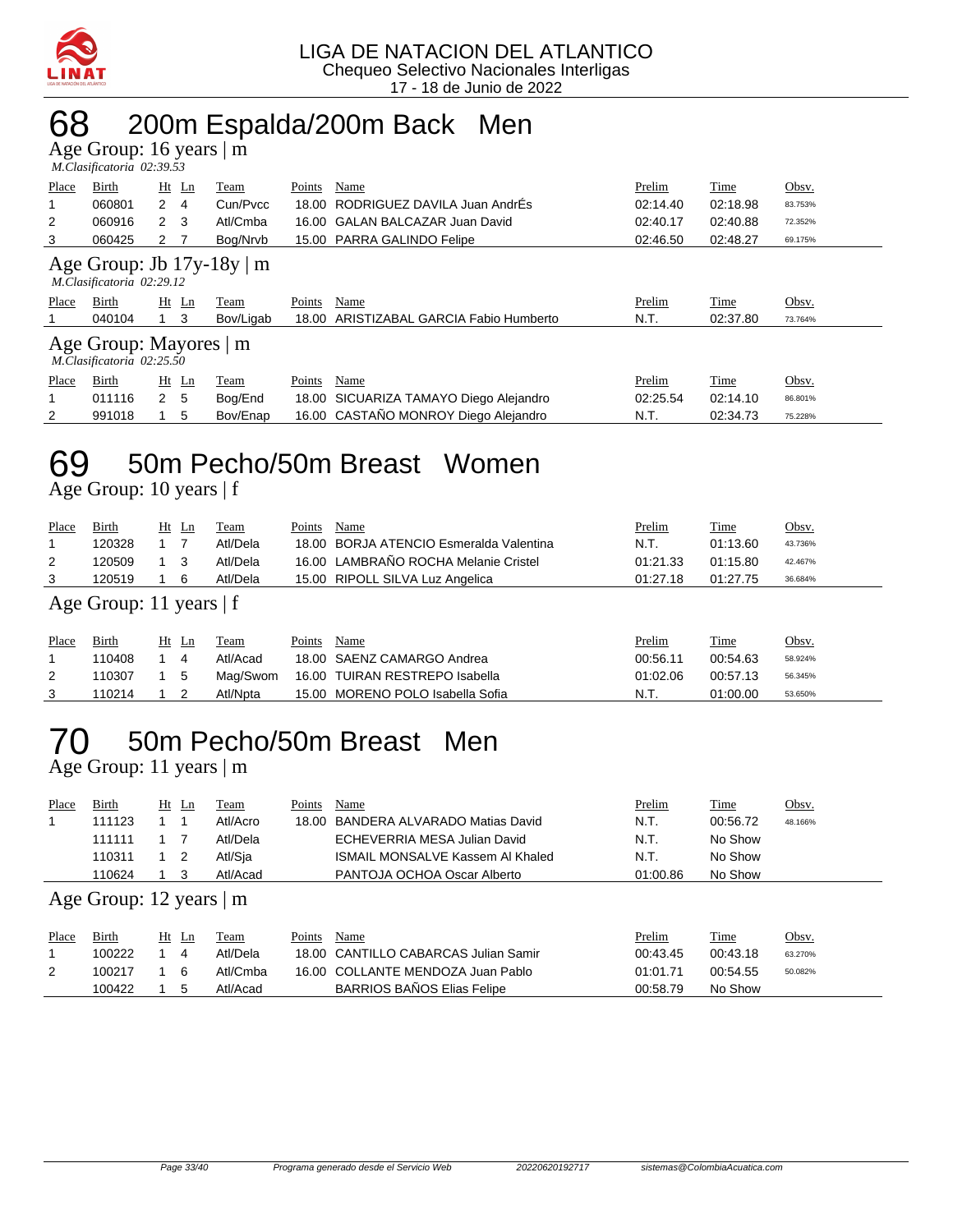LIGA DE NATACION DEL ATLANTICO
Chequeo Selectivo Nacionales Interligas
17 - 18 de Junio de 2022

# 68 200m Espalda/200m Back Men

## Age Group: 16 years | m

*M.Clasificatoria 02:39.53*

| Place | Birth | Ht | Ln | Team | Points | Name | Prelim | Time | Obsv. |
|---|---|---|---|---|---|---|---|---|---|
| 1 | 060801 | 2 | 4 | Cun/Pvcc | 18.00 | RODRIGUEZ DAVILA Juan AndrÉs | 02:14.40 | 02:18.98 | 83.753% |
| 2 | 060916 | 2 | 3 | Atl/Cmba | 16.00 | GALAN BALCAZAR Juan David | 02:40.17 | 02:40.88 | 72.352% |
| 3 | 060425 | 2 | 7 | Bog/Nrvb | 15.00 | PARRA GALINDO Felipe | 02:46.50 | 02:48.27 | 69.175% |

## Age Group: Jb 17y-18y | m

*M.Clasificatoria 02:29.12*

| Place | Birth | Ht | Ln | Team | Points | Name | Prelim | Time | Obsv. |
|---|---|---|---|---|---|---|---|---|---|
| 1 | 040104 | 1 | 3 | Bov/Ligab | 18.00 | ARISTIZABAL GARCIA Fabio Humberto | N.T. | 02:37.80 | 73.764% |

## Age Group: Mayores | m

*M.Clasificatoria 02:25.50*

| Place | Birth | Ht | Ln | Team | Points | Name | Prelim | Time | Obsv. |
|---|---|---|---|---|---|---|---|---|---|
| 1 | 011116 | 2 | 5 | Bog/End | 18.00 | SICUARIZA TAMAYO Diego Alejandro | 02:25.54 | 02:14.10 | 86.801% |
| 2 | 991018 | 1 | 5 | Bov/Enap | 16.00 | CASTAÑO MONROY Diego Alejandro | N.T. | 02:34.73 | 75.228% |

# 69 50m Pecho/50m Breast Women

## Age Group: 10 years | f

| Place | Birth | Ht | Ln | Team | Points | Name | Prelim | Time | Obsv. |
|---|---|---|---|---|---|---|---|---|---|
| 1 | 120328 | 1 | 7 | Atl/Dela | 18.00 | BORJA ATENCIO Esmeralda Valentina | N.T. | 01:13.60 | 43.736% |
| 2 | 120509 | 1 | 3 | Atl/Dela | 16.00 | LAMBRAÑO ROCHA Melanie Cristel | 01:21.33 | 01:15.80 | 42.467% |
| 3 | 120519 | 1 | 6 | Atl/Dela | 15.00 | RIPOLL SILVA Luz Angelica | 01:27.18 | 01:27.75 | 36.684% |

## Age Group: 11 years | f

| Place | Birth | Ht | Ln | Team | Points | Name | Prelim | Time | Obsv. |
|---|---|---|---|---|---|---|---|---|---|
| 1 | 110408 | 1 | 4 | Atl/Acad | 18.00 | SAENZ CAMARGO Andrea | 00:56.11 | 00:54.63 | 58.924% |
| 2 | 110307 | 1 | 5 | Mag/Swom | 16.00 | TUIRAN RESTREPO Isabella | 01:02.06 | 00:57.13 | 56.345% |
| 3 | 110214 | 1 | 2 | Atl/Npta | 15.00 | MORENO POLO Isabella Sofia | N.T. | 01:00.00 | 53.650% |

# 70 50m Pecho/50m Breast Men

## Age Group: 11 years | m

| Place | Birth | Ht | Ln | Team | Points | Name | Prelim | Time | Obsv. |
|---|---|---|---|---|---|---|---|---|---|
| 1 | 111123 | 1 | 1 | Atl/Acro | 18.00 | BANDERA ALVARADO Matias David | N.T. | 00:56.72 | 48.166% |
| | 111111 | 1 | 7 | Atl/Dela | | ECHEVERRIA MESA Julian David | N.T. | No Show | |
| | 110311 | 1 | 2 | Atl/Sja | | ISMAIL MONSALVE Kassem Al Khaled | N.T. | No Show | |
| | 110624 | 1 | 3 | Atl/Acad | | PANTOJA OCHOA Oscar Alberto | 01:00.86 | No Show | |

## Age Group: 12 years | m

| Place | Birth | Ht | Ln | Team | Points | Name | Prelim | Time | Obsv. |
|---|---|---|---|---|---|---|---|---|---|
| 1 | 100222 | 1 | 4 | Atl/Dela | 18.00 | CANTILLO CABARCAS Julian Samir | 00:43.45 | 00:43.18 | 63.270% |
| 2 | 100217 | 1 | 6 | Atl/Cmba | 16.00 | COLLANTE MENDOZA Juan Pablo | 01:01.71 | 00:54.55 | 50.082% |
| | 100422 | 1 | 5 | Atl/Acad | | BARRIOS BAÑOS Elias Felipe | 00:58.79 | No Show | |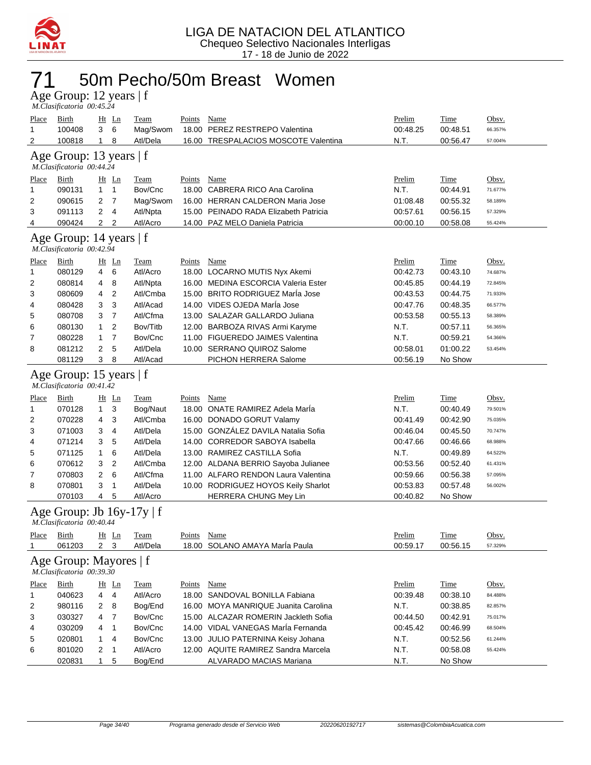LIGA DE NATACION DEL ATLANTICO
Chequeo Selectivo Nacionales Interligas
17 - 18 de Junio de 2022

# 71 50m Pecho/50m Breast Women

## Age Group: 12 years | f

*M.Clasificatoria 00:45.24*

| Place | Birth | Ht | Ln | Team | Points | Name | Prelim | Time | Obsv. |
|---|---|---|---|---|---|---|---|---|---|
| 1 | 100408 | 3 | 6 | Mag/Swom | 18.00 | PEREZ RESTREPO Valentina | 00:48.25 | 00:48.51 | 66.357% |
| 2 | 100818 | 1 | 8 | Atl/Dela | 16.00 | TRESPALACIOS MOSCOTE Valentina | N.T. | 00:56.47 | 57.004% |

## Age Group: 13 years | f

*M.Clasificatoria 00:44.24*

| Place | Birth | Ht | Ln | Team | Points | Name | Prelim | Time | Obsv. |
|---|---|---|---|---|---|---|---|---|---|
| 1 | 090131 | 1 | 1 | Bov/Cnc | 18.00 | CABRERA RICO Ana Carolina | N.T. | 00:44.91 | 71.677% |
| 2 | 090615 | 2 | 7 | Mag/Swom | 16.00 | HERRAN CALDERON Maria Jose | 01:08.48 | 00:55.32 | 58.189% |
| 3 | 091113 | 2 | 4 | Atl/Npta | 15.00 | PEINADO RADA Elizabeth Patricia | 00:57.61 | 00:56.15 | 57.329% |
| 4 | 090424 | 2 | 2 | Atl/Acro | 14.00 | PAZ MELO Daniela Patricia | 00:00.10 | 00:58.08 | 55.424% |

## Age Group: 14 years | f

*M.Clasificatoria 00:42.94*

| Place | Birth | Ht | Ln | Team | Points | Name | Prelim | Time | Obsv. |
|---|---|---|---|---|---|---|---|---|---|
| 1 | 080129 | 4 | 6 | Atl/Acro | 18.00 | LOCARNO MUTIS Nyx Akemi | 00:42.73 | 00:43.10 | 74.687% |
| 2 | 080814 | 4 | 8 | Atl/Npta | 16.00 | MEDINA ESCORCIA Valeria Ester | 00:45.85 | 00:44.19 | 72.845% |
| 3 | 080609 | 4 | 2 | Atl/Cmba | 15.00 | BRITO RODRIGUEZ MarÍa Jose | 00:43.53 | 00:44.75 | 71.933% |
| 4 | 080428 | 3 | 3 | Atl/Acad | 14.00 | VIDES OJEDA MarÍa Jose | 00:47.76 | 00:48.35 | 66.577% |
| 5 | 080708 | 3 | 7 | Atl/Cfma | 13.00 | SALAZAR GALLARDO Juliana | 00:53.58 | 00:55.13 | 58.389% |
| 6 | 080130 | 1 | 2 | Bov/Titb | 12.00 | BARBOZA RIVAS Armi Karyme | N.T. | 00:57.11 | 56.365% |
| 7 | 080228 | 1 | 7 | Bov/Cnc | 11.00 | FIGUEREDO JAIMES Valentina | N.T. | 00:59.21 | 54.366% |
| 8 | 081212 | 2 | 5 | Atl/Dela | 10.00 | SERRANO QUIROZ Salome | 00:58.01 | 01:00.22 | 53.454% |
|  | 081129 | 3 | 8 | Atl/Acad |  | PICHON HERRERA Salome | 00:56.19 | No Show |  |

## Age Group: 15 years | f

*M.Clasificatoria 00:41.42*

| Place | Birth | Ht | Ln | Team | Points | Name | Prelim | Time | Obsv. |
|---|---|---|---|---|---|---|---|---|---|
| 1 | 070128 | 1 | 3 | Bog/Naut | 18.00 | ONATE RAMIREZ Adela MarÍa | N.T. | 00:40.49 | 79.501% |
| 2 | 070228 | 4 | 3 | Atl/Cmba | 16.00 | DONADO GORUT Valamy | 00:41.49 | 00:42.90 | 75.035% |
| 3 | 071003 | 3 | 4 | Atl/Dela | 15.00 | GONZÁLEZ DAVILA Natalia Sofia | 00:46.04 | 00:45.50 | 70.747% |
| 4 | 071214 | 3 | 5 | Atl/Dela | 14.00 | CORREDOR SABOYA Isabella | 00:47.66 | 00:46.66 | 68.988% |
| 5 | 071125 | 1 | 6 | Atl/Dela | 13.00 | RAMIREZ CASTILLA Sofia | N.T. | 00:49.89 | 64.522% |
| 6 | 070612 | 3 | 2 | Atl/Cmba | 12.00 | ALDANA BERRIO Sayoba Julianee | 00:53.56 | 00:52.40 | 61.431% |
| 7 | 070803 | 2 | 6 | Atl/Cfma | 11.00 | ALFARO RENDON Laura Valentina | 00:59.66 | 00:56.38 | 57.095% |
| 8 | 070801 | 3 | 1 | Atl/Dela | 10.00 | RODRIGUEZ HOYOS Keily Sharlot | 00:53.83 | 00:57.48 | 56.002% |
|  | 070103 | 4 | 5 | Atl/Acro |  | HERRERA CHUNG Mey Lin | 00:40.82 | No Show |  |

## Age Group: Jb 16y-17y | f

*M.Clasificatoria 00:40.44*

| Place | Birth | Ht | Ln | Team | Points | Name | Prelim | Time | Obsv. |
|---|---|---|---|---|---|---|---|---|---|
| 1 | 061203 | 2 | 3 | Atl/Dela | 18.00 | SOLANO AMAYA MarÍa Paula | 00:59.17 | 00:56.15 | 57.329% |

## Age Group: Mayores | f

*M.Clasificatoria 00:39.30*

| Place | Birth | Ht | Ln | Team | Points | Name | Prelim | Time | Obsv. |
|---|---|---|---|---|---|---|---|---|---|
| 1 | 040623 | 4 | 4 | Atl/Acro | 18.00 | SANDOVAL BONILLA Fabiana | 00:39.48 | 00:38.10 | 84.488% |
| 2 | 980116 | 2 | 8 | Bog/End | 16.00 | MOYA MANRIQUE Juanita Carolina | N.T. | 00:38.85 | 82.857% |
| 3 | 030327 | 4 | 7 | Bov/Cnc | 15.00 | ALCAZAR ROMERIN Jackleth Sofia | 00:44.50 | 00:42.91 | 75.017% |
| 4 | 030209 | 4 | 1 | Bov/Cnc | 14.00 | VIDAL VANEGAS MarÍa Fernanda | 00:45.42 | 00:46.99 | 68.504% |
| 5 | 020801 | 1 | 4 | Bov/Cnc | 13.00 | JULIO PATERNINA Keisy Johana | N.T. | 00:52.56 | 61.244% |
| 6 | 801020 | 2 | 1 | Atl/Acro | 12.00 | AQUITE RAMIREZ Sandra Marcela | N.T. | 00:58.08 | 55.424% |
|  | 020831 | 1 | 5 | Bog/End |  | ALVARADO MACIAS Mariana | N.T. | No Show |  |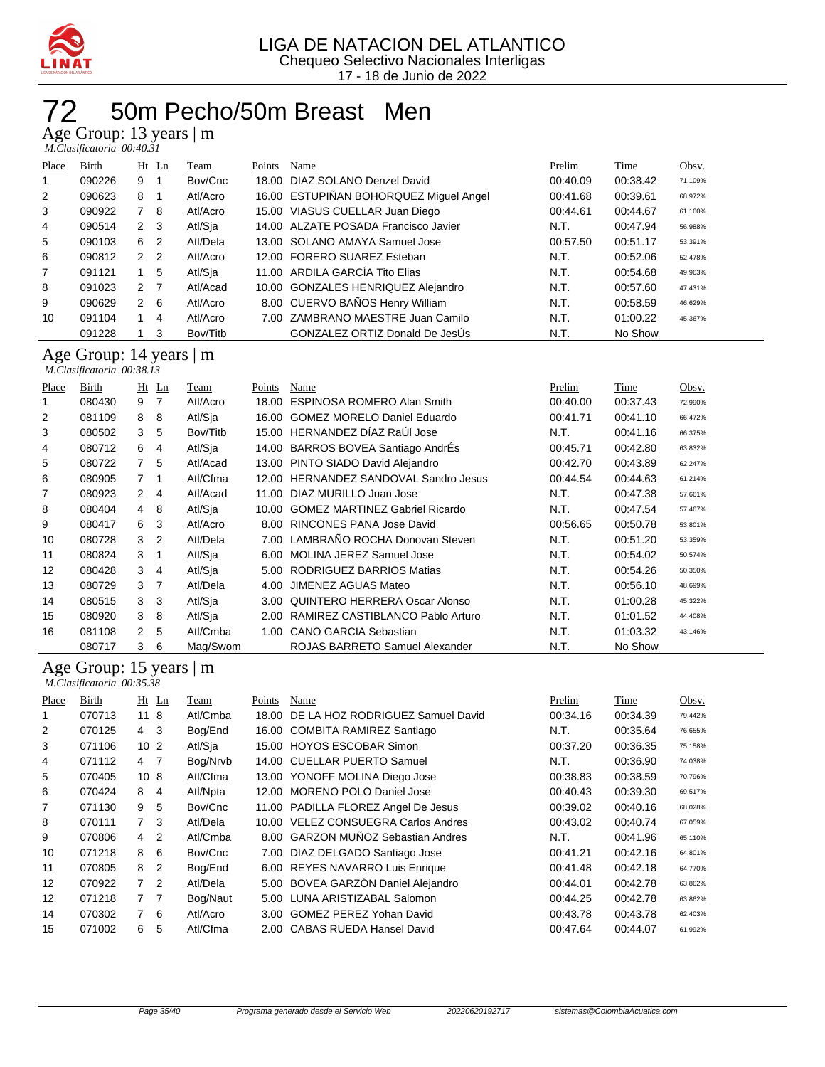LIGA DE NATACION DEL ATLANTICO
Chequeo Selectivo Nacionales Interligas
17 - 18 de Junio de 2022

# 72 50m Pecho/50m Breast Men

## Age Group: 13 years | m

*M.Clasificatoria 00:40.31*

| Place | Birth | Ht | Ln | Team | Points | Name | Prelim | Time | Obsv. |
|---|---|---|---|---|---|---|---|---|---|
| 1 | 090226 | 9 | 1 | Bov/Cnc | 18.00 | DIAZ SOLANO Denzel David | 00:40.09 | 00:38.42 | 71.109% |
| 2 | 090623 | 8 | 1 | Atl/Acro | 16.00 | ESTUPIÑAN BOHORQUEZ Miguel Angel | 00:41.68 | 00:39.61 | 68.972% |
| 3 | 090922 | 7 | 8 | Atl/Acro | 15.00 | VIASUS CUELLAR Juan Diego | 00:44.61 | 00:44.67 | 61.160% |
| 4 | 090514 | 2 | 3 | Atl/Sja | 14.00 | ALZATE POSADA Francisco Javier | N.T. | 00:47.94 | 56.988% |
| 5 | 090103 | 6 | 2 | Atl/Dela | 13.00 | SOLANO AMAYA Samuel Jose | 00:57.50 | 00:51.17 | 53.391% |
| 6 | 090812 | 2 | 2 | Atl/Acro | 12.00 | FORERO SUAREZ Esteban | N.T. | 00:52.06 | 52.478% |
| 7 | 091121 | 1 | 5 | Atl/Sja | 11.00 | ARDILA GARCÍA Tito Elias | N.T. | 00:54.68 | 49.963% |
| 8 | 091023 | 2 | 7 | Atl/Acad | 10.00 | GONZALES HENRIQUEZ Alejandro | N.T. | 00:57.60 | 47.431% |
| 9 | 090629 | 2 | 6 | Atl/Acro | 8.00 | CUERVO BAÑOS Henry William | N.T. | 00:58.59 | 46.629% |
| 10 | 091104 | 1 | 4 | Atl/Acro | 7.00 | ZAMBRANO MAESTRE Juan Camilo | N.T. | 01:00.22 | 45.367% |
|  | 091228 | 1 | 3 | Bov/Titb |  | GONZALEZ ORTIZ Donald De JesÚs | N.T. | No Show |  |

## Age Group: 14 years | m

*M.Clasificatoria 00:38.13*

| Place | Birth | Ht | Ln | Team | Points | Name | Prelim | Time | Obsv. |
|---|---|---|---|---|---|---|---|---|---|
| 1 | 080430 | 9 | 7 | Atl/Acro | 18.00 | ESPINOSA ROMERO Alan Smith | 00:40.00 | 00:37.43 | 72.990% |
| 2 | 081109 | 8 | 8 | Atl/Sja | 16.00 | GOMEZ MORELO Daniel Eduardo | 00:41.71 | 00:41.10 | 66.472% |
| 3 | 080502 | 3 | 5 | Bov/Titb | 15.00 | HERNANDEZ DÍAZ RaÚl Jose | N.T. | 00:41.16 | 66.375% |
| 4 | 080712 | 6 | 4 | Atl/Sja | 14.00 | BARROS BOVEA Santiago AndrÉs | 00:45.71 | 00:42.80 | 63.832% |
| 5 | 080722 | 7 | 5 | Atl/Acad | 13.00 | PINTO SIADO David Alejandro | 00:42.70 | 00:43.89 | 62.247% |
| 6 | 080905 | 7 | 1 | Atl/Cfma | 12.00 | HERNANDEZ SANDOVAL Sandro Jesus | 00:44.54 | 00:44.63 | 61.214% |
| 7 | 080923 | 2 | 4 | Atl/Acad | 11.00 | DIAZ MURILLO Juan Jose | N.T. | 00:47.38 | 57.661% |
| 8 | 080404 | 4 | 8 | Atl/Sja | 10.00 | GOMEZ MARTINEZ Gabriel Ricardo | N.T. | 00:47.54 | 57.467% |
| 9 | 080417 | 6 | 3 | Atl/Acro | 8.00 | RINCONES PANA Jose David | 00:56.65 | 00:50.78 | 53.801% |
| 10 | 080728 | 3 | 2 | Atl/Dela | 7.00 | LAMBRAÑO ROCHA Donovan Steven | N.T. | 00:51.20 | 53.359% |
| 11 | 080824 | 3 | 1 | Atl/Sja | 6.00 | MOLINA JEREZ Samuel Jose | N.T. | 00:54.02 | 50.574% |
| 12 | 080428 | 3 | 4 | Atl/Sja | 5.00 | RODRIGUEZ BARRIOS Matias | N.T. | 00:54.26 | 50.350% |
| 13 | 080729 | 3 | 7 | Atl/Dela | 4.00 | JIMENEZ AGUAS Mateo | N.T. | 00:56.10 | 48.699% |
| 14 | 080515 | 3 | 3 | Atl/Sja | 3.00 | QUINTERO HERRERA Oscar Alonso | N.T. | 01:00.28 | 45.322% |
| 15 | 080920 | 3 | 8 | Atl/Sja | 2.00 | RAMIREZ CASTIBLANCO Pablo Arturo | N.T. | 01:01.52 | 44.408% |
| 16 | 081108 | 2 | 5 | Atl/Cmba | 1.00 | CANO GARCIA Sebastian | N.T. | 01:03.32 | 43.146% |
|  | 080717 | 3 | 6 | Mag/Swom |  | ROJAS BARRETO Samuel Alexander | N.T. | No Show |  |

## Age Group: 15 years | m

*M.Clasificatoria 00:35.38*

| Place | Birth | Ht | Ln | Team | Points | Name | Prelim | Time | Obsv. |
|---|---|---|---|---|---|---|---|---|---|
| 1 | 070713 | 11 | 8 | Atl/Cmba | 18.00 | DE LA HOZ RODRIGUEZ Samuel David | 00:34.16 | 00:34.39 | 79.442% |
| 2 | 070125 | 4 | 3 | Bog/End | 16.00 | COMBITA RAMIREZ Santiago | N.T. | 00:35.64 | 76.655% |
| 3 | 071106 | 10 | 2 | Atl/Sja | 15.00 | HOYOS ESCOBAR Simon | 00:37.20 | 00:36.35 | 75.158% |
| 4 | 071112 | 4 | 7 | Bog/Nrvb | 14.00 | CUELLAR PUERTO Samuel | N.T. | 00:36.90 | 74.038% |
| 5 | 070405 | 10 | 8 | Atl/Cfma | 13.00 | YONOFF MOLINA Diego Jose | 00:38.83 | 00:38.59 | 70.796% |
| 6 | 070424 | 8 | 4 | Atl/Npta | 12.00 | MORENO POLO Daniel Jose | 00:40.43 | 00:39.30 | 69.517% |
| 7 | 071130 | 9 | 5 | Bov/Cnc | 11.00 | PADILLA FLOREZ Angel De Jesus | 00:39.02 | 00:40.16 | 68.028% |
| 8 | 070111 | 7 | 3 | Atl/Dela | 10.00 | VELEZ CONSUEGRA Carlos Andres | 00:43.02 | 00:40.74 | 67.059% |
| 9 | 070806 | 4 | 2 | Atl/Cmba | 8.00 | GARZON MUÑOZ Sebastian Andres | N.T. | 00:41.96 | 65.110% |
| 10 | 071218 | 8 | 6 | Bov/Cnc | 7.00 | DIAZ DELGADO Santiago Jose | 00:41.21 | 00:42.16 | 64.801% |
| 11 | 070805 | 8 | 2 | Bog/End | 6.00 | REYES NAVARRO Luis Enrique | 00:41.48 | 00:42.18 | 64.770% |
| 12 | 070922 | 7 | 2 | Atl/Dela | 5.00 | BOVEA GARZÓN Daniel Alejandro | 00:44.01 | 00:42.78 | 63.862% |
| 12 | 071218 | 7 | 7 | Bog/Naut | 5.00 | LUNA ARISTIZABAL Salomon | 00:44.25 | 00:42.78 | 63.862% |
| 14 | 070302 | 7 | 6 | Atl/Acro | 3.00 | GOMEZ PEREZ Yohan David | 00:43.78 | 00:43.78 | 62.403% |
| 15 | 071002 | 6 | 5 | Atl/Cfma | 2.00 | CABAS RUEDA Hansel David | 00:47.64 | 00:44.07 | 61.992% |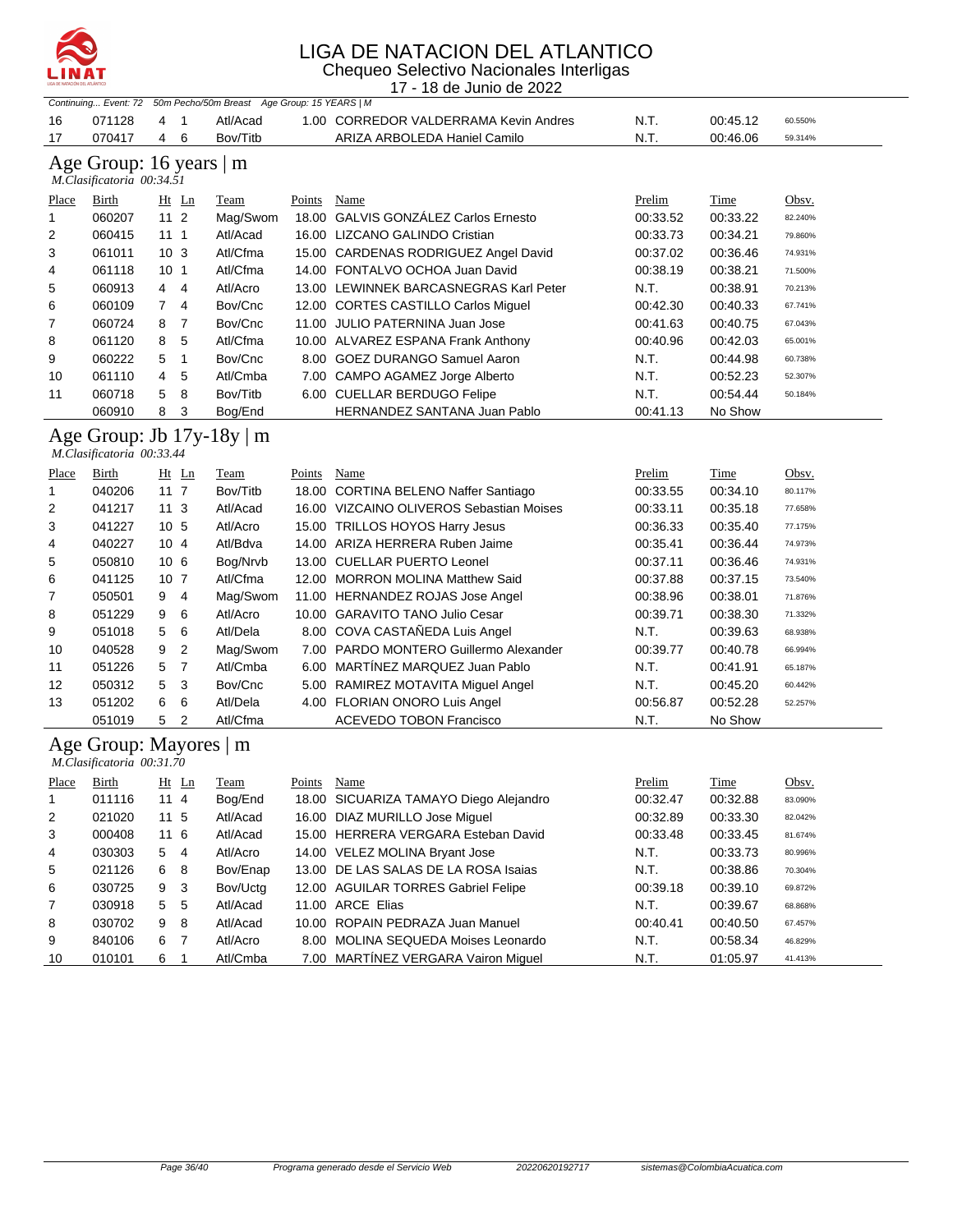# LIGA DE NATACION DEL ATLANTICO

Chequeo Selectivo Nacionales Interligas

17 - 18 de Junio de 2022

*Continuing... Event: 72 50m Pecho/50m Breast Age Group: 15 YEARS | M*

| Place | Birth | Ht | Ln | Team | Points | Name | Prelim | Time | Obsv. |
|---|---|---|---|---|---|---|---|---|---|
| 16 | 071128 | 4 | 1 | Atl/Acad | 1.00 | CORREDOR VALDERRAMA Kevin Andres | N.T. | 00:45.12 | 60.550% |
| 17 | 070417 | 4 | 6 | Bov/Titb | | ARIZA ARBOLEDA Haniel Camilo | N.T. | 00:46.06 | 59.314% |

## Age Group: 16 years | m

*M.Clasificatoria 00:34.51*

| Place | Birth | Ht | Ln | Team | Points | Name | Prelim | Time | Obsv. |
|---|---|---|---|---|---|---|---|---|---|
| 1 | 060207 | 11 | 2 | Mag/Swom | 18.00 | GALVIS GONZÁLEZ Carlos Ernesto | 00:33.52 | 00:33.22 | 82.240% |
| 2 | 060415 | 11 | 1 | Atl/Acad | 16.00 | LIZCANO GALINDO Cristian | 00:33.73 | 00:34.21 | 79.860% |
| 3 | 061011 | 10 | 3 | Atl/Cfma | 15.00 | CARDENAS RODRIGUEZ Angel David | 00:37.02 | 00:36.46 | 74.931% |
| 4 | 061118 | 10 | 1 | Atl/Cfma | 14.00 | FONTALVO OCHOA Juan David | 00:38.19 | 00:38.21 | 71.500% |
| 5 | 060913 | 4 | 4 | Atl/Acro | 13.00 | LEWINNEK BARCASNEGRAS Karl Peter | N.T. | 00:38.91 | 70.213% |
| 6 | 060109 | 7 | 4 | Bov/Cnc | 12.00 | CORTES CASTILLO Carlos Miguel | 00:42.30 | 00:40.33 | 67.741% |
| 7 | 060724 | 8 | 7 | Bov/Cnc | 11.00 | JULIO PATERNINA Juan Jose | 00:41.63 | 00:40.75 | 67.043% |
| 8 | 061120 | 8 | 5 | Atl/Cfma | 10.00 | ALVAREZ ESPANA Frank Anthony | 00:40.96 | 00:42.03 | 65.001% |
| 9 | 060222 | 5 | 1 | Bov/Cnc | 8.00 | GOEZ DURANGO Samuel Aaron | N.T. | 00:44.98 | 60.738% |
| 10 | 061110 | 4 | 5 | Atl/Cmba | 7.00 | CAMPO AGAMEZ Jorge Alberto | N.T. | 00:52.23 | 52.307% |
| 11 | 060718 | 5 | 8 | Bov/Titb | 6.00 | CUELLAR BERDUGO Felipe | N.T. | 00:54.44 | 50.184% |
| | 060910 | 8 | 3 | Bog/End | | HERNANDEZ SANTANA Juan Pablo | 00:41.13 | No Show | |

## Age Group: Jb 17y-18y | m

*M.Clasificatoria 00:33.44*

| Place | Birth | Ht | Ln | Team | Points | Name | Prelim | Time | Obsv. |
|---|---|---|---|---|---|---|---|---|---|
| 1 | 040206 | 11 | 7 | Bov/Titb | 18.00 | CORTINA BELENO Naffer Santiago | 00:33.55 | 00:34.10 | 80.117% |
| 2 | 041217 | 11 | 3 | Atl/Acad | 16.00 | VIZCAINO OLIVEROS Sebastian Moises | 00:33.11 | 00:35.18 | 77.658% |
| 3 | 041227 | 10 | 5 | Atl/Acro | 15.00 | TRILLOS HOYOS Harry Jesus | 00:36.33 | 00:35.40 | 77.175% |
| 4 | 040227 | 10 | 4 | Atl/Bdva | 14.00 | ARIZA HERRERA Ruben Jaime | 00:35.41 | 00:36.44 | 74.973% |
| 5 | 050810 | 10 | 6 | Bog/Nrvb | 13.00 | CUELLAR PUERTO Leonel | 00:37.11 | 00:36.46 | 74.931% |
| 6 | 041125 | 10 | 7 | Atl/Cfma | 12.00 | MORRON MOLINA Matthew Said | 00:37.88 | 00:37.15 | 73.540% |
| 7 | 050501 | 9 | 4 | Mag/Swom | 11.00 | HERNANDEZ ROJAS Jose Angel | 00:38.96 | 00:38.01 | 71.876% |
| 8 | 051229 | 9 | 6 | Atl/Acro | 10.00 | GARAVITO TANO Julio Cesar | 00:39.71 | 00:38.30 | 71.332% |
| 9 | 051018 | 5 | 6 | Atl/Dela | 8.00 | COVA CASTAÑEDA Luis Angel | N.T. | 00:39.63 | 68.938% |
| 10 | 040528 | 9 | 2 | Mag/Swom | 7.00 | PARDO MONTERO Guillermo Alexander | 00:39.77 | 00:40.78 | 66.994% |
| 11 | 051226 | 5 | 7 | Atl/Cmba | 6.00 | MARTÍNEZ MARQUEZ Juan Pablo | N.T. | 00:41.91 | 65.187% |
| 12 | 050312 | 5 | 3 | Bov/Cnc | 5.00 | RAMIREZ MOTAVITA Miguel Angel | N.T. | 00:45.20 | 60.442% |
| 13 | 051202 | 6 | 6 | Atl/Dela | 4.00 | FLORIAN ONORO Luis Angel | 00:56.87 | 00:52.28 | 52.257% |
| | 051019 | 5 | 2 | Atl/Cfma | | ACEVEDO TOBON Francisco | N.T. | No Show | |

## Age Group: Mayores | m

*M.Clasificatoria 00:31.70*

| Place | Birth | Ht | Ln | Team | Points | Name | Prelim | Time | Obsv. |
|---|---|---|---|---|---|---|---|---|---|
| 1 | 011116 | 11 | 4 | Bog/End | 18.00 | SICUARIZA TAMAYO Diego Alejandro | 00:32.47 | 00:32.88 | 83.090% |
| 2 | 021020 | 11 | 5 | Atl/Acad | 16.00 | DIAZ MURILLO Jose Miguel | 00:32.89 | 00:33.30 | 82.042% |
| 3 | 000408 | 11 | 6 | Atl/Acad | 15.00 | HERRERA VERGARA Esteban David | 00:33.48 | 00:33.45 | 81.674% |
| 4 | 030303 | 5 | 4 | Atl/Acro | 14.00 | VELEZ MOLINA Bryant Jose | N.T. | 00:33.73 | 80.996% |
| 5 | 021126 | 6 | 8 | Bov/Enap | 13.00 | DE LAS SALAS DE LA ROSA Isaias | N.T. | 00:38.86 | 70.304% |
| 6 | 030725 | 9 | 3 | Bov/Uctg | 12.00 | AGUILAR TORRES Gabriel Felipe | 00:39.18 | 00:39.10 | 69.872% |
| 7 | 030918 | 5 | 5 | Atl/Acad | 11.00 | ARCE Elias | N.T. | 00:39.67 | 68.868% |
| 8 | 030702 | 9 | 8 | Atl/Acad | 10.00 | ROPAIN PEDRAZA Juan Manuel | 00:40.41 | 00:40.50 | 67.457% |
| 9 | 840106 | 6 | 7 | Atl/Acro | 8.00 | MOLINA SEQUEDA Moises Leonardo | N.T. | 00:58.34 | 46.829% |
| 10 | 010101 | 6 | 1 | Atl/Cmba | 7.00 | MARTÍNEZ VERGARA Vairon Miguel | N.T. | 01:05.97 | 41.413% |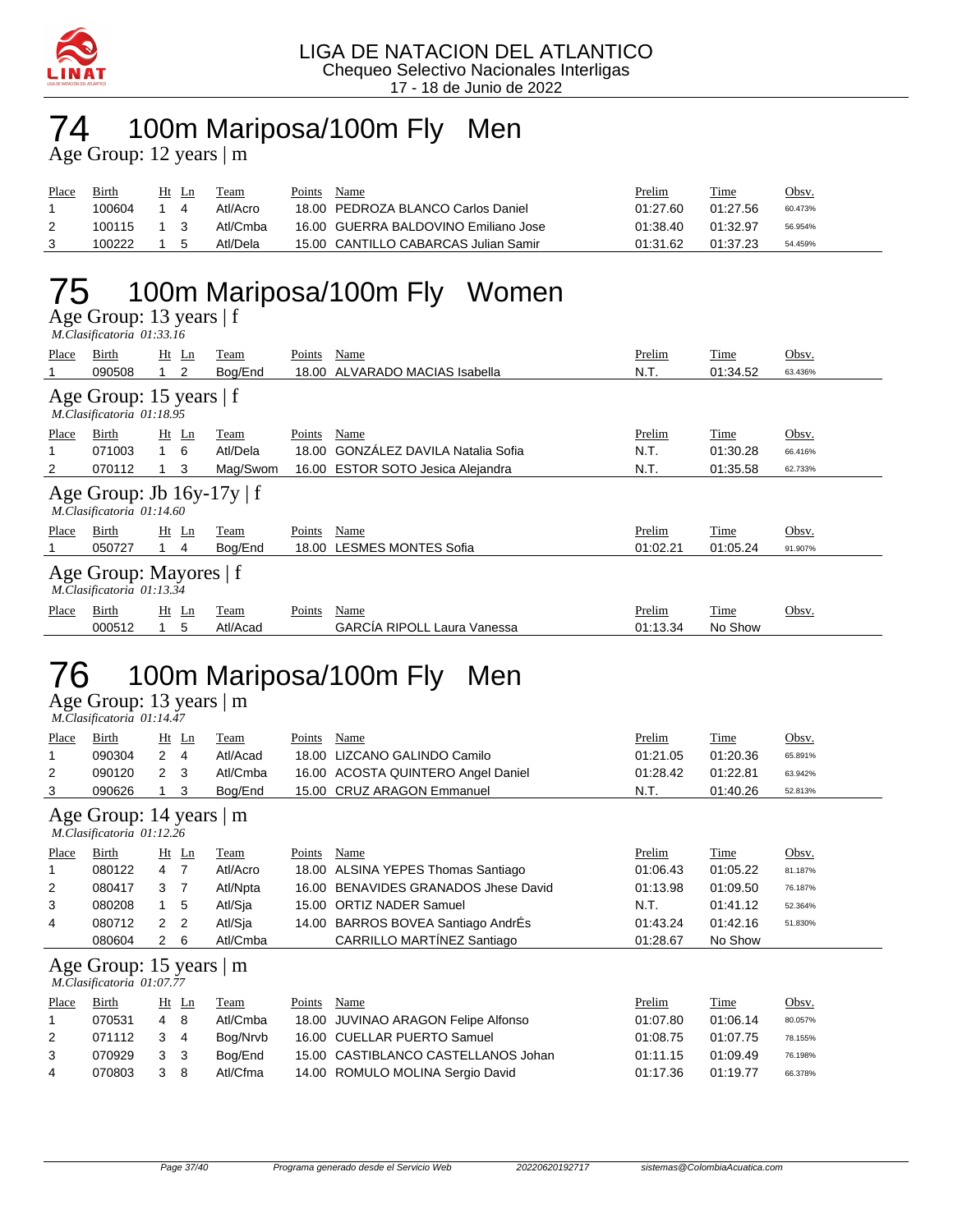LIGA DE NATACION DEL ATLANTICO
Chequeo Selectivo Nacionales Interligas
17 - 18 de Junio de 2022

# 74 100m Mariposa/100m Fly Men

Age Group: 12 years | m

| Place | Birth | Ht | Ln | Team | Points | Name | Prelim | Time | Obsv. |
|---|---|---|---|---|---|---|---|---|---|
| 1 | 100604 | 1 | 4 | Atl/Acro | 18.00 | PEDROZA BLANCO Carlos Daniel | 01:27.60 | 01:27.56 | 60.473% |
| 2 | 100115 | 1 | 3 | Atl/Cmba | 16.00 | GUERRA BALDOVINO Emiliano Jose | 01:38.40 | 01:32.97 | 56.954% |
| 3 | 100222 | 1 | 5 | Atl/Dela | 15.00 | CANTILLO CABARCAS Julian Samir | 01:31.62 | 01:37.23 | 54.459% |

# 75 100m Mariposa/100m Fly Women

Age Group: 13 years | f
*M.Clasificatoria 01:33.16*

| Place | Birth | Ht | Ln | Team | Points | Name | Prelim | Time | Obsv. |
|---|---|---|---|---|---|---|---|---|---|
| 1 | 090508 | 1 | 2 | Bog/End | 18.00 | ALVARADO MACIAS Isabella | N.T. | 01:34.52 | 63.436% |

Age Group: 15 years | f
*M.Clasificatoria 01:18.95*

| Place | Birth | Ht | Ln | Team | Points | Name | Prelim | Time | Obsv. |
|---|---|---|---|---|---|---|---|---|---|
| 1 | 071003 | 1 | 6 | Atl/Dela | 18.00 | GONZÁLEZ DAVILA Natalia Sofia | N.T. | 01:30.28 | 66.416% |
| 2 | 070112 | 1 | 3 | Mag/Swom | 16.00 | ESTOR SOTO Jesica Alejandra | N.T. | 01:35.58 | 62.733% |

Age Group: Jb 16y-17y | f
*M.Clasificatoria 01:14.60*

| Place | Birth | Ht | Ln | Team | Points | Name | Prelim | Time | Obsv. |
|---|---|---|---|---|---|---|---|---|---|
| 1 | 050727 | 1 | 4 | Bog/End | 18.00 | LESMES MONTES Sofia | 01:02.21 | 01:05.24 | 91.907% |

Age Group: Mayores | f
*M.Clasificatoria 01:13.34*

| Place | Birth | Ht | Ln | Team | Points | Name | Prelim | Time | Obsv. |
|---|---|---|---|---|---|---|---|---|---|
| | 000512 | 1 | 5 | Atl/Acad | | GARCÍA RIPOLL Laura Vanessa | 01:13.34 | No Show | |

# 76 100m Mariposa/100m Fly Men

Age Group: 13 years | m
*M.Clasificatoria 01:14.47*

| Place | Birth | Ht | Ln | Team | Points | Name | Prelim | Time | Obsv. |
|---|---|---|---|---|---|---|---|---|---|
| 1 | 090304 | 2 | 4 | Atl/Acad | 18.00 | LIZCANO GALINDO Camilo | 01:21.05 | 01:20.36 | 65.891% |
| 2 | 090120 | 2 | 3 | Atl/Cmba | 16.00 | ACOSTA QUINTERO Angel Daniel | 01:28.42 | 01:22.81 | 63.942% |
| 3 | 090626 | 1 | 3 | Bog/End | 15.00 | CRUZ ARAGON Emmanuel | N.T. | 01:40.26 | 52.813% |

Age Group: 14 years | m
*M.Clasificatoria 01:12.26*

| Place | Birth | Ht | Ln | Team | Points | Name | Prelim | Time | Obsv. |
|---|---|---|---|---|---|---|---|---|---|
| 1 | 080122 | 4 | 7 | Atl/Acro | 18.00 | ALSINA YEPES Thomas Santiago | 01:06.43 | 01:05.22 | 81.187% |
| 2 | 080417 | 3 | 7 | Atl/Npta | 16.00 | BENAVIDES GRANADOS Jhese David | 01:13.98 | 01:09.50 | 76.187% |
| 3 | 080208 | 1 | 5 | Atl/Sja | 15.00 | ORTIZ NADER Samuel | N.T. | 01:41.12 | 52.364% |
| 4 | 080712 | 2 | 2 | Atl/Sja | 14.00 | BARROS BOVEA Santiago AndrÉs | 01:43.24 | 01:42.16 | 51.830% |
| | 080604 | 2 | 6 | Atl/Cmba | | CARRILLO MARTÍNEZ Santiago | 01:28.67 | No Show | |

Age Group: 15 years | m
*M.Clasificatoria 01:07.77*

| Place | Birth | Ht | Ln | Team | Points | Name | Prelim | Time | Obsv. |
|---|---|---|---|---|---|---|---|---|---|
| 1 | 070531 | 4 | 8 | Atl/Cmba | 18.00 | JUVINAO ARAGON Felipe Alfonso | 01:07.80 | 01:06.14 | 80.057% |
| 2 | 071112 | 3 | 4 | Bog/Nrvb | 16.00 | CUELLAR PUERTO Samuel | 01:08.75 | 01:07.75 | 78.155% |
| 3 | 070929 | 3 | 3 | Bog/End | 15.00 | CASTIBLANCO CASTELLANOS Johan | 01:11.15 | 01:09.49 | 76.198% |
| 4 | 070803 | 3 | 8 | Atl/Cfma | 14.00 | ROMULO MOLINA Sergio David | 01:17.36 | 01:19.77 | 66.378% |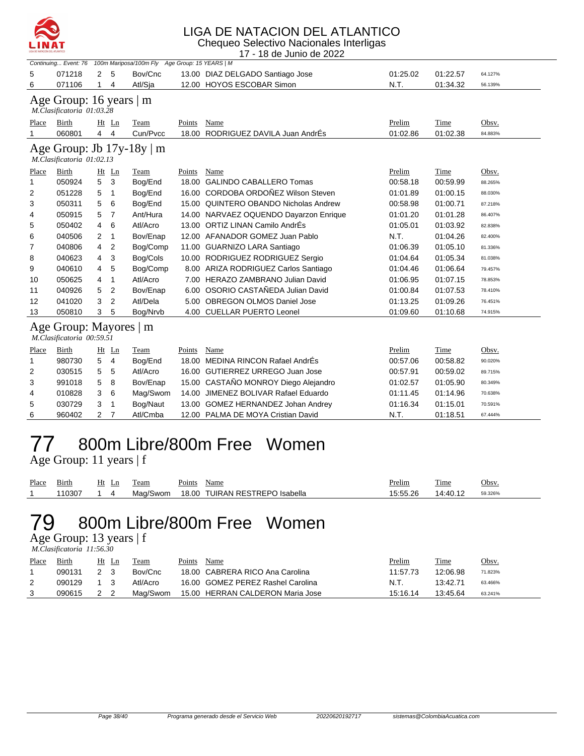# LIGA DE NATACION DEL ATLANTICO

Chequeo Selectivo Nacionales Interligas

17 - 18 de Junio de 2022

*Continuing... Event: 76 100m Mariposa/100m Fly Age Group: 15 YEARS | M*

| Place | Birth | Ht | Ln | Team | Points | Name | Prelim | Time | Obsv. |
|---|---|---|---|---|---|---|---|---|---|
| 5 | 071218 | 2 | 5 | Bov/Cnc | 13.00 | DIAZ DELGADO Santiago Jose | 01:25.02 | 01:22.57 | 64.127% |
| 6 | 071106 | 1 | 4 | Atl/Sja | 12.00 | HOYOS ESCOBAR Simon | N.T. | 01:34.32 | 56.139% |

## Age Group: 16 years | m

*M.Clasificatoria 01:03.28*

| Place | Birth | Ht | Ln | Team | Points | Name | Prelim | Time | Obsv. |
|---|---|---|---|---|---|---|---|---|---|
| 1 | 060801 | 4 | 4 | Cun/Pvcc | 18.00 | RODRIGUEZ DAVILA Juan AndrÉs | 01:02.86 | 01:02.38 | 84.883% |

## Age Group: Jb 17y-18y | m

*M.Clasificatoria 01:02.13*

| Place | Birth | Ht | Ln | Team | Points | Name | Prelim | Time | Obsv. |
|---|---|---|---|---|---|---|---|---|---|
| 1 | 050924 | 5 | 3 | Bog/End | 18.00 | GALINDO CABALLERO Tomas | 00:58.18 | 00:59.99 | 88.265% |
| 2 | 051228 | 5 | 1 | Bog/End | 16.00 | CORDOBA ORDOÑEZ Wilson Steven | 01:01.89 | 01:00.15 | 88.030% |
| 3 | 050311 | 5 | 6 | Bog/End | 15.00 | QUINTERO OBANDO Nicholas Andrew | 00:58.98 | 01:00.71 | 87.218% |
| 4 | 050915 | 5 | 7 | Ant/Hura | 14.00 | NARVAEZ OQUENDO Dayarzon Enrique | 01:01.20 | 01:01.28 | 86.407% |
| 5 | 050402 | 4 | 6 | Atl/Acro | 13.00 | ORTIZ LINAN Camilo AndrÉs | 01:05.01 | 01:03.92 | 82.838% |
| 6 | 040506 | 2 | 1 | Bov/Enap | 12.00 | AFANADOR GOMEZ Juan Pablo | N.T. | 01:04.26 | 82.400% |
| 7 | 040806 | 4 | 2 | Bog/Comp | 11.00 | GUARNIZO LARA Santiago | 01:06.39 | 01:05.10 | 81.336% |
| 8 | 040623 | 4 | 3 | Bog/Cols | 10.00 | RODRIGUEZ RODRIGUEZ Sergio | 01:04.64 | 01:05.34 | 81.038% |
| 9 | 040610 | 4 | 5 | Bog/Comp | 8.00 | ARIZA RODRIGUEZ Carlos Santiago | 01:04.46 | 01:06.64 | 79.457% |
| 10 | 050625 | 4 | 1 | Atl/Acro | 7.00 | HERAZO ZAMBRANO Julian David | 01:06.95 | 01:07.15 | 78.853% |
| 11 | 040926 | 5 | 2 | Bov/Enap | 6.00 | OSORIO CASTAÑEDA Julian David | 01:00.84 | 01:07.53 | 78.410% |
| 12 | 041020 | 3 | 2 | Atl/Dela | 5.00 | OBREGON OLMOS Daniel Jose | 01:13.25 | 01:09.26 | 76.451% |
| 13 | 050810 | 3 | 5 | Bog/Nrvb | 4.00 | CUELLAR PUERTO Leonel | 01:09.60 | 01:10.68 | 74.915% |

## Age Group: Mayores | m

*M.Clasificatoria 00:59.51*

| Place | Birth | Ht | Ln | Team | Points | Name | Prelim | Time | Obsv. |
|---|---|---|---|---|---|---|---|---|---|
| 1 | 980730 | 5 | 4 | Bog/End | 18.00 | MEDINA RINCON Rafael AndrÉs | 00:57.06 | 00:58.82 | 90.020% |
| 2 | 030515 | 5 | 5 | Atl/Acro | 16.00 | GUTIERREZ URREGO Juan Jose | 00:57.91 | 00:59.02 | 89.715% |
| 3 | 991018 | 5 | 8 | Bov/Enap | 15.00 | CASTAÑO MONROY Diego Alejandro | 01:02.57 | 01:05.90 | 80.349% |
| 4 | 010828 | 3 | 6 | Mag/Swom | 14.00 | JIMENEZ BOLIVAR Rafael Eduardo | 01:11.45 | 01:14.96 | 70.638% |
| 5 | 030729 | 3 | 1 | Bog/Naut | 13.00 | GOMEZ HERNANDEZ Johan Andrey | 01:16.34 | 01:15.01 | 70.591% |
| 6 | 960402 | 2 | 7 | Atl/Cmba | 12.00 | PALMA DE MOYA Cristian David | N.T. | 01:18.51 | 67.444% |

# 77 800m Libre/800m Free Women

## Age Group: 11 years | f

| Place | Birth | Ht | Ln | Team | Points | Name | Prelim | Time | Obsv. |
|---|---|---|---|---|---|---|---|---|---|
| 1 | 110307 | 1 | 4 | Mag/Swom | 18.00 | TUIRAN RESTREPO Isabella | 15:55.26 | 14:40.12 | 59.326% |

# 79 800m Libre/800m Free Women

## Age Group: 13 years | f

*M.Clasificatoria 11:56.30*

| Place | Birth | Ht | Ln | Team | Points | Name | Prelim | Time | Obsv. |
|---|---|---|---|---|---|---|---|---|---|
| 1 | 090131 | 2 | 3 | Bov/Cnc | 18.00 | CABRERA RICO Ana Carolina | 11:57.73 | 12:06.98 | 71.823% |
| 2 | 090129 | 1 | 3 | Atl/Acro | 16.00 | GOMEZ PEREZ Rashel Carolina | N.T. | 13:42.71 | 63.466% |
| 3 | 090615 | 2 | 2 | Mag/Swom | 15.00 | HERRAN CALDERON Maria Jose | 15:16.14 | 13:45.64 | 63.241% |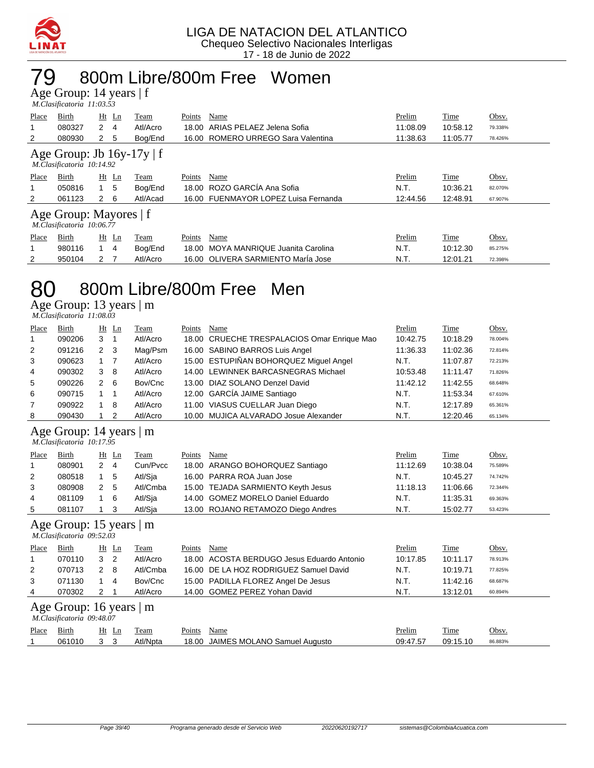LIGA DE NATACION DEL ATLANTICO
Chequeo Selectivo Nacionales Interligas
17 - 18 de Junio de 2022

# 79 800m Libre/800m Free Women

## Age Group: 14 years | f

*M.Clasificatoria 11:03.53*

| Place | Birth | Ht | Ln | Team | Points | Name | Prelim | Time | Obsv. |
|---|---|---|---|---|---|---|---|---|---|
| 1 | 080327 | 2 | 4 | Atl/Acro | 18.00 | ARIAS PELAEZ Jelena Sofia | 11:08.09 | 10:58.12 | 79.338% |
| 2 | 080930 | 2 | 5 | Bog/End | 16.00 | ROMERO URREGO Sara Valentina | 11:38.63 | 11:05.77 | 78.426% |

## Age Group: Jb 16y-17y | f

*M.Clasificatoria 10:14.92*

| Place | Birth | Ht | Ln | Team | Points | Name | Prelim | Time | Obsv. |
|---|---|---|---|---|---|---|---|---|---|
| 1 | 050816 | 1 | 5 | Bog/End | 18.00 | ROZO GARCÍA Ana Sofia | N.T. | 10:36.21 | 82.070% |
| 2 | 061123 | 2 | 6 | Atl/Acad | 16.00 | FUENMAYOR LOPEZ Luisa Fernanda | 12:44.56 | 12:48.91 | 67.907% |

## Age Group: Mayores | f

*M.Clasificatoria 10:06.77*

| Place | Birth | Ht | Ln | Team | Points | Name | Prelim | Time | Obsv. |
|---|---|---|---|---|---|---|---|---|---|
| 1 | 980116 | 1 | 4 | Bog/End | 18.00 | MOYA MANRIQUE Juanita Carolina | N.T. | 10:12.30 | 85.275% |
| 2 | 950104 | 2 | 7 | Atl/Acro | 16.00 | OLIVERA SARMIENTO MarÍa Jose | N.T. | 12:01.21 | 72.398% |

# 80 800m Libre/800m Free Men

## Age Group: 13 years | m

*M.Clasificatoria 11:08.03*

| Place | Birth | Ht | Ln | Team | Points | Name | Prelim | Time | Obsv. |
|---|---|---|---|---|---|---|---|---|---|
| 1 | 090206 | 3 | 1 | Atl/Acro | 18.00 | CRUECHE TRESPALACIOS Omar Enrique Mao | 10:42.75 | 10:18.29 | 78.004% |
| 2 | 091216 | 2 | 3 | Mag/Psm | 16.00 | SABINO BARROS Luis Angel | 11:36.33 | 11:02.36 | 72.814% |
| 3 | 090623 | 1 | 7 | Atl/Acro | 15.00 | ESTUPIÑAN BOHORQUEZ Miguel Angel | N.T. | 11:07.87 | 72.213% |
| 4 | 090302 | 3 | 8 | Atl/Acro | 14.00 | LEWINNEK BARCASNEGRAS Michael | 10:53.48 | 11:11.47 | 71.826% |
| 5 | 090226 | 2 | 6 | Bov/Cnc | 13.00 | DIAZ SOLANO Denzel David | 11:42.12 | 11:42.55 | 68.648% |
| 6 | 090715 | 1 | 1 | Atl/Acro | 12.00 | GARCÍA JAIME Santiago | N.T. | 11:53.34 | 67.610% |
| 7 | 090922 | 1 | 8 | Atl/Acro | 11.00 | VIASUS CUELLAR Juan Diego | N.T. | 12:17.89 | 65.361% |
| 8 | 090430 | 1 | 2 | Atl/Acro | 10.00 | MUJICA ALVARADO Josue Alexander | N.T. | 12:20.46 | 65.134% |

## Age Group: 14 years | m

*M.Clasificatoria 10:17.95*

| Place | Birth | Ht | Ln | Team | Points | Name | Prelim | Time | Obsv. |
|---|---|---|---|---|---|---|---|---|---|
| 1 | 080901 | 2 | 4 | Cun/Pvcc | 18.00 | ARANGO BOHORQUEZ Santiago | 11:12.69 | 10:38.04 | 75.589% |
| 2 | 080518 | 1 | 5 | Atl/Sja | 16.00 | PARRA ROA Juan Jose | N.T. | 10:45.27 | 74.742% |
| 3 | 080908 | 2 | 5 | Atl/Cmba | 15.00 | TEJADA SARMIENTO Keyth Jesus | 11:18.13 | 11:06.66 | 72.344% |
| 4 | 081109 | 1 | 6 | Atl/Sja | 14.00 | GOMEZ MORELO Daniel Eduardo | N.T. | 11:35.31 | 69.363% |
| 5 | 081107 | 1 | 3 | Atl/Sja | 13.00 | ROJANO RETAMOZO Diego Andres | N.T. | 15:02.77 | 53.423% |

## Age Group: 15 years | m

*M.Clasificatoria 09:52.03*

| Place | Birth | Ht | Ln | Team | Points | Name | Prelim | Time | Obsv. |
|---|---|---|---|---|---|---|---|---|---|
| 1 | 070110 | 3 | 2 | Atl/Acro | 18.00 | ACOSTA BERDUGO Jesus Eduardo Antonio | 10:17.85 | 10:11.17 | 78.913% |
| 2 | 070713 | 2 | 8 | Atl/Cmba | 16.00 | DE LA HOZ RODRIGUEZ Samuel David | N.T. | 10:19.71 | 77.825% |
| 3 | 071130 | 1 | 4 | Bov/Cnc | 15.00 | PADILLA FLOREZ Angel De Jesus | N.T. | 11:42.16 | 68.687% |
| 4 | 070302 | 2 | 1 | Atl/Acro | 14.00 | GOMEZ PEREZ Yohan David | N.T. | 13:12.01 | 60.894% |

## Age Group: 16 years | m

*M.Clasificatoria 09:48.07*

| Place | Birth | Ht | Ln | Team | Points | Name | Prelim | Time | Obsv. |
|---|---|---|---|---|---|---|---|---|---|
| 1 | 061010 | 3 | 3 | Atl/Npta | 18.00 | JAIMES MOLANO Samuel Augusto | 09:47.57 | 09:15.10 | 86.883% |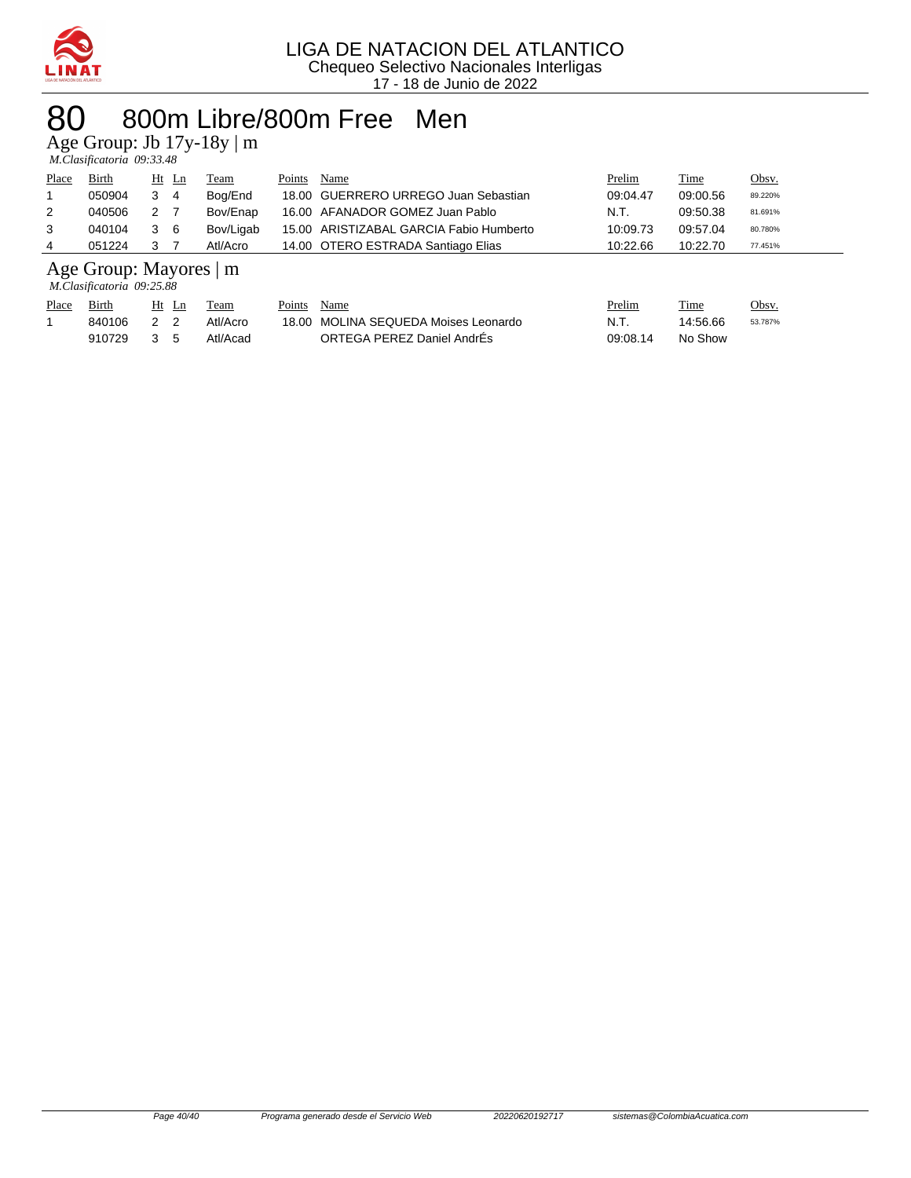LIGA DE NATACION DEL ATLANTICO
Chequeo Selectivo Nacionales Interligas
17 - 18 de Junio de 2022

# 80 800m Libre/800m Free Men

## Age Group: Jb 17y-18y | m

*M.Clasificatoria 09:33.48*

| Place | Birth | Ht | Ln | Team | Points | Name | Prelim | Time | Obsv. |
|---|---|---|---|---|---|---|---|---|---|
| 1 | 050904 | 3 | 4 | Bog/End | 18.00 | GUERRERO URREGO Juan Sebastian | 09:04.47 | 09:00.56 | 89.220% |
| 2 | 040506 | 2 | 7 | Bov/Enap | 16.00 | AFANADOR GOMEZ Juan Pablo | N.T. | 09:50.38 | 81.691% |
| 3 | 040104 | 3 | 6 | Bov/Ligab | 15.00 | ARISTIZABAL GARCIA Fabio Humberto | 10:09.73 | 09:57.04 | 80.780% |
| 4 | 051224 | 3 | 7 | Atl/Acro | 14.00 | OTERO ESTRADA Santiago Elias | 10:22.66 | 10:22.70 | 77.451% |

## Age Group: Mayores | m

*M.Clasificatoria 09:25.88*

| Place | Birth | Ht | Ln | Team | Points | Name | Prelim | Time | Obsv. |
|---|---|---|---|---|---|---|---|---|---|
| 1 | 840106 | 2 | 2 | Atl/Acro | 18.00 | MOLINA SEQUEDA Moises Leonardo | N.T. | 14:56.66 | 53.787% |
|  | 910729 | 3 | 5 | Atl/Acad |  | ORTEGA PEREZ Daniel AndrÉs | 09:08.14 | No Show |  |